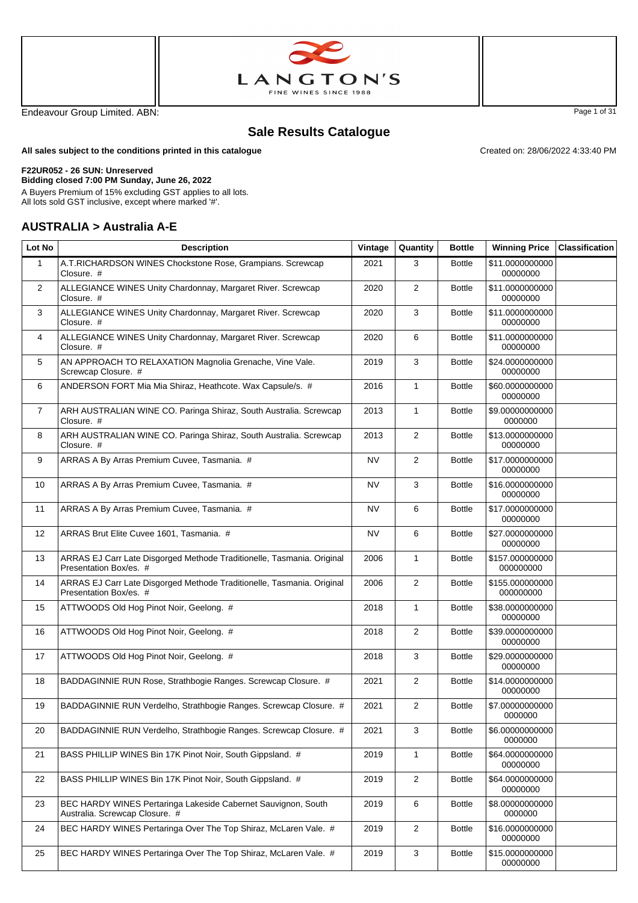LANGTON'S
FINE WINES SINCE 1988

Endeavour Group Limited. ABN:

# Sale Results Catalogue

**All sales subject to the conditions printed in this catalogue**

Created on: 28/06/2022 4:33:40 PM

**F22UR052 - 26 SUN: Unreserved**
**Bidding closed 7:00 PM Sunday, June 26, 2022**
A Buyers Premium of 15% excluding GST applies to all lots.
All lots sold GST inclusive, except where marked '#'.

## AUSTRALIA > Australia A-E

| Lot No | Description | Vintage | Quantity | Bottle | Winning Price | Classification |
|---|---|---|---|---|---|---|
| 1 | A.T.RICHARDSON WINES Chockstone Rose, Grampians. Screwcap Closure. # | 2021 | 3 | Bottle | $11.000000000000000000 | |
| 2 | ALLEGIANCE WINES Unity Chardonnay, Margaret River. Screwcap Closure. # | 2020 | 2 | Bottle | $11.000000000000000000 | |
| 3 | ALLEGIANCE WINES Unity Chardonnay, Margaret River. Screwcap Closure. # | 2020 | 3 | Bottle | $11.000000000000000000 | |
| 4 | ALLEGIANCE WINES Unity Chardonnay, Margaret River. Screwcap Closure. # | 2020 | 6 | Bottle | $11.000000000000000000 | |
| 5 | AN APPROACH TO RELAXATION Magnolia Grenache, Vine Vale. Screwcap Closure. # | 2019 | 3 | Bottle | $24.000000000000000000 | |
| 6 | ANDERSON FORT Mia Mia Shiraz, Heathcote. Wax Capsule/s. # | 2016 | 1 | Bottle | $60.000000000000000000 | |
| 7 | ARH AUSTRALIAN WINE CO. Paringa Shiraz, South Australia. Screwcap Closure. # | 2013 | 1 | Bottle | $9.0000000000000000000 | |
| 8 | ARH AUSTRALIAN WINE CO. Paringa Shiraz, South Australia. Screwcap Closure. # | 2013 | 2 | Bottle | $13.000000000000000000 | |
| 9 | ARRAS A By Arras Premium Cuvee, Tasmania. # | NV | 2 | Bottle | $17.000000000000000000 | |
| 10 | ARRAS A By Arras Premium Cuvee, Tasmania. # | NV | 3 | Bottle | $16.000000000000000000 | |
| 11 | ARRAS A By Arras Premium Cuvee, Tasmania. # | NV | 6 | Bottle | $17.000000000000000000 | |
| 12 | ARRAS Brut Elite Cuvee 1601, Tasmania. # | NV | 6 | Bottle | $27.000000000000000000 | |
| 13 | ARRAS EJ Carr Late Disgorged Methode Traditionelle, Tasmania. Original Presentation Box/es. # | 2006 | 1 | Bottle | $157.000000000000000000 | |
| 14 | ARRAS EJ Carr Late Disgorged Methode Traditionelle, Tasmania. Original Presentation Box/es. # | 2006 | 2 | Bottle | $155.000000000000000000 | |
| 15 | ATTWOODS Old Hog Pinot Noir, Geelong. # | 2018 | 1 | Bottle | $38.000000000000000000 | |
| 16 | ATTWOODS Old Hog Pinot Noir, Geelong. # | 2018 | 2 | Bottle | $39.000000000000000000 | |
| 17 | ATTWOODS Old Hog Pinot Noir, Geelong. # | 2018 | 3 | Bottle | $29.000000000000000000 | |
| 18 | BADDAGINNIE RUN Rose, Strathbogie Ranges. Screwcap Closure. # | 2021 | 2 | Bottle | $14.000000000000000000 | |
| 19 | BADDAGINNIE RUN Verdelho, Strathbogie Ranges. Screwcap Closure. # | 2021 | 2 | Bottle | $7.0000000000000000000 | |
| 20 | BADDAGINNIE RUN Verdelho, Strathbogie Ranges. Screwcap Closure. # | 2021 | 3 | Bottle | $6.0000000000000000000 | |
| 21 | BASS PHILLIP WINES Bin 17K Pinot Noir, South Gippsland. # | 2019 | 1 | Bottle | $64.000000000000000000 | |
| 22 | BASS PHILLIP WINES Bin 17K Pinot Noir, South Gippsland. # | 2019 | 2 | Bottle | $64.000000000000000000 | |
| 23 | BEC HARDY WINES Pertaringa Lakeside Cabernet Sauvignon, South Australia. Screwcap Closure. # | 2019 | 6 | Bottle | $8.0000000000000000000 | |
| 24 | BEC HARDY WINES Pertaringa Over The Top Shiraz, McLaren Vale. # | 2019 | 2 | Bottle | $16.000000000000000000 | |
| 25 | BEC HARDY WINES Pertaringa Over The Top Shiraz, McLaren Vale. # | 2019 | 3 | Bottle | $15.000000000000000000 | |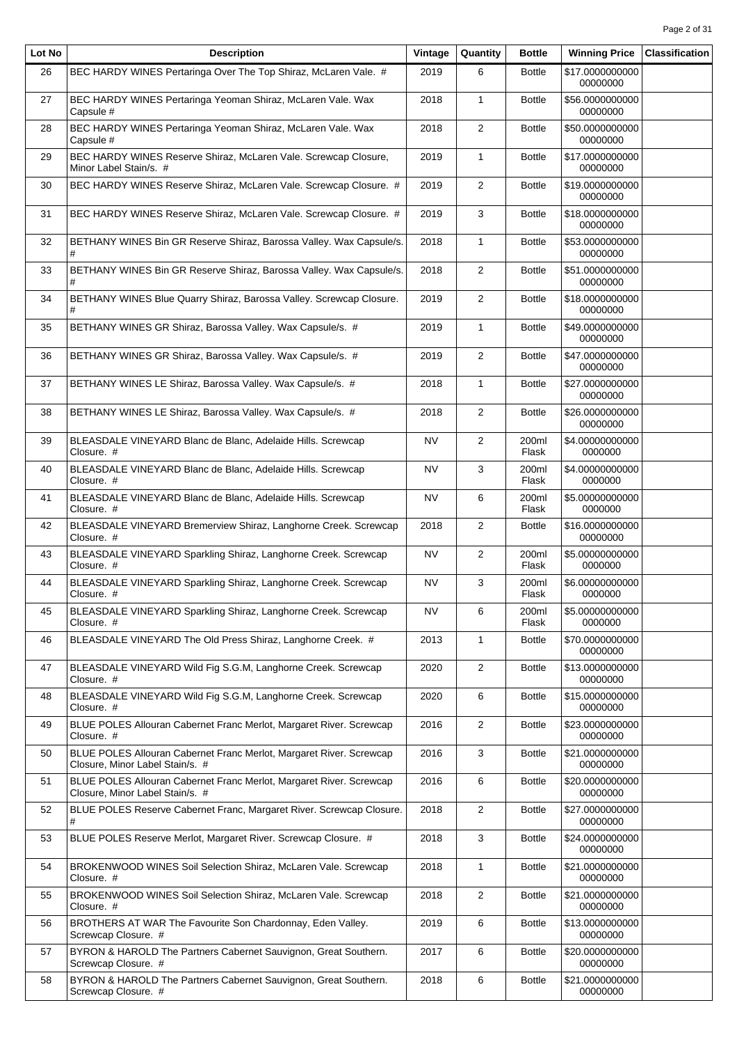| Lot No | Description | Vintage | Quantity | Bottle | Winning Price | Classification |
|---|---|---|---|---|---|---|
| 26 | BEC HARDY WINES Pertaringa Over The Top Shiraz, McLaren Vale. # | 2019 | 6 | Bottle | $17.000000000000000000 | |
| 27 | BEC HARDY WINES Pertaringa Yeoman Shiraz, McLaren Vale. Wax Capsule # | 2018 | 1 | Bottle | $56.000000000000000000 | |
| 28 | BEC HARDY WINES Pertaringa Yeoman Shiraz, McLaren Vale. Wax Capsule # | 2018 | 2 | Bottle | $50.000000000000000000 | |
| 29 | BEC HARDY WINES Reserve Shiraz, McLaren Vale. Screwcap Closure, Minor Label Stain/s. # | 2019 | 1 | Bottle | $17.000000000000000000 | |
| 30 | BEC HARDY WINES Reserve Shiraz, McLaren Vale. Screwcap Closure. # | 2019 | 2 | Bottle | $19.000000000000000000 | |
| 31 | BEC HARDY WINES Reserve Shiraz, McLaren Vale. Screwcap Closure. # | 2019 | 3 | Bottle | $18.000000000000000000 | |
| 32 | BETHANY WINES Bin GR Reserve Shiraz, Barossa Valley. Wax Capsule/s. # | 2018 | 1 | Bottle | $53.000000000000000000 | |
| 33 | BETHANY WINES Bin GR Reserve Shiraz, Barossa Valley. Wax Capsule/s. # | 2018 | 2 | Bottle | $51.000000000000000000 | |
| 34 | BETHANY WINES Blue Quarry Shiraz, Barossa Valley. Screwcap Closure. # | 2019 | 2 | Bottle | $18.000000000000000000 | |
| 35 | BETHANY WINES GR Shiraz, Barossa Valley. Wax Capsule/s. # | 2019 | 1 | Bottle | $49.000000000000000000 | |
| 36 | BETHANY WINES GR Shiraz, Barossa Valley. Wax Capsule/s. # | 2019 | 2 | Bottle | $47.000000000000000000 | |
| 37 | BETHANY WINES LE Shiraz, Barossa Valley. Wax Capsule/s. # | 2018 | 1 | Bottle | $27.000000000000000000 | |
| 38 | BETHANY WINES LE Shiraz, Barossa Valley. Wax Capsule/s. # | 2018 | 2 | Bottle | $26.000000000000000000 | |
| 39 | BLEASDALE VINEYARD Blanc de Blanc, Adelaide Hills. Screwcap Closure. # | NV | 2 | 200ml Flask | $4.000000000000000000 | |
| 40 | BLEASDALE VINEYARD Blanc de Blanc, Adelaide Hills. Screwcap Closure. # | NV | 3 | 200ml Flask | $4.000000000000000000 | |
| 41 | BLEASDALE VINEYARD Blanc de Blanc, Adelaide Hills. Screwcap Closure. # | NV | 6 | 200ml Flask | $5.000000000000000000 | |
| 42 | BLEASDALE VINEYARD Bremerview Shiraz, Langhorne Creek. Screwcap Closure. # | 2018 | 2 | Bottle | $16.000000000000000000 | |
| 43 | BLEASDALE VINEYARD Sparkling Shiraz, Langhorne Creek. Screwcap Closure. # | NV | 2 | 200ml Flask | $5.000000000000000000 | |
| 44 | BLEASDALE VINEYARD Sparkling Shiraz, Langhorne Creek. Screwcap Closure. # | NV | 3 | 200ml Flask | $6.000000000000000000 | |
| 45 | BLEASDALE VINEYARD Sparkling Shiraz, Langhorne Creek. Screwcap Closure. # | NV | 6 | 200ml Flask | $5.000000000000000000 | |
| 46 | BLEASDALE VINEYARD The Old Press Shiraz, Langhorne Creek. # | 2013 | 1 | Bottle | $70.000000000000000000 | |
| 47 | BLEASDALE VINEYARD Wild Fig S.G.M, Langhorne Creek. Screwcap Closure. # | 2020 | 2 | Bottle | $13.000000000000000000 | |
| 48 | BLEASDALE VINEYARD Wild Fig S.G.M, Langhorne Creek. Screwcap Closure. # | 2020 | 6 | Bottle | $15.000000000000000000 | |
| 49 | BLUE POLES Allouran Cabernet Franc Merlot, Margaret River. Screwcap Closure. # | 2016 | 2 | Bottle | $23.000000000000000000 | |
| 50 | BLUE POLES Allouran Cabernet Franc Merlot, Margaret River. Screwcap Closure, Minor Label Stain/s. # | 2016 | 3 | Bottle | $21.000000000000000000 | |
| 51 | BLUE POLES Allouran Cabernet Franc Merlot, Margaret River. Screwcap Closure, Minor Label Stain/s. # | 2016 | 6 | Bottle | $20.000000000000000000 | |
| 52 | BLUE POLES Reserve Cabernet Franc, Margaret River. Screwcap Closure. # | 2018 | 2 | Bottle | $27.000000000000000000 | |
| 53 | BLUE POLES Reserve Merlot, Margaret River. Screwcap Closure. # | 2018 | 3 | Bottle | $24.000000000000000000 | |
| 54 | BROKENWOOD WINES Soil Selection Shiraz, McLaren Vale. Screwcap Closure. # | 2018 | 1 | Bottle | $21.000000000000000000 | |
| 55 | BROKENWOOD WINES Soil Selection Shiraz, McLaren Vale. Screwcap Closure. # | 2018 | 2 | Bottle | $21.000000000000000000 | |
| 56 | BROTHERS AT WAR The Favourite Son Chardonnay, Eden Valley. Screwcap Closure. # | 2019 | 6 | Bottle | $13.000000000000000000 | |
| 57 | BYRON & HAROLD The Partners Cabernet Sauvignon, Great Southern. Screwcap Closure. # | 2017 | 6 | Bottle | $20.000000000000000000 | |
| 58 | BYRON & HAROLD The Partners Cabernet Sauvignon, Great Southern. Screwcap Closure. # | 2018 | 6 | Bottle | $21.000000000000000000 | |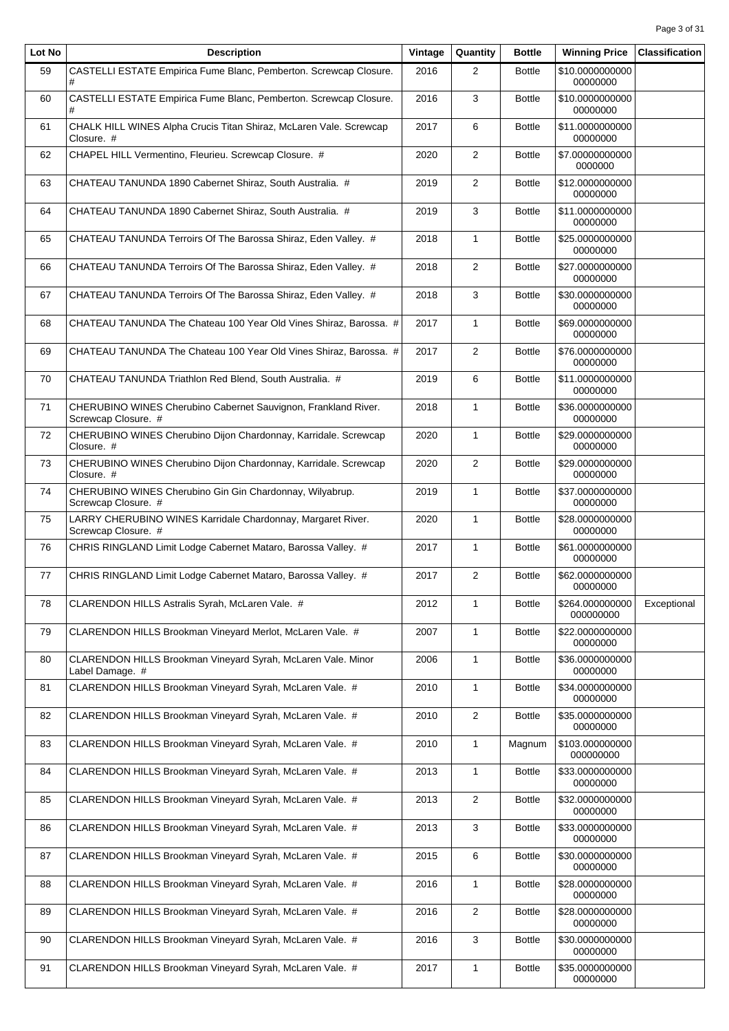| Lot No | Description | Vintage | Quantity | Bottle | Winning Price | Classification |
|---|---|---|---|---|---|---|
| 59 | CASTELLI ESTATE Empirica Fume Blanc, Pemberton. Screwcap Closure. # | 2016 | 2 | Bottle | $10.000000000000000000 | |
| 60 | CASTELLI ESTATE Empirica Fume Blanc, Pemberton. Screwcap Closure. # | 2016 | 3 | Bottle | $10.000000000000000000 | |
| 61 | CHALK HILL WINES Alpha Crucis Titan Shiraz, McLaren Vale. Screwcap Closure. # | 2017 | 6 | Bottle | $11.000000000000000000 | |
| 62 | CHAPEL HILL Vermentino, Fleurieu. Screwcap Closure. # | 2020 | 2 | Bottle | $7.000000000000000000 | |
| 63 | CHATEAU TANUNDA 1890 Cabernet Shiraz, South Australia. # | 2019 | 2 | Bottle | $12.000000000000000000 | |
| 64 | CHATEAU TANUNDA 1890 Cabernet Shiraz, South Australia. # | 2019 | 3 | Bottle | $11.000000000000000000 | |
| 65 | CHATEAU TANUNDA Terroirs Of The Barossa Shiraz, Eden Valley. # | 2018 | 1 | Bottle | $25.000000000000000000 | |
| 66 | CHATEAU TANUNDA Terroirs Of The Barossa Shiraz, Eden Valley. # | 2018 | 2 | Bottle | $27.000000000000000000 | |
| 67 | CHATEAU TANUNDA Terroirs Of The Barossa Shiraz, Eden Valley. # | 2018 | 3 | Bottle | $30.000000000000000000 | |
| 68 | CHATEAU TANUNDA The Chateau 100 Year Old Vines Shiraz, Barossa. # | 2017 | 1 | Bottle | $69.000000000000000000 | |
| 69 | CHATEAU TANUNDA The Chateau 100 Year Old Vines Shiraz, Barossa. # | 2017 | 2 | Bottle | $76.000000000000000000 | |
| 70 | CHATEAU TANUNDA Triathlon Red Blend, South Australia. # | 2019 | 6 | Bottle | $11.000000000000000000 | |
| 71 | CHERUBINO WINES Cherubino Cabernet Sauvignon, Frankland River. Screwcap Closure. # | 2018 | 1 | Bottle | $36.000000000000000000 | |
| 72 | CHERUBINO WINES Cherubino Dijon Chardonnay, Karridale. Screwcap Closure. # | 2020 | 1 | Bottle | $29.000000000000000000 | |
| 73 | CHERUBINO WINES Cherubino Dijon Chardonnay, Karridale. Screwcap Closure. # | 2020 | 2 | Bottle | $29.000000000000000000 | |
| 74 | CHERUBINO WINES Cherubino Gin Gin Chardonnay, Wilyabrup. Screwcap Closure. # | 2019 | 1 | Bottle | $37.000000000000000000 | |
| 75 | LARRY CHERUBINO WINES Karridale Chardonnay, Margaret River. Screwcap Closure. # | 2020 | 1 | Bottle | $28.000000000000000000 | |
| 76 | CHRIS RINGLAND Limit Lodge Cabernet Mataro, Barossa Valley. # | 2017 | 1 | Bottle | $61.000000000000000000 | |
| 77 | CHRIS RINGLAND Limit Lodge Cabernet Mataro, Barossa Valley. # | 2017 | 2 | Bottle | $62.000000000000000000 | |
| 78 | CLARENDON HILLS Astralis Syrah, McLaren Vale. # | 2012 | 1 | Bottle | $264.000000000000000000 | Exceptional |
| 79 | CLARENDON HILLS Brookman Vineyard Merlot, McLaren Vale. # | 2007 | 1 | Bottle | $22.000000000000000000 | |
| 80 | CLARENDON HILLS Brookman Vineyard Syrah, McLaren Vale. Minor Label Damage. # | 2006 | 1 | Bottle | $36.000000000000000000 | |
| 81 | CLARENDON HILLS Brookman Vineyard Syrah, McLaren Vale. # | 2010 | 1 | Bottle | $34.000000000000000000 | |
| 82 | CLARENDON HILLS Brookman Vineyard Syrah, McLaren Vale. # | 2010 | 2 | Bottle | $35.000000000000000000 | |
| 83 | CLARENDON HILLS Brookman Vineyard Syrah, McLaren Vale. # | 2010 | 1 | Magnum | $103.000000000000000000 | |
| 84 | CLARENDON HILLS Brookman Vineyard Syrah, McLaren Vale. # | 2013 | 1 | Bottle | $33.000000000000000000 | |
| 85 | CLARENDON HILLS Brookman Vineyard Syrah, McLaren Vale. # | 2013 | 2 | Bottle | $32.000000000000000000 | |
| 86 | CLARENDON HILLS Brookman Vineyard Syrah, McLaren Vale. # | 2013 | 3 | Bottle | $33.000000000000000000 | |
| 87 | CLARENDON HILLS Brookman Vineyard Syrah, McLaren Vale. # | 2015 | 6 | Bottle | $30.000000000000000000 | |
| 88 | CLARENDON HILLS Brookman Vineyard Syrah, McLaren Vale. # | 2016 | 1 | Bottle | $28.000000000000000000 | |
| 89 | CLARENDON HILLS Brookman Vineyard Syrah, McLaren Vale. # | 2016 | 2 | Bottle | $28.000000000000000000 | |
| 90 | CLARENDON HILLS Brookman Vineyard Syrah, McLaren Vale. # | 2016 | 3 | Bottle | $30.000000000000000000 | |
| 91 | CLARENDON HILLS Brookman Vineyard Syrah, McLaren Vale. # | 2017 | 1 | Bottle | $35.000000000000000000 | |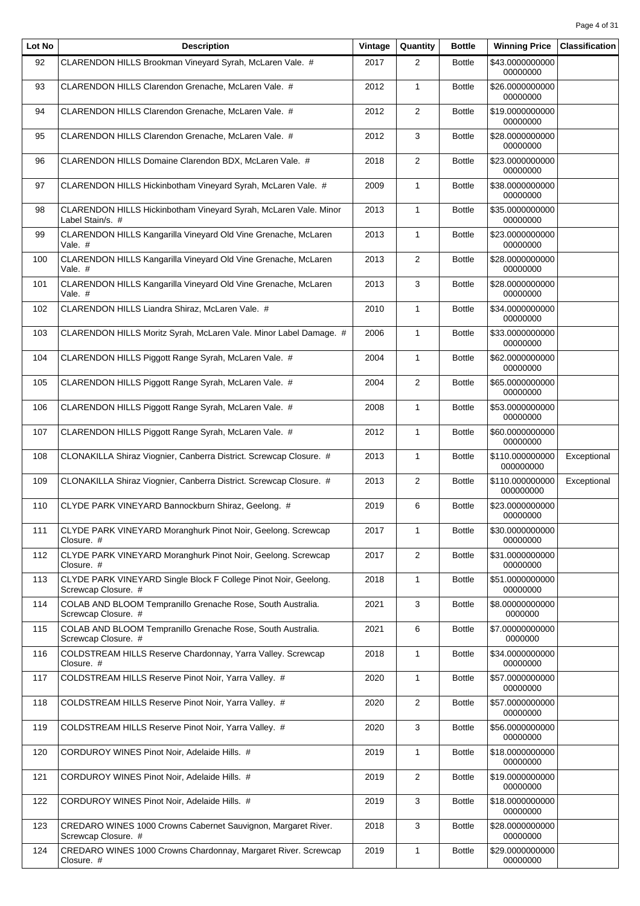| Lot No | Description | Vintage | Quantity | Bottle | Winning Price | Classification |
| --- | --- | --- | --- | --- | --- | --- |
| 92 | CLARENDON HILLS Brookman Vineyard Syrah, McLaren Vale. # | 2017 | 2 | Bottle | $43.000000000000000000 | |
| 93 | CLARENDON HILLS Clarendon Grenache, McLaren Vale. # | 2012 | 1 | Bottle | $26.000000000000000000 | |
| 94 | CLARENDON HILLS Clarendon Grenache, McLaren Vale. # | 2012 | 2 | Bottle | $19.000000000000000000 | |
| 95 | CLARENDON HILLS Clarendon Grenache, McLaren Vale. # | 2012 | 3 | Bottle | $28.000000000000000000 | |
| 96 | CLARENDON HILLS Domaine Clarendon BDX, McLaren Vale. # | 2018 | 2 | Bottle | $23.000000000000000000 | |
| 97 | CLARENDON HILLS Hickinbotham Vineyard Syrah, McLaren Vale. # | 2009 | 1 | Bottle | $38.000000000000000000 | |
| 98 | CLARENDON HILLS Hickinbotham Vineyard Syrah, McLaren Vale. Minor Label Stain/s. # | 2013 | 1 | Bottle | $35.000000000000000000 | |
| 99 | CLARENDON HILLS Kangarilla Vineyard Old Vine Grenache, McLaren Vale. # | 2013 | 1 | Bottle | $23.000000000000000000 | |
| 100 | CLARENDON HILLS Kangarilla Vineyard Old Vine Grenache, McLaren Vale. # | 2013 | 2 | Bottle | $28.000000000000000000 | |
| 101 | CLARENDON HILLS Kangarilla Vineyard Old Vine Grenache, McLaren Vale. # | 2013 | 3 | Bottle | $28.000000000000000000 | |
| 102 | CLARENDON HILLS Liandra Shiraz, McLaren Vale. # | 2010 | 1 | Bottle | $34.000000000000000000 | |
| 103 | CLARENDON HILLS Moritz Syrah, McLaren Vale. Minor Label Damage. # | 2006 | 1 | Bottle | $33.000000000000000000 | |
| 104 | CLARENDON HILLS Piggott Range Syrah, McLaren Vale. # | 2004 | 1 | Bottle | $62.000000000000000000 | |
| 105 | CLARENDON HILLS Piggott Range Syrah, McLaren Vale. # | 2004 | 2 | Bottle | $65.000000000000000000 | |
| 106 | CLARENDON HILLS Piggott Range Syrah, McLaren Vale. # | 2008 | 1 | Bottle | $53.000000000000000000 | |
| 107 | CLARENDON HILLS Piggott Range Syrah, McLaren Vale. # | 2012 | 1 | Bottle | $60.000000000000000000 | |
| 108 | CLONAKILLA Shiraz Viognier, Canberra District. Screwcap Closure. # | 2013 | 1 | Bottle | $110.000000000000000000 | Exceptional |
| 109 | CLONAKILLA Shiraz Viognier, Canberra District. Screwcap Closure. # | 2013 | 2 | Bottle | $110.000000000000000000 | Exceptional |
| 110 | CLYDE PARK VINEYARD Bannockburn Shiraz, Geelong. # | 2019 | 6 | Bottle | $23.000000000000000000 | |
| 111 | CLYDE PARK VINEYARD Moranghurk Pinot Noir, Geelong. Screwcap Closure. # | 2017 | 1 | Bottle | $30.000000000000000000 | |
| 112 | CLYDE PARK VINEYARD Moranghurk Pinot Noir, Geelong. Screwcap Closure. # | 2017 | 2 | Bottle | $31.000000000000000000 | |
| 113 | CLYDE PARK VINEYARD Single Block F College Pinot Noir, Geelong. Screwcap Closure. # | 2018 | 1 | Bottle | $51.000000000000000000 | |
| 114 | COLAB AND BLOOM Tempranillo Grenache Rose, South Australia. Screwcap Closure. # | 2021 | 3 | Bottle | $8.000000000000000000 | |
| 115 | COLAB AND BLOOM Tempranillo Grenache Rose, South Australia. Screwcap Closure. # | 2021 | 6 | Bottle | $7.000000000000000000 | |
| 116 | COLDSTREAM HILLS Reserve Chardonnay, Yarra Valley. Screwcap Closure. # | 2018 | 1 | Bottle | $34.000000000000000000 | |
| 117 | COLDSTREAM HILLS Reserve Pinot Noir, Yarra Valley. # | 2020 | 1 | Bottle | $57.000000000000000000 | |
| 118 | COLDSTREAM HILLS Reserve Pinot Noir, Yarra Valley. # | 2020 | 2 | Bottle | $57.000000000000000000 | |
| 119 | COLDSTREAM HILLS Reserve Pinot Noir, Yarra Valley. # | 2020 | 3 | Bottle | $56.000000000000000000 | |
| 120 | CORDUROY WINES Pinot Noir, Adelaide Hills. # | 2019 | 1 | Bottle | $18.000000000000000000 | |
| 121 | CORDUROY WINES Pinot Noir, Adelaide Hills. # | 2019 | 2 | Bottle | $19.000000000000000000 | |
| 122 | CORDUROY WINES Pinot Noir, Adelaide Hills. # | 2019 | 3 | Bottle | $18.000000000000000000 | |
| 123 | CREDARO WINES 1000 Crowns Cabernet Sauvignon, Margaret River. Screwcap Closure. # | 2018 | 3 | Bottle | $28.000000000000000000 | |
| 124 | CREDARO WINES 1000 Crowns Chardonnay, Margaret River. Screwcap Closure. # | 2019 | 1 | Bottle | $29.000000000000000000 | |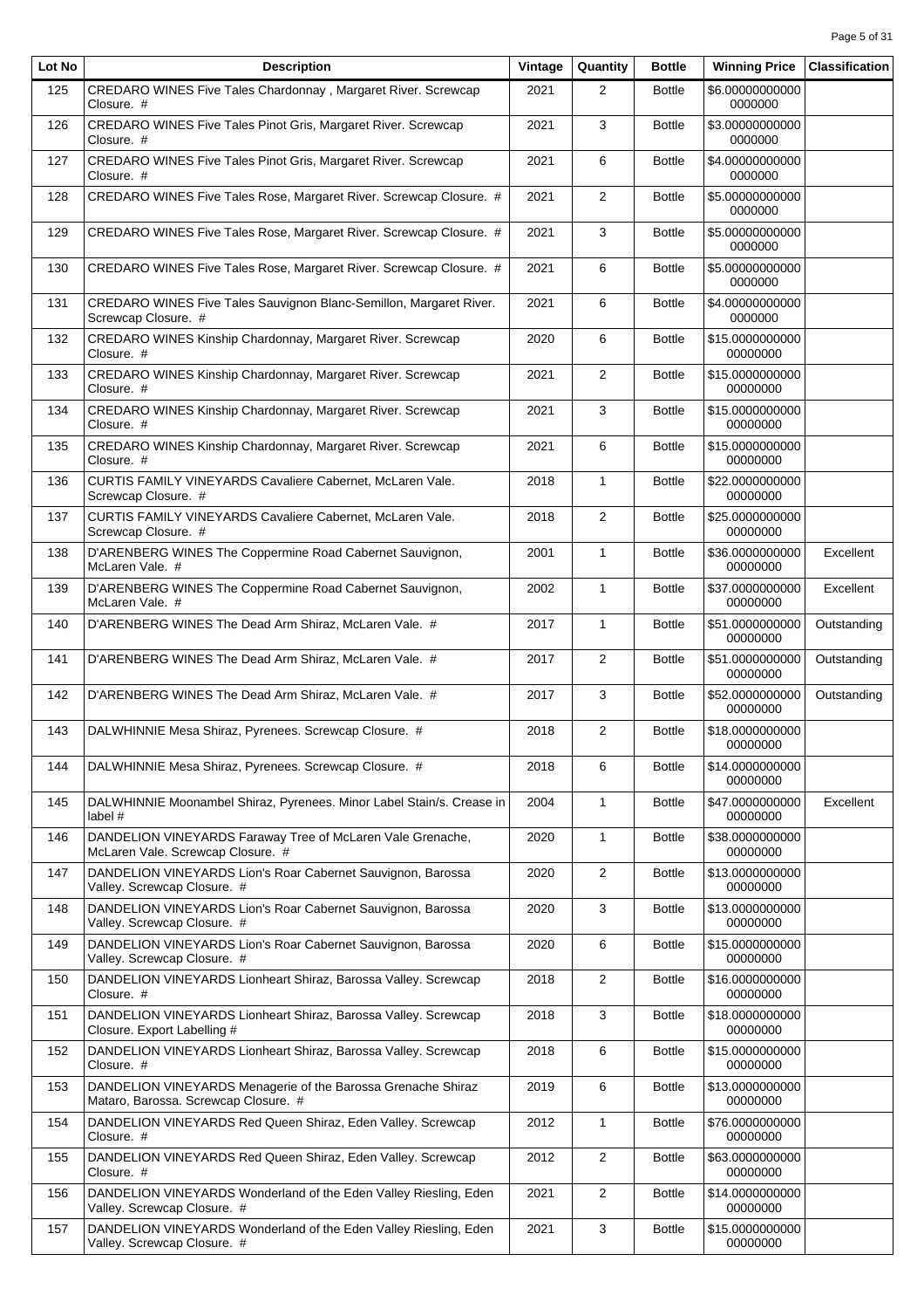| Lot No | Description | Vintage | Quantity | Bottle | Winning Price | Classification |
|---|---|---|---|---|---|---|
| 125 | CREDARO WINES Five Tales Chardonnay , Margaret River. Screwcap Closure. # | 2021 | 2 | Bottle | $6.000000000000000000 | |
| 126 | CREDARO WINES Five Tales Pinot Gris, Margaret River. Screwcap Closure. # | 2021 | 3 | Bottle | $3.000000000000000000 | |
| 127 | CREDARO WINES Five Tales Pinot Gris, Margaret River. Screwcap Closure. # | 2021 | 6 | Bottle | $4.000000000000000000 | |
| 128 | CREDARO WINES Five Tales Rose, Margaret River. Screwcap Closure. # | 2021 | 2 | Bottle | $5.000000000000000000 | |
| 129 | CREDARO WINES Five Tales Rose, Margaret River. Screwcap Closure. # | 2021 | 3 | Bottle | $5.000000000000000000 | |
| 130 | CREDARO WINES Five Tales Rose, Margaret River. Screwcap Closure. # | 2021 | 6 | Bottle | $5.000000000000000000 | |
| 131 | CREDARO WINES Five Tales Sauvignon Blanc-Semillon, Margaret River. Screwcap Closure. # | 2021 | 6 | Bottle | $4.000000000000000000 | |
| 132 | CREDARO WINES Kinship Chardonnay, Margaret River. Screwcap Closure. # | 2020 | 6 | Bottle | $15.000000000000000000 | |
| 133 | CREDARO WINES Kinship Chardonnay, Margaret River. Screwcap Closure. # | 2021 | 2 | Bottle | $15.000000000000000000 | |
| 134 | CREDARO WINES Kinship Chardonnay, Margaret River. Screwcap Closure. # | 2021 | 3 | Bottle | $15.000000000000000000 | |
| 135 | CREDARO WINES Kinship Chardonnay, Margaret River. Screwcap Closure. # | 2021 | 6 | Bottle | $15.000000000000000000 | |
| 136 | CURTIS FAMILY VINEYARDS Cavaliere Cabernet, McLaren Vale. Screwcap Closure. # | 2018 | 1 | Bottle | $22.000000000000000000 | |
| 137 | CURTIS FAMILY VINEYARDS Cavaliere Cabernet, McLaren Vale. Screwcap Closure. # | 2018 | 2 | Bottle | $25.000000000000000000 | |
| 138 | D'ARENBERG WINES The Coppermine Road Cabernet Sauvignon, McLaren Vale. # | 2001 | 1 | Bottle | $36.000000000000000000 | Excellent |
| 139 | D'ARENBERG WINES The Coppermine Road Cabernet Sauvignon, McLaren Vale. # | 2002 | 1 | Bottle | $37.000000000000000000 | Excellent |
| 140 | D'ARENBERG WINES The Dead Arm Shiraz, McLaren Vale. # | 2017 | 1 | Bottle | $51.000000000000000000 | Outstanding |
| 141 | D'ARENBERG WINES The Dead Arm Shiraz, McLaren Vale. # | 2017 | 2 | Bottle | $51.000000000000000000 | Outstanding |
| 142 | D'ARENBERG WINES The Dead Arm Shiraz, McLaren Vale. # | 2017 | 3 | Bottle | $52.000000000000000000 | Outstanding |
| 143 | DALWHINNIE Mesa Shiraz, Pyrenees. Screwcap Closure. # | 2018 | 2 | Bottle | $18.000000000000000000 | |
| 144 | DALWHINNIE Mesa Shiraz, Pyrenees. Screwcap Closure. # | 2018 | 6 | Bottle | $14.000000000000000000 | |
| 145 | DALWHINNIE Moonambel Shiraz, Pyrenees. Minor Label Stain/s. Crease in label # | 2004 | 1 | Bottle | $47.000000000000000000 | Excellent |
| 146 | DANDELION VINEYARDS Faraway Tree of McLaren Vale Grenache, McLaren Vale. Screwcap Closure. # | 2020 | 1 | Bottle | $38.000000000000000000 | |
| 147 | DANDELION VINEYARDS Lion's Roar Cabernet Sauvignon, Barossa Valley. Screwcap Closure. # | 2020 | 2 | Bottle | $13.000000000000000000 | |
| 148 | DANDELION VINEYARDS Lion's Roar Cabernet Sauvignon, Barossa Valley. Screwcap Closure. # | 2020 | 3 | Bottle | $13.000000000000000000 | |
| 149 | DANDELION VINEYARDS Lion's Roar Cabernet Sauvignon, Barossa Valley. Screwcap Closure. # | 2020 | 6 | Bottle | $15.000000000000000000 | |
| 150 | DANDELION VINEYARDS Lionheart Shiraz, Barossa Valley. Screwcap Closure. # | 2018 | 2 | Bottle | $16.000000000000000000 | |
| 151 | DANDELION VINEYARDS Lionheart Shiraz, Barossa Valley. Screwcap Closure. Export Labelling # | 2018 | 3 | Bottle | $18.000000000000000000 | |
| 152 | DANDELION VINEYARDS Lionheart Shiraz, Barossa Valley. Screwcap Closure. # | 2018 | 6 | Bottle | $15.000000000000000000 | |
| 153 | DANDELION VINEYARDS Menagerie of the Barossa Grenache Shiraz Mataro, Barossa. Screwcap Closure. # | 2019 | 6 | Bottle | $13.000000000000000000 | |
| 154 | DANDELION VINEYARDS Red Queen Shiraz, Eden Valley. Screwcap Closure. # | 2012 | 1 | Bottle | $76.000000000000000000 | |
| 155 | DANDELION VINEYARDS Red Queen Shiraz, Eden Valley. Screwcap Closure. # | 2012 | 2 | Bottle | $63.000000000000000000 | |
| 156 | DANDELION VINEYARDS Wonderland of the Eden Valley Riesling, Eden Valley. Screwcap Closure. # | 2021 | 2 | Bottle | $14.000000000000000000 | |
| 157 | DANDELION VINEYARDS Wonderland of the Eden Valley Riesling, Eden Valley. Screwcap Closure. # | 2021 | 3 | Bottle | $15.000000000000000000 | |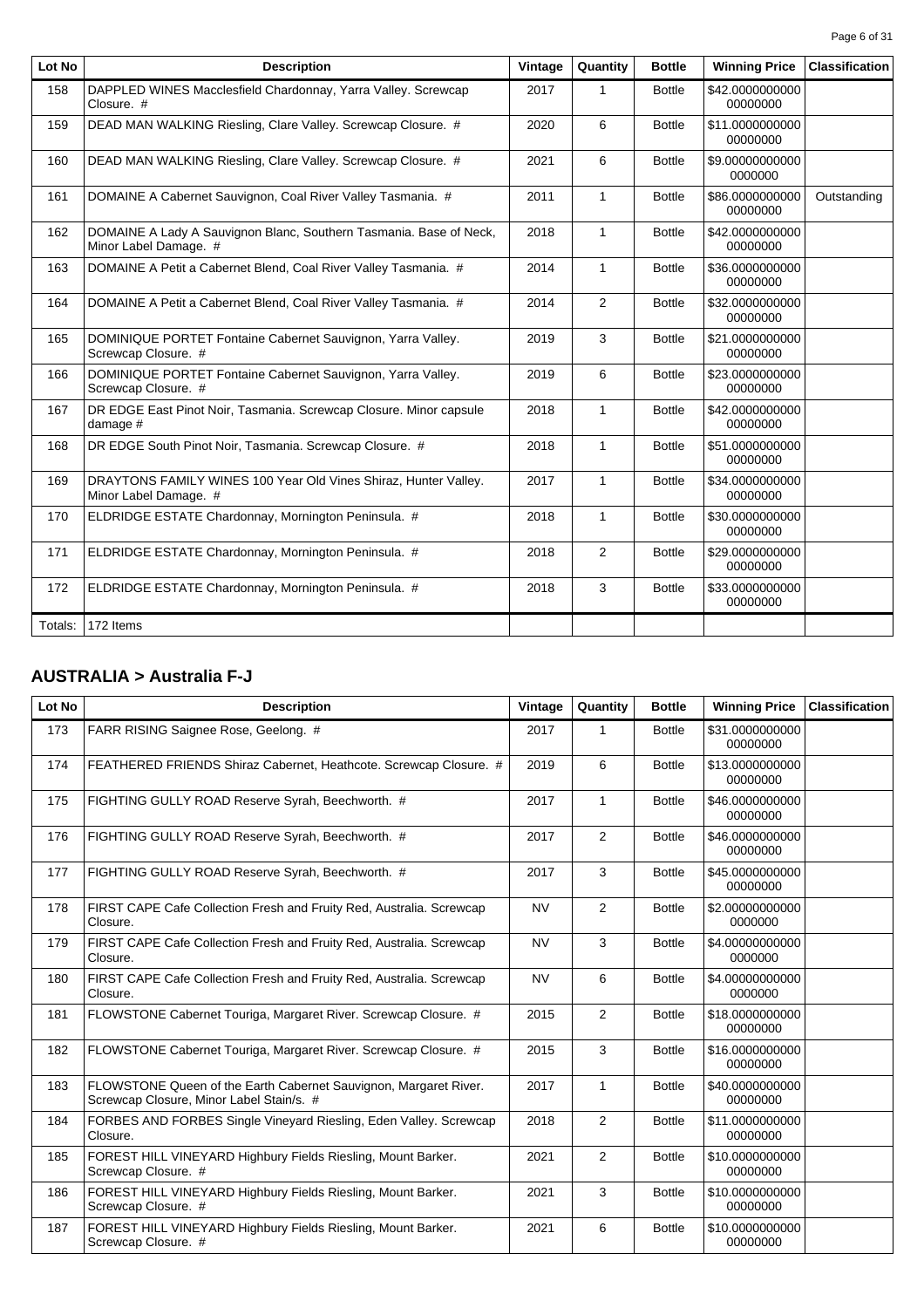| Lot No | Description | Vintage | Quantity | Bottle | Winning Price | Classification |
|---|---|---|---|---|---|---|
| 158 | DAPPLED WINES Macclesfield Chardonnay, Yarra Valley. Screwcap Closure. # | 2017 | 1 | Bottle | $42.000000000000000000 | |
| 159 | DEAD MAN WALKING Riesling, Clare Valley. Screwcap Closure. # | 2020 | 6 | Bottle | $11.000000000000000000 | |
| 160 | DEAD MAN WALKING Riesling, Clare Valley. Screwcap Closure. # | 2021 | 6 | Bottle | $9.000000000000000000 | |
| 161 | DOMAINE A Cabernet Sauvignon, Coal River Valley Tasmania. # | 2011 | 1 | Bottle | $86.000000000000000000 | Outstanding |
| 162 | DOMAINE A Lady A Sauvignon Blanc, Southern Tasmania. Base of Neck, Minor Label Damage. # | 2018 | 1 | Bottle | $42.000000000000000000 | |
| 163 | DOMAINE A Petit a Cabernet Blend, Coal River Valley Tasmania. # | 2014 | 1 | Bottle | $36.000000000000000000 | |
| 164 | DOMAINE A Petit a Cabernet Blend, Coal River Valley Tasmania. # | 2014 | 2 | Bottle | $32.000000000000000000 | |
| 165 | DOMINIQUE PORTET Fontaine Cabernet Sauvignon, Yarra Valley. Screwcap Closure. # | 2019 | 3 | Bottle | $21.000000000000000000 | |
| 166 | DOMINIQUE PORTET Fontaine Cabernet Sauvignon, Yarra Valley. Screwcap Closure. # | 2019 | 6 | Bottle | $23.000000000000000000 | |
| 167 | DR EDGE East Pinot Noir, Tasmania. Screwcap Closure. Minor capsule damage # | 2018 | 1 | Bottle | $42.000000000000000000 | |
| 168 | DR EDGE South Pinot Noir, Tasmania. Screwcap Closure. # | 2018 | 1 | Bottle | $51.000000000000000000 | |
| 169 | DRAYTONS FAMILY WINES 100 Year Old Vines Shiraz, Hunter Valley. Minor Label Damage. # | 2017 | 1 | Bottle | $34.000000000000000000 | |
| 170 | ELDRIDGE ESTATE Chardonnay, Mornington Peninsula. # | 2018 | 1 | Bottle | $30.000000000000000000 | |
| 171 | ELDRIDGE ESTATE Chardonnay, Mornington Peninsula. # | 2018 | 2 | Bottle | $29.000000000000000000 | |
| 172 | ELDRIDGE ESTATE Chardonnay, Mornington Peninsula. # | 2018 | 3 | Bottle | $33.000000000000000000 | |
| Totals: | 172 Items | | | | | |

## AUSTRALIA > Australia F-J

| Lot No | Description | Vintage | Quantity | Bottle | Winning Price | Classification |
|---|---|---|---|---|---|---|
| 173 | FARR RISING Saignee Rose, Geelong. # | 2017 | 1 | Bottle | $31.000000000000000000 | |
| 174 | FEATHERED FRIENDS Shiraz Cabernet, Heathcote. Screwcap Closure. # | 2019 | 6 | Bottle | $13.000000000000000000 | |
| 175 | FIGHTING GULLY ROAD Reserve Syrah, Beechworth. # | 2017 | 1 | Bottle | $46.000000000000000000 | |
| 176 | FIGHTING GULLY ROAD Reserve Syrah, Beechworth. # | 2017 | 2 | Bottle | $46.000000000000000000 | |
| 177 | FIGHTING GULLY ROAD Reserve Syrah, Beechworth. # | 2017 | 3 | Bottle | $45.000000000000000000 | |
| 178 | FIRST CAPE Cafe Collection Fresh and Fruity Red, Australia. Screwcap Closure. | NV | 2 | Bottle | $2.000000000000000000 | |
| 179 | FIRST CAPE Cafe Collection Fresh and Fruity Red, Australia. Screwcap Closure. | NV | 3 | Bottle | $4.000000000000000000 | |
| 180 | FIRST CAPE Cafe Collection Fresh and Fruity Red, Australia. Screwcap Closure. | NV | 6 | Bottle | $4.000000000000000000 | |
| 181 | FLOWSTONE Cabernet Touriga, Margaret River. Screwcap Closure. # | 2015 | 2 | Bottle | $18.000000000000000000 | |
| 182 | FLOWSTONE Cabernet Touriga, Margaret River. Screwcap Closure. # | 2015 | 3 | Bottle | $16.000000000000000000 | |
| 183 | FLOWSTONE Queen of the Earth Cabernet Sauvignon, Margaret River. Screwcap Closure, Minor Label Stain/s. # | 2017 | 1 | Bottle | $40.000000000000000000 | |
| 184 | FORBES AND FORBES Single Vineyard Riesling, Eden Valley. Screwcap Closure. | 2018 | 2 | Bottle | $11.000000000000000000 | |
| 185 | FOREST HILL VINEYARD Highbury Fields Riesling, Mount Barker. Screwcap Closure. # | 2021 | 2 | Bottle | $10.000000000000000000 | |
| 186 | FOREST HILL VINEYARD Highbury Fields Riesling, Mount Barker. Screwcap Closure. # | 2021 | 3 | Bottle | $10.000000000000000000 | |
| 187 | FOREST HILL VINEYARD Highbury Fields Riesling, Mount Barker. Screwcap Closure. # | 2021 | 6 | Bottle | $10.000000000000000000 | |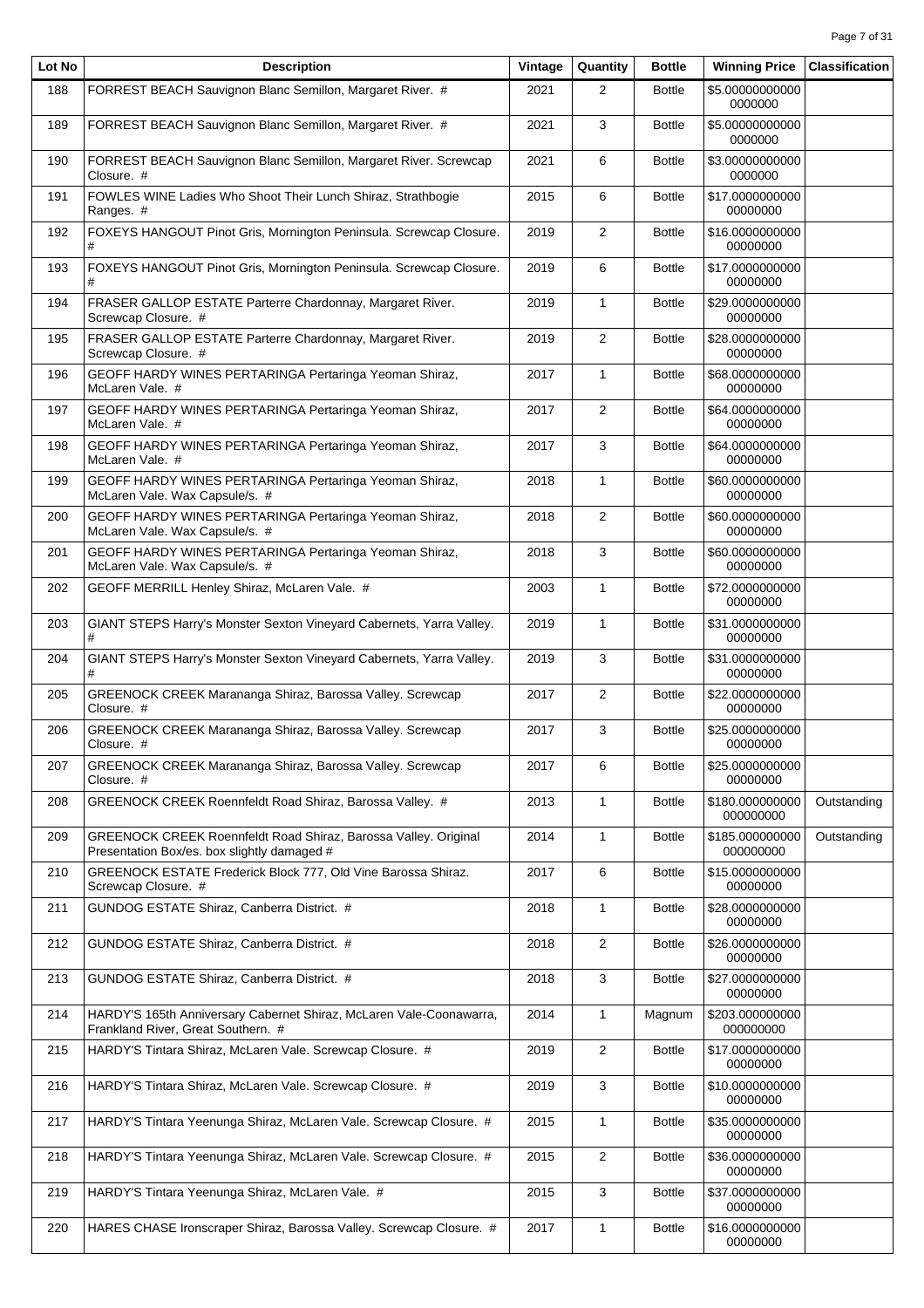| Lot No | Description | Vintage | Quantity | Bottle | Winning Price | Classification |
|---|---|---|---|---|---|---|
| 188 | FORREST BEACH Sauvignon Blanc Semillon, Margaret River. # | 2021 | 2 | Bottle | $5.000000000000000000 | |
| 189 | FORREST BEACH Sauvignon Blanc Semillon, Margaret River. # | 2021 | 3 | Bottle | $5.000000000000000000 | |
| 190 | FORREST BEACH Sauvignon Blanc Semillon, Margaret River. Screwcap Closure. # | 2021 | 6 | Bottle | $3.000000000000000000 | |
| 191 | FOWLES WINE Ladies Who Shoot Their Lunch Shiraz, Strathbogie Ranges. # | 2015 | 6 | Bottle | $17.000000000000000000 | |
| 192 | FOXEYS HANGOUT Pinot Gris, Mornington Peninsula. Screwcap Closure. # | 2019 | 2 | Bottle | $16.000000000000000000 | |
| 193 | FOXEYS HANGOUT Pinot Gris, Mornington Peninsula. Screwcap Closure. # | 2019 | 6 | Bottle | $17.000000000000000000 | |
| 194 | FRASER GALLOP ESTATE Parterre Chardonnay, Margaret River. Screwcap Closure. # | 2019 | 1 | Bottle | $29.000000000000000000 | |
| 195 | FRASER GALLOP ESTATE Parterre Chardonnay, Margaret River. Screwcap Closure. # | 2019 | 2 | Bottle | $28.000000000000000000 | |
| 196 | GEOFF HARDY WINES PERTARINGA Pertaringa Yeoman Shiraz, McLaren Vale. # | 2017 | 1 | Bottle | $68.000000000000000000 | |
| 197 | GEOFF HARDY WINES PERTARINGA Pertaringa Yeoman Shiraz, McLaren Vale. # | 2017 | 2 | Bottle | $64.000000000000000000 | |
| 198 | GEOFF HARDY WINES PERTARINGA Pertaringa Yeoman Shiraz, McLaren Vale. # | 2017 | 3 | Bottle | $64.000000000000000000 | |
| 199 | GEOFF HARDY WINES PERTARINGA Pertaringa Yeoman Shiraz, McLaren Vale. Wax Capsule/s. # | 2018 | 1 | Bottle | $60.000000000000000000 | |
| 200 | GEOFF HARDY WINES PERTARINGA Pertaringa Yeoman Shiraz, McLaren Vale. Wax Capsule/s. # | 2018 | 2 | Bottle | $60.000000000000000000 | |
| 201 | GEOFF HARDY WINES PERTARINGA Pertaringa Yeoman Shiraz, McLaren Vale. Wax Capsule/s. # | 2018 | 3 | Bottle | $60.000000000000000000 | |
| 202 | GEOFF MERRILL Henley Shiraz, McLaren Vale. # | 2003 | 1 | Bottle | $72.000000000000000000 | |
| 203 | GIANT STEPS Harry's Monster Sexton Vineyard Cabernets, Yarra Valley. # | 2019 | 1 | Bottle | $31.000000000000000000 | |
| 204 | GIANT STEPS Harry's Monster Sexton Vineyard Cabernets, Yarra Valley. # | 2019 | 3 | Bottle | $31.000000000000000000 | |
| 205 | GREENOCK CREEK Marananga Shiraz, Barossa Valley. Screwcap Closure. # | 2017 | 2 | Bottle | $22.000000000000000000 | |
| 206 | GREENOCK CREEK Marananga Shiraz, Barossa Valley. Screwcap Closure. # | 2017 | 3 | Bottle | $25.000000000000000000 | |
| 207 | GREENOCK CREEK Marananga Shiraz, Barossa Valley. Screwcap Closure. # | 2017 | 6 | Bottle | $25.000000000000000000 | |
| 208 | GREENOCK CREEK Roennfeldt Road Shiraz, Barossa Valley. # | 2013 | 1 | Bottle | $180.000000000000000000 | Outstanding |
| 209 | GREENOCK CREEK Roennfeldt Road Shiraz, Barossa Valley. Original Presentation Box/es. box slightly damaged # | 2014 | 1 | Bottle | $185.000000000000000000 | Outstanding |
| 210 | GREENOCK ESTATE Frederick Block 777, Old Vine Barossa Shiraz. Screwcap Closure. # | 2017 | 6 | Bottle | $15.000000000000000000 | |
| 211 | GUNDOG ESTATE Shiraz, Canberra District. # | 2018 | 1 | Bottle | $28.000000000000000000 | |
| 212 | GUNDOG ESTATE Shiraz, Canberra District. # | 2018 | 2 | Bottle | $26.000000000000000000 | |
| 213 | GUNDOG ESTATE Shiraz, Canberra District. # | 2018 | 3 | Bottle | $27.000000000000000000 | |
| 214 | HARDY'S 165th Anniversary Cabernet Shiraz, McLaren Vale-Coonawarra, Frankland River, Great Southern. # | 2014 | 1 | Magnum | $203.000000000000000000 | |
| 215 | HARDY'S Tintara Shiraz, McLaren Vale. Screwcap Closure. # | 2019 | 2 | Bottle | $17.000000000000000000 | |
| 216 | HARDY'S Tintara Shiraz, McLaren Vale. Screwcap Closure. # | 2019 | 3 | Bottle | $10.000000000000000000 | |
| 217 | HARDY'S Tintara Yeenunga Shiraz, McLaren Vale. Screwcap Closure. # | 2015 | 1 | Bottle | $35.000000000000000000 | |
| 218 | HARDY'S Tintara Yeenunga Shiraz, McLaren Vale. Screwcap Closure. # | 2015 | 2 | Bottle | $36.000000000000000000 | |
| 219 | HARDY'S Tintara Yeenunga Shiraz, McLaren Vale. # | 2015 | 3 | Bottle | $37.000000000000000000 | |
| 220 | HARES CHASE Ironscraper Shiraz, Barossa Valley. Screwcap Closure. # | 2017 | 1 | Bottle | $16.000000000000000000 | |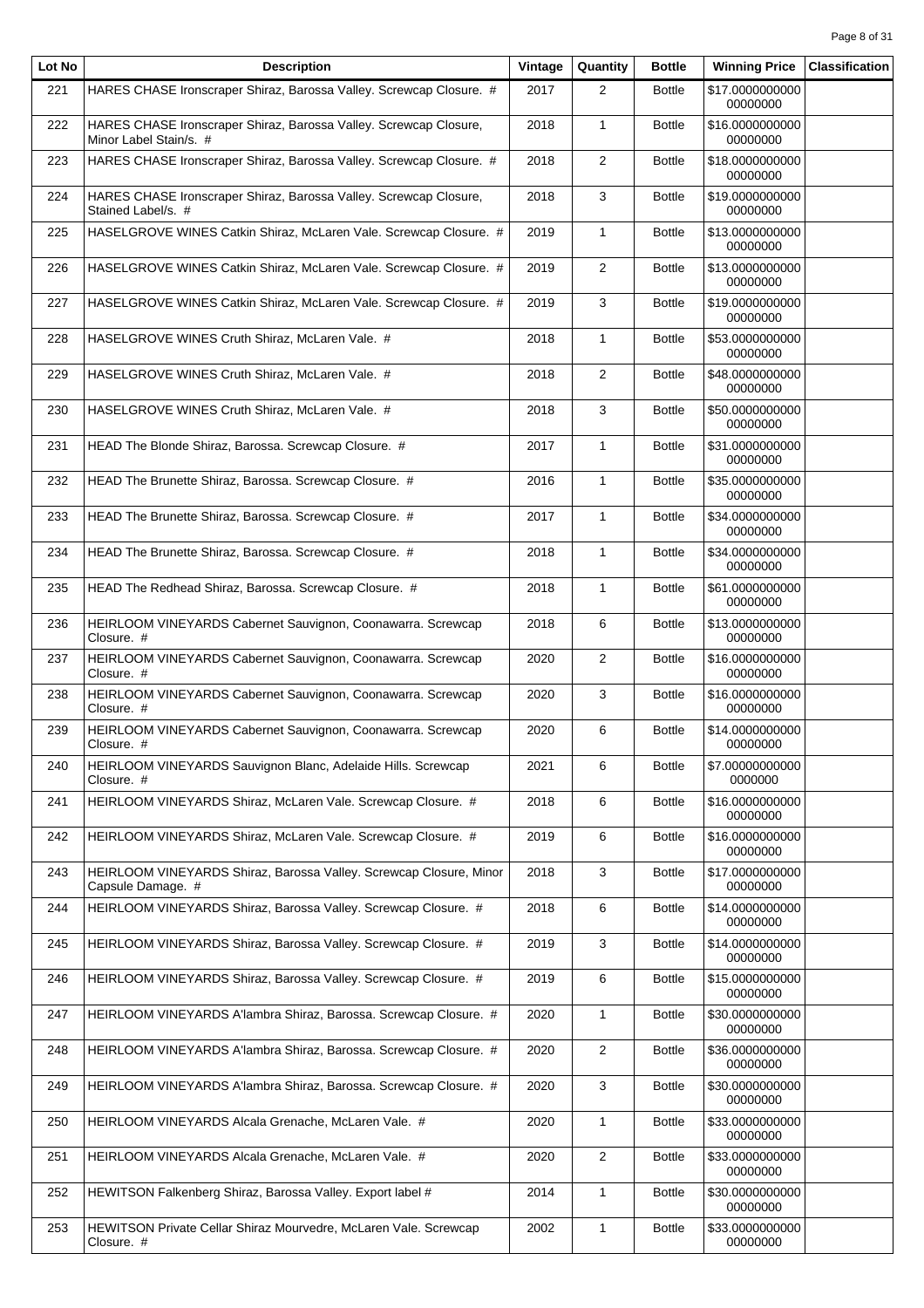| Lot No | Description | Vintage | Quantity | Bottle | Winning Price | Classification |
|---|---|---|---|---|---|---|
| 221 | HARES CHASE Ironscraper Shiraz, Barossa Valley. Screwcap Closure. # | 2017 | 2 | Bottle | $17.000000000000000000 | |
| 222 | HARES CHASE Ironscraper Shiraz, Barossa Valley. Screwcap Closure, Minor Label Stain/s. # | 2018 | 1 | Bottle | $16.000000000000000000 | |
| 223 | HARES CHASE Ironscraper Shiraz, Barossa Valley. Screwcap Closure. # | 2018 | 2 | Bottle | $18.000000000000000000 | |
| 224 | HARES CHASE Ironscraper Shiraz, Barossa Valley. Screwcap Closure, Stained Label/s. # | 2018 | 3 | Bottle | $19.000000000000000000 | |
| 225 | HASELGROVE WINES Catkin Shiraz, McLaren Vale. Screwcap Closure. # | 2019 | 1 | Bottle | $13.000000000000000000 | |
| 226 | HASELGROVE WINES Catkin Shiraz, McLaren Vale. Screwcap Closure. # | 2019 | 2 | Bottle | $13.000000000000000000 | |
| 227 | HASELGROVE WINES Catkin Shiraz, McLaren Vale. Screwcap Closure. # | 2019 | 3 | Bottle | $19.000000000000000000 | |
| 228 | HASELGROVE WINES Cruth Shiraz, McLaren Vale. # | 2018 | 1 | Bottle | $53.000000000000000000 | |
| 229 | HASELGROVE WINES Cruth Shiraz, McLaren Vale. # | 2018 | 2 | Bottle | $48.000000000000000000 | |
| 230 | HASELGROVE WINES Cruth Shiraz, McLaren Vale. # | 2018 | 3 | Bottle | $50.000000000000000000 | |
| 231 | HEAD The Blonde Shiraz, Barossa. Screwcap Closure. # | 2017 | 1 | Bottle | $31.000000000000000000 | |
| 232 | HEAD The Brunette Shiraz, Barossa. Screwcap Closure. # | 2016 | 1 | Bottle | $35.000000000000000000 | |
| 233 | HEAD The Brunette Shiraz, Barossa. Screwcap Closure. # | 2017 | 1 | Bottle | $34.000000000000000000 | |
| 234 | HEAD The Brunette Shiraz, Barossa. Screwcap Closure. # | 2018 | 1 | Bottle | $34.000000000000000000 | |
| 235 | HEAD The Redhead Shiraz, Barossa. Screwcap Closure. # | 2018 | 1 | Bottle | $61.000000000000000000 | |
| 236 | HEIRLOOM VINEYARDS Cabernet Sauvignon, Coonawarra. Screwcap Closure. # | 2018 | 6 | Bottle | $13.000000000000000000 | |
| 237 | HEIRLOOM VINEYARDS Cabernet Sauvignon, Coonawarra. Screwcap Closure. # | 2020 | 2 | Bottle | $16.000000000000000000 | |
| 238 | HEIRLOOM VINEYARDS Cabernet Sauvignon, Coonawarra. Screwcap Closure. # | 2020 | 3 | Bottle | $16.000000000000000000 | |
| 239 | HEIRLOOM VINEYARDS Cabernet Sauvignon, Coonawarra. Screwcap Closure. # | 2020 | 6 | Bottle | $14.000000000000000000 | |
| 240 | HEIRLOOM VINEYARDS Sauvignon Blanc, Adelaide Hills. Screwcap Closure. # | 2021 | 6 | Bottle | $7.00000000000000000 | |
| 241 | HEIRLOOM VINEYARDS Shiraz, McLaren Vale. Screwcap Closure. # | 2018 | 6 | Bottle | $16.000000000000000000 | |
| 242 | HEIRLOOM VINEYARDS Shiraz, McLaren Vale. Screwcap Closure. # | 2019 | 6 | Bottle | $16.000000000000000000 | |
| 243 | HEIRLOOM VINEYARDS Shiraz, Barossa Valley. Screwcap Closure, Minor Capsule Damage. # | 2018 | 3 | Bottle | $17.000000000000000000 | |
| 244 | HEIRLOOM VINEYARDS Shiraz, Barossa Valley. Screwcap Closure. # | 2018 | 6 | Bottle | $14.000000000000000000 | |
| 245 | HEIRLOOM VINEYARDS Shiraz, Barossa Valley. Screwcap Closure. # | 2019 | 3 | Bottle | $14.000000000000000000 | |
| 246 | HEIRLOOM VINEYARDS Shiraz, Barossa Valley. Screwcap Closure. # | 2019 | 6 | Bottle | $15.000000000000000000 | |
| 247 | HEIRLOOM VINEYARDS A'lambra Shiraz, Barossa. Screwcap Closure. # | 2020 | 1 | Bottle | $30.000000000000000000 | |
| 248 | HEIRLOOM VINEYARDS A'lambra Shiraz, Barossa. Screwcap Closure. # | 2020 | 2 | Bottle | $36.000000000000000000 | |
| 249 | HEIRLOOM VINEYARDS A'lambra Shiraz, Barossa. Screwcap Closure. # | 2020 | 3 | Bottle | $30.000000000000000000 | |
| 250 | HEIRLOOM VINEYARDS Alcala Grenache, McLaren Vale. # | 2020 | 1 | Bottle | $33.000000000000000000 | |
| 251 | HEIRLOOM VINEYARDS Alcala Grenache, McLaren Vale. # | 2020 | 2 | Bottle | $33.000000000000000000 | |
| 252 | HEWITSON Falkenberg Shiraz, Barossa Valley. Export label # | 2014 | 1 | Bottle | $30.000000000000000000 | |
| 253 | HEWITSON Private Cellar Shiraz Mourvedre, McLaren Vale. Screwcap Closure. # | 2002 | 1 | Bottle | $33.000000000000000000 | |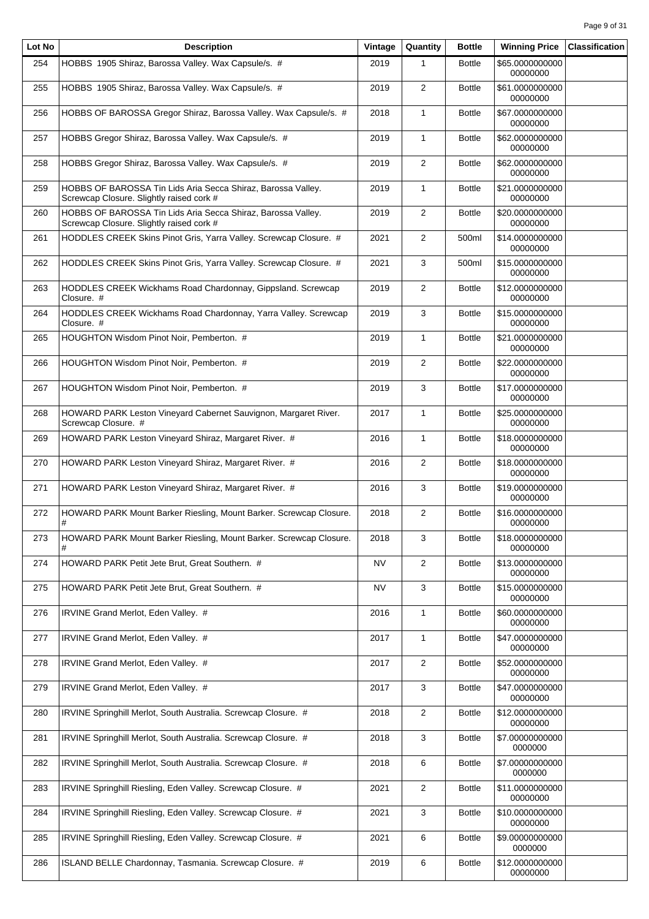| Lot No | Description | Vintage | Quantity | Bottle | Winning Price | Classification |
|---|---|---|---|---|---|---|
| 254 | HOBBS 1905 Shiraz, Barossa Valley. Wax Capsule/s. # | 2019 | 1 | Bottle | $65.000000000000000000 | |
| 255 | HOBBS 1905 Shiraz, Barossa Valley. Wax Capsule/s. # | 2019 | 2 | Bottle | $61.000000000000000000 | |
| 256 | HOBBS OF BAROSSA Gregor Shiraz, Barossa Valley. Wax Capsule/s. # | 2018 | 1 | Bottle | $67.000000000000000000 | |
| 257 | HOBBS Gregor Shiraz, Barossa Valley. Wax Capsule/s. # | 2019 | 1 | Bottle | $62.000000000000000000 | |
| 258 | HOBBS Gregor Shiraz, Barossa Valley. Wax Capsule/s. # | 2019 | 2 | Bottle | $62.000000000000000000 | |
| 259 | HOBBS OF BAROSSA Tin Lids Aria Secca Shiraz, Barossa Valley. Screwcap Closure. Slightly raised cork # | 2019 | 1 | Bottle | $21.000000000000000000 | |
| 260 | HOBBS OF BAROSSA Tin Lids Aria Secca Shiraz, Barossa Valley. Screwcap Closure. Slightly raised cork # | 2019 | 2 | Bottle | $20.000000000000000000 | |
| 261 | HODDLES CREEK Skins Pinot Gris, Yarra Valley. Screwcap Closure. # | 2021 | 2 | 500ml | $14.000000000000000000 | |
| 262 | HODDLES CREEK Skins Pinot Gris, Yarra Valley. Screwcap Closure. # | 2021 | 3 | 500ml | $15.000000000000000000 | |
| 263 | HODDLES CREEK Wickhams Road Chardonnay, Gippsland. Screwcap Closure. # | 2019 | 2 | Bottle | $12.000000000000000000 | |
| 264 | HODDLES CREEK Wickhams Road Chardonnay, Yarra Valley. Screwcap Closure. # | 2019 | 3 | Bottle | $15.000000000000000000 | |
| 265 | HOUGHTON Wisdom Pinot Noir, Pemberton. # | 2019 | 1 | Bottle | $21.000000000000000000 | |
| 266 | HOUGHTON Wisdom Pinot Noir, Pemberton. # | 2019 | 2 | Bottle | $22.000000000000000000 | |
| 267 | HOUGHTON Wisdom Pinot Noir, Pemberton. # | 2019 | 3 | Bottle | $17.000000000000000000 | |
| 268 | HOWARD PARK Leston Vineyard Cabernet Sauvignon, Margaret River. Screwcap Closure. # | 2017 | 1 | Bottle | $25.000000000000000000 | |
| 269 | HOWARD PARK Leston Vineyard Shiraz, Margaret River. # | 2016 | 1 | Bottle | $18.000000000000000000 | |
| 270 | HOWARD PARK Leston Vineyard Shiraz, Margaret River. # | 2016 | 2 | Bottle | $18.000000000000000000 | |
| 271 | HOWARD PARK Leston Vineyard Shiraz, Margaret River. # | 2016 | 3 | Bottle | $19.000000000000000000 | |
| 272 | HOWARD PARK Mount Barker Riesling, Mount Barker. Screwcap Closure. # | 2018 | 2 | Bottle | $16.000000000000000000 | |
| 273 | HOWARD PARK Mount Barker Riesling, Mount Barker. Screwcap Closure. # | 2018 | 3 | Bottle | $18.000000000000000000 | |
| 274 | HOWARD PARK Petit Jete Brut, Great Southern. # | NV | 2 | Bottle | $13.000000000000000000 | |
| 275 | HOWARD PARK Petit Jete Brut, Great Southern. # | NV | 3 | Bottle | $15.000000000000000000 | |
| 276 | IRVINE Grand Merlot, Eden Valley. # | 2016 | 1 | Bottle | $60.000000000000000000 | |
| 277 | IRVINE Grand Merlot, Eden Valley. # | 2017 | 1 | Bottle | $47.000000000000000000 | |
| 278 | IRVINE Grand Merlot, Eden Valley. # | 2017 | 2 | Bottle | $52.000000000000000000 | |
| 279 | IRVINE Grand Merlot, Eden Valley. # | 2017 | 3 | Bottle | $47.000000000000000000 | |
| 280 | IRVINE Springhill Merlot, South Australia. Screwcap Closure. # | 2018 | 2 | Bottle | $12.000000000000000000 | |
| 281 | IRVINE Springhill Merlot, South Australia. Screwcap Closure. # | 2018 | 3 | Bottle | $7.000000000000000000 | |
| 282 | IRVINE Springhill Merlot, South Australia. Screwcap Closure. # | 2018 | 6 | Bottle | $7.000000000000000000 | |
| 283 | IRVINE Springhill Riesling, Eden Valley. Screwcap Closure. # | 2021 | 2 | Bottle | $11.000000000000000000 | |
| 284 | IRVINE Springhill Riesling, Eden Valley. Screwcap Closure. # | 2021 | 3 | Bottle | $10.000000000000000000 | |
| 285 | IRVINE Springhill Riesling, Eden Valley. Screwcap Closure. # | 2021 | 6 | Bottle | $9.000000000000000000 | |
| 286 | ISLAND BELLE Chardonnay, Tasmania. Screwcap Closure. # | 2019 | 6 | Bottle | $12.000000000000000000 | |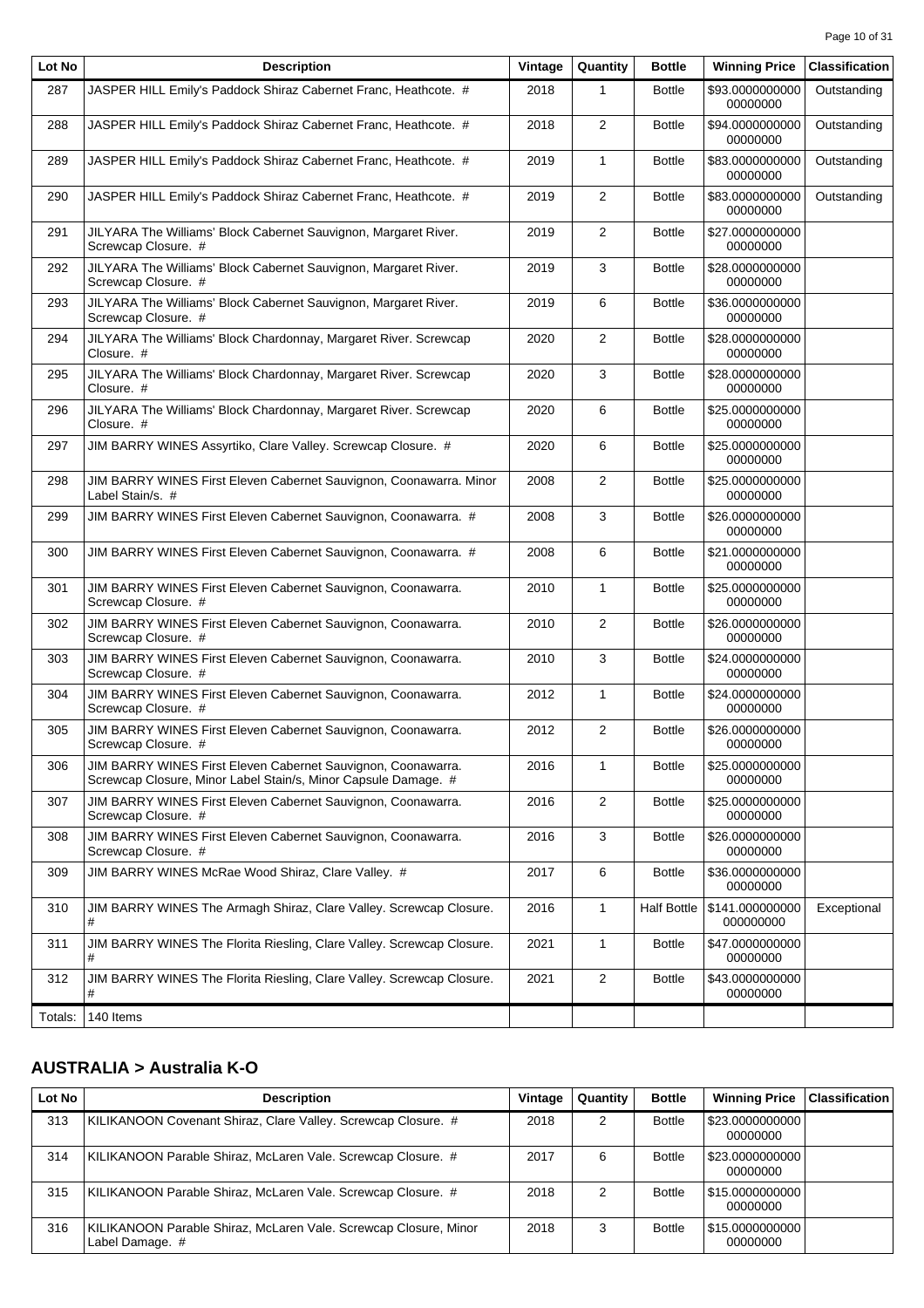| Lot No | Description | Vintage | Quantity | Bottle | Winning Price | Classification |
|---|---|---|---|---|---|---|
| 287 | JASPER HILL Emily's Paddock Shiraz Cabernet Franc, Heathcote. # | 2018 | 1 | Bottle | $93.000000000000000000 | Outstanding |
| 288 | JASPER HILL Emily's Paddock Shiraz Cabernet Franc, Heathcote. # | 2018 | 2 | Bottle | $94.000000000000000000 | Outstanding |
| 289 | JASPER HILL Emily's Paddock Shiraz Cabernet Franc, Heathcote. # | 2019 | 1 | Bottle | $83.000000000000000000 | Outstanding |
| 290 | JASPER HILL Emily's Paddock Shiraz Cabernet Franc, Heathcote. # | 2019 | 2 | Bottle | $83.000000000000000000 | Outstanding |
| 291 | JILYARA The Williams' Block Cabernet Sauvignon, Margaret River. Screwcap Closure. # | 2019 | 2 | Bottle | $27.000000000000000000 | |
| 292 | JILYARA The Williams' Block Cabernet Sauvignon, Margaret River. Screwcap Closure. # | 2019 | 3 | Bottle | $28.000000000000000000 | |
| 293 | JILYARA The Williams' Block Cabernet Sauvignon, Margaret River. Screwcap Closure. # | 2019 | 6 | Bottle | $36.000000000000000000 | |
| 294 | JILYARA The Williams' Block Chardonnay, Margaret River. Screwcap Closure. # | 2020 | 2 | Bottle | $28.000000000000000000 | |
| 295 | JILYARA The Williams' Block Chardonnay, Margaret River. Screwcap Closure. # | 2020 | 3 | Bottle | $28.000000000000000000 | |
| 296 | JILYARA The Williams' Block Chardonnay, Margaret River. Screwcap Closure. # | 2020 | 6 | Bottle | $25.000000000000000000 | |
| 297 | JIM BARRY WINES Assyrtiko, Clare Valley. Screwcap Closure. # | 2020 | 6 | Bottle | $25.000000000000000000 | |
| 298 | JIM BARRY WINES First Eleven Cabernet Sauvignon, Coonawarra. Minor Label Stain/s. # | 2008 | 2 | Bottle | $25.000000000000000000 | |
| 299 | JIM BARRY WINES First Eleven Cabernet Sauvignon, Coonawarra. # | 2008 | 3 | Bottle | $26.000000000000000000 | |
| 300 | JIM BARRY WINES First Eleven Cabernet Sauvignon, Coonawarra. # | 2008 | 6 | Bottle | $21.000000000000000000 | |
| 301 | JIM BARRY WINES First Eleven Cabernet Sauvignon, Coonawarra. Screwcap Closure. # | 2010 | 1 | Bottle | $25.000000000000000000 | |
| 302 | JIM BARRY WINES First Eleven Cabernet Sauvignon, Coonawarra. Screwcap Closure. # | 2010 | 2 | Bottle | $26.000000000000000000 | |
| 303 | JIM BARRY WINES First Eleven Cabernet Sauvignon, Coonawarra. Screwcap Closure. # | 2010 | 3 | Bottle | $24.000000000000000000 | |
| 304 | JIM BARRY WINES First Eleven Cabernet Sauvignon, Coonawarra. Screwcap Closure. # | 2012 | 1 | Bottle | $24.000000000000000000 | |
| 305 | JIM BARRY WINES First Eleven Cabernet Sauvignon, Coonawarra. Screwcap Closure. # | 2012 | 2 | Bottle | $26.000000000000000000 | |
| 306 | JIM BARRY WINES First Eleven Cabernet Sauvignon, Coonawarra. Screwcap Closure, Minor Label Stain/s, Minor Capsule Damage. # | 2016 | 1 | Bottle | $25.000000000000000000 | |
| 307 | JIM BARRY WINES First Eleven Cabernet Sauvignon, Coonawarra. Screwcap Closure. # | 2016 | 2 | Bottle | $25.000000000000000000 | |
| 308 | JIM BARRY WINES First Eleven Cabernet Sauvignon, Coonawarra. Screwcap Closure. # | 2016 | 3 | Bottle | $26.000000000000000000 | |
| 309 | JIM BARRY WINES McRae Wood Shiraz, Clare Valley. # | 2017 | 6 | Bottle | $36.000000000000000000 | |
| 310 | JIM BARRY WINES The Armagh Shiraz, Clare Valley. Screwcap Closure. # | 2016 | 1 | Half Bottle | $141.000000000000000000 | Exceptional |
| 311 | JIM BARRY WINES The Florita Riesling, Clare Valley. Screwcap Closure. # | 2021 | 1 | Bottle | $47.000000000000000000 | |
| 312 | JIM BARRY WINES The Florita Riesling, Clare Valley. Screwcap Closure. # | 2021 | 2 | Bottle | $43.000000000000000000 | |
| Totals: | 140 Items | | | | | |

## AUSTRALIA > Australia K-O

| Lot No | Description | Vintage | Quantity | Bottle | Winning Price | Classification |
|---|---|---|---|---|---|---|
| 313 | KILIKANOON Covenant Shiraz, Clare Valley. Screwcap Closure. # | 2018 | 2 | Bottle | $23.000000000000000000 | |
| 314 | KILIKANOON Parable Shiraz, McLaren Vale. Screwcap Closure. # | 2017 | 6 | Bottle | $23.000000000000000000 | |
| 315 | KILIKANOON Parable Shiraz, McLaren Vale. Screwcap Closure. # | 2018 | 2 | Bottle | $15.000000000000000000 | |
| 316 | KILIKANOON Parable Shiraz, McLaren Vale. Screwcap Closure, Minor Label Damage. # | 2018 | 3 | Bottle | $15.000000000000000000 | |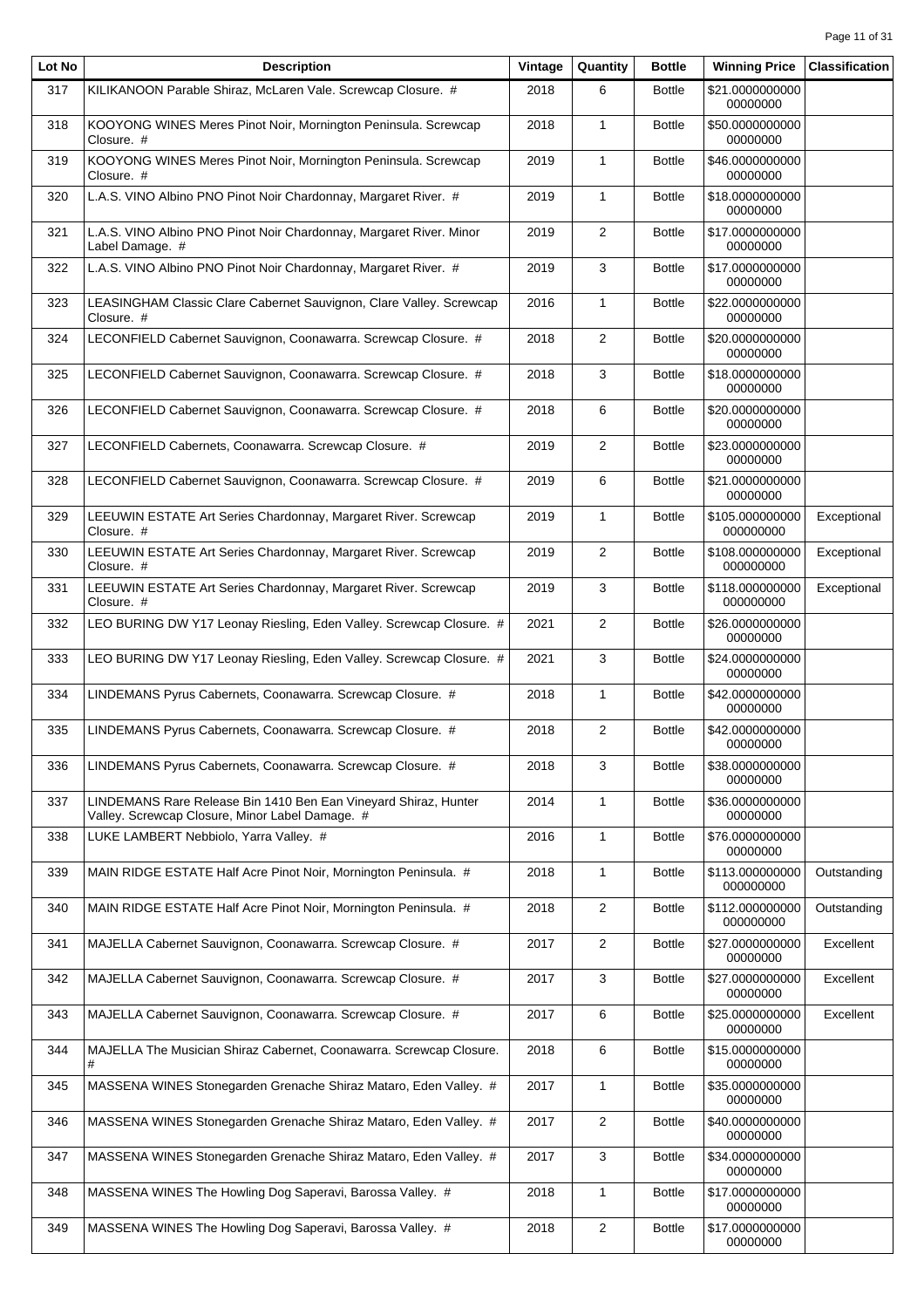| Lot No | Description | Vintage | Quantity | Bottle | Winning Price | Classification |
|---|---|---|---|---|---|---|
| 317 | KILIKANOON Parable Shiraz, McLaren Vale. Screwcap Closure. # | 2018 | 6 | Bottle | $21.000000000000000000 | |
| 318 | KOOYONG WINES Meres Pinot Noir, Mornington Peninsula. Screwcap Closure. # | 2018 | 1 | Bottle | $50.000000000000000000 | |
| 319 | KOOYONG WINES Meres Pinot Noir, Mornington Peninsula. Screwcap Closure. # | 2019 | 1 | Bottle | $46.000000000000000000 | |
| 320 | L.A.S. VINO Albino PNO Pinot Noir Chardonnay, Margaret River. # | 2019 | 1 | Bottle | $18.000000000000000000 | |
| 321 | L.A.S. VINO Albino PNO Pinot Noir Chardonnay, Margaret River. Minor Label Damage. # | 2019 | 2 | Bottle | $17.000000000000000000 | |
| 322 | L.A.S. VINO Albino PNO Pinot Noir Chardonnay, Margaret River. # | 2019 | 3 | Bottle | $17.000000000000000000 | |
| 323 | LEASINGHAM Classic Clare Cabernet Sauvignon, Clare Valley. Screwcap Closure. # | 2016 | 1 | Bottle | $22.000000000000000000 | |
| 324 | LECONFIELD Cabernet Sauvignon, Coonawarra. Screwcap Closure. # | 2018 | 2 | Bottle | $20.000000000000000000 | |
| 325 | LECONFIELD Cabernet Sauvignon, Coonawarra. Screwcap Closure. # | 2018 | 3 | Bottle | $18.000000000000000000 | |
| 326 | LECONFIELD Cabernet Sauvignon, Coonawarra. Screwcap Closure. # | 2018 | 6 | Bottle | $20.000000000000000000 | |
| 327 | LECONFIELD Cabernets, Coonawarra. Screwcap Closure. # | 2019 | 2 | Bottle | $23.000000000000000000 | |
| 328 | LECONFIELD Cabernet Sauvignon, Coonawarra. Screwcap Closure. # | 2019 | 6 | Bottle | $21.000000000000000000 | |
| 329 | LEEUWIN ESTATE Art Series Chardonnay, Margaret River. Screwcap Closure. # | 2019 | 1 | Bottle | $105.000000000000000000 | Exceptional |
| 330 | LEEUWIN ESTATE Art Series Chardonnay, Margaret River. Screwcap Closure. # | 2019 | 2 | Bottle | $108.000000000000000000 | Exceptional |
| 331 | LEEUWIN ESTATE Art Series Chardonnay, Margaret River. Screwcap Closure. # | 2019 | 3 | Bottle | $118.000000000000000000 | Exceptional |
| 332 | LEO BURING DW Y17 Leonay Riesling, Eden Valley. Screwcap Closure. # | 2021 | 2 | Bottle | $26.000000000000000000 | |
| 333 | LEO BURING DW Y17 Leonay Riesling, Eden Valley. Screwcap Closure. # | 2021 | 3 | Bottle | $24.000000000000000000 | |
| 334 | LINDEMANS Pyrus Cabernets, Coonawarra. Screwcap Closure. # | 2018 | 1 | Bottle | $42.000000000000000000 | |
| 335 | LINDEMANS Pyrus Cabernets, Coonawarra. Screwcap Closure. # | 2018 | 2 | Bottle | $42.000000000000000000 | |
| 336 | LINDEMANS Pyrus Cabernets, Coonawarra. Screwcap Closure. # | 2018 | 3 | Bottle | $38.000000000000000000 | |
| 337 | LINDEMANS Rare Release Bin 1410 Ben Ean Vineyard Shiraz, Hunter Valley. Screwcap Closure, Minor Label Damage. # | 2014 | 1 | Bottle | $36.000000000000000000 | |
| 338 | LUKE LAMBERT Nebbiolo, Yarra Valley. # | 2016 | 1 | Bottle | $76.000000000000000000 | |
| 339 | MAIN RIDGE ESTATE Half Acre Pinot Noir, Mornington Peninsula. # | 2018 | 1 | Bottle | $113.000000000000000000 | Outstanding |
| 340 | MAIN RIDGE ESTATE Half Acre Pinot Noir, Mornington Peninsula. # | 2018 | 2 | Bottle | $112.000000000000000000 | Outstanding |
| 341 | MAJELLA Cabernet Sauvignon, Coonawarra. Screwcap Closure. # | 2017 | 2 | Bottle | $27.000000000000000000 | Excellent |
| 342 | MAJELLA Cabernet Sauvignon, Coonawarra. Screwcap Closure. # | 2017 | 3 | Bottle | $27.000000000000000000 | Excellent |
| 343 | MAJELLA Cabernet Sauvignon, Coonawarra. Screwcap Closure. # | 2017 | 6 | Bottle | $25.000000000000000000 | Excellent |
| 344 | MAJELLA The Musician Shiraz Cabernet, Coonawarra. Screwcap Closure. # | 2018 | 6 | Bottle | $15.000000000000000000 | |
| 345 | MASSENA WINES Stonegarden Grenache Shiraz Mataro, Eden Valley. # | 2017 | 1 | Bottle | $35.000000000000000000 | |
| 346 | MASSENA WINES Stonegarden Grenache Shiraz Mataro, Eden Valley. # | 2017 | 2 | Bottle | $40.000000000000000000 | |
| 347 | MASSENA WINES Stonegarden Grenache Shiraz Mataro, Eden Valley. # | 2017 | 3 | Bottle | $34.000000000000000000 | |
| 348 | MASSENA WINES The Howling Dog Saperavi, Barossa Valley. # | 2018 | 1 | Bottle | $17.000000000000000000 | |
| 349 | MASSENA WINES The Howling Dog Saperavi, Barossa Valley. # | 2018 | 2 | Bottle | $17.000000000000000000 | |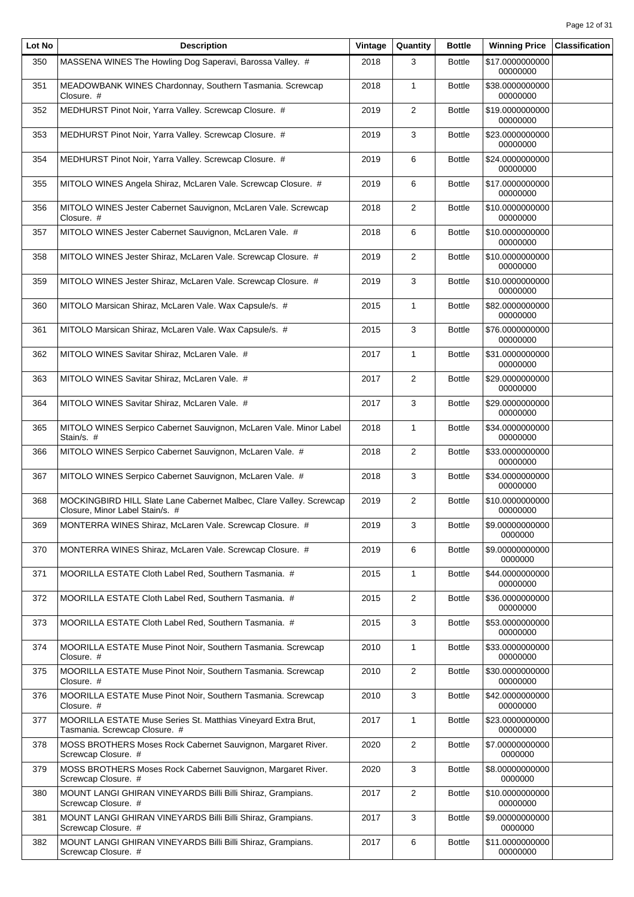| Lot No | Description | Vintage | Quantity | Bottle | Winning Price | Classification |
|---|---|---|---|---|---|---|
| 350 | MASSENA WINES The Howling Dog Saperavi, Barossa Valley. # | 2018 | 3 | Bottle | $17.000000000000000000 | |
| 351 | MEADOWBANK WINES Chardonnay, Southern Tasmania. Screwcap Closure. # | 2018 | 1 | Bottle | $38.000000000000000000 | |
| 352 | MEDHURST Pinot Noir, Yarra Valley. Screwcap Closure. # | 2019 | 2 | Bottle | $19.000000000000000000 | |
| 353 | MEDHURST Pinot Noir, Yarra Valley. Screwcap Closure. # | 2019 | 3 | Bottle | $23.000000000000000000 | |
| 354 | MEDHURST Pinot Noir, Yarra Valley. Screwcap Closure. # | 2019 | 6 | Bottle | $24.000000000000000000 | |
| 355 | MITOLO WINES Angela Shiraz, McLaren Vale. Screwcap Closure. # | 2019 | 6 | Bottle | $17.000000000000000000 | |
| 356 | MITOLO WINES Jester Cabernet Sauvignon, McLaren Vale. Screwcap Closure. # | 2018 | 2 | Bottle | $10.000000000000000000 | |
| 357 | MITOLO WINES Jester Cabernet Sauvignon, McLaren Vale. # | 2018 | 6 | Bottle | $10.000000000000000000 | |
| 358 | MITOLO WINES Jester Shiraz, McLaren Vale. Screwcap Closure. # | 2019 | 2 | Bottle | $10.000000000000000000 | |
| 359 | MITOLO WINES Jester Shiraz, McLaren Vale. Screwcap Closure. # | 2019 | 3 | Bottle | $10.000000000000000000 | |
| 360 | MITOLO Marsican Shiraz, McLaren Vale. Wax Capsule/s. # | 2015 | 1 | Bottle | $82.000000000000000000 | |
| 361 | MITOLO Marsican Shiraz, McLaren Vale. Wax Capsule/s. # | 2015 | 3 | Bottle | $76.000000000000000000 | |
| 362 | MITOLO WINES Savitar Shiraz, McLaren Vale. # | 2017 | 1 | Bottle | $31.000000000000000000 | |
| 363 | MITOLO WINES Savitar Shiraz, McLaren Vale. # | 2017 | 2 | Bottle | $29.000000000000000000 | |
| 364 | MITOLO WINES Savitar Shiraz, McLaren Vale. # | 2017 | 3 | Bottle | $29.000000000000000000 | |
| 365 | MITOLO WINES Serpico Cabernet Sauvignon, McLaren Vale. Minor Label Stain/s. # | 2018 | 1 | Bottle | $34.000000000000000000 | |
| 366 | MITOLO WINES Serpico Cabernet Sauvignon, McLaren Vale. # | 2018 | 2 | Bottle | $33.000000000000000000 | |
| 367 | MITOLO WINES Serpico Cabernet Sauvignon, McLaren Vale. # | 2018 | 3 | Bottle | $34.000000000000000000 | |
| 368 | MOCKINGBIRD HILL Slate Lane Cabernet Malbec, Clare Valley. Screwcap Closure, Minor Label Stain/s. # | 2019 | 2 | Bottle | $10.000000000000000000 | |
| 369 | MONTERRA WINES Shiraz, McLaren Vale. Screwcap Closure. # | 2019 | 3 | Bottle | $9.0000000000000000000 | |
| 370 | MONTERRA WINES Shiraz, McLaren Vale. Screwcap Closure. # | 2019 | 6 | Bottle | $9.0000000000000000000 | |
| 371 | MOORILLA ESTATE Cloth Label Red, Southern Tasmania. # | 2015 | 1 | Bottle | $44.000000000000000000 | |
| 372 | MOORILLA ESTATE Cloth Label Red, Southern Tasmania. # | 2015 | 2 | Bottle | $36.000000000000000000 | |
| 373 | MOORILLA ESTATE Cloth Label Red, Southern Tasmania. # | 2015 | 3 | Bottle | $53.000000000000000000 | |
| 374 | MOORILLA ESTATE Muse Pinot Noir, Southern Tasmania. Screwcap Closure. # | 2010 | 1 | Bottle | $33.000000000000000000 | |
| 375 | MOORILLA ESTATE Muse Pinot Noir, Southern Tasmania. Screwcap Closure. # | 2010 | 2 | Bottle | $30.000000000000000000 | |
| 376 | MOORILLA ESTATE Muse Pinot Noir, Southern Tasmania. Screwcap Closure. # | 2010 | 3 | Bottle | $42.000000000000000000 | |
| 377 | MOORILLA ESTATE Muse Series St. Matthias Vineyard Extra Brut, Tasmania. Screwcap Closure. # | 2017 | 1 | Bottle | $23.000000000000000000 | |
| 378 | MOSS BROTHERS Moses Rock Cabernet Sauvignon, Margaret River. Screwcap Closure. # | 2020 | 2 | Bottle | $7.0000000000000000000 | |
| 379 | MOSS BROTHERS Moses Rock Cabernet Sauvignon, Margaret River. Screwcap Closure. # | 2020 | 3 | Bottle | $8.0000000000000000000 | |
| 380 | MOUNT LANGI GHIRAN VINEYARDS Billi Billi Shiraz, Grampians. Screwcap Closure. # | 2017 | 2 | Bottle | $10.000000000000000000 | |
| 381 | MOUNT LANGI GHIRAN VINEYARDS Billi Billi Shiraz, Grampians. Screwcap Closure. # | 2017 | 3 | Bottle | $9.0000000000000000000 | |
| 382 | MOUNT LANGI GHIRAN VINEYARDS Billi Billi Shiraz, Grampians. Screwcap Closure. # | 2017 | 6 | Bottle | $11.000000000000000000 | |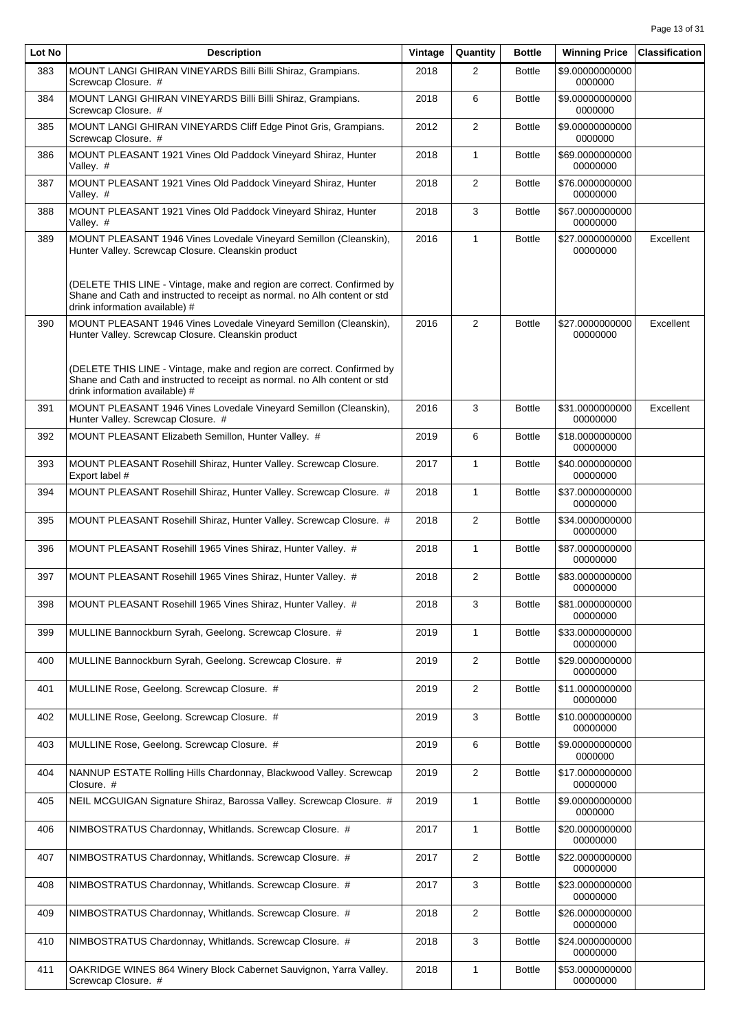| Lot No | Description | Vintage | Quantity | Bottle | Winning Price | Classification |
|---|---|---|---|---|---|---|
| 383 | MOUNT LANGI GHIRAN VINEYARDS Billi Billi Shiraz, Grampians. Screwcap Closure. # | 2018 | 2 | Bottle | $9.000000000000000000 | |
| 384 | MOUNT LANGI GHIRAN VINEYARDS Billi Billi Shiraz, Grampians. Screwcap Closure. # | 2018 | 6 | Bottle | $9.000000000000000000 | |
| 385 | MOUNT LANGI GHIRAN VINEYARDS Cliff Edge Pinot Gris, Grampians. Screwcap Closure. # | 2012 | 2 | Bottle | $9.000000000000000000 | |
| 386 | MOUNT PLEASANT 1921 Vines Old Paddock Vineyard Shiraz, Hunter Valley. # | 2018 | 1 | Bottle | $69.000000000000000000 | |
| 387 | MOUNT PLEASANT 1921 Vines Old Paddock Vineyard Shiraz, Hunter Valley. # | 2018 | 2 | Bottle | $76.000000000000000000 | |
| 388 | MOUNT PLEASANT 1921 Vines Old Paddock Vineyard Shiraz, Hunter Valley. # | 2018 | 3 | Bottle | $67.000000000000000000 | |
| 389 | MOUNT PLEASANT 1946 Vines Lovedale Vineyard Semillon (Cleanskin), Hunter Valley. Screwcap Closure. Cleanskin product<br><br>(DELETE THIS LINE - Vintage, make and region are correct. Confirmed by Shane and Cath and instructed to receipt as normal. no Alh content or std drink information available) # | 2016 | 1 | Bottle | $27.000000000000000000 | Excellent |
| 390 | MOUNT PLEASANT 1946 Vines Lovedale Vineyard Semillon (Cleanskin), Hunter Valley. Screwcap Closure. Cleanskin product<br><br>(DELETE THIS LINE - Vintage, make and region are correct. Confirmed by Shane and Cath and instructed to receipt as normal. no Alh content or std drink information available) # | 2016 | 2 | Bottle | $27.000000000000000000 | Excellent |
| 391 | MOUNT PLEASANT 1946 Vines Lovedale Vineyard Semillon (Cleanskin), Hunter Valley. Screwcap Closure. # | 2016 | 3 | Bottle | $31.000000000000000000 | Excellent |
| 392 | MOUNT PLEASANT Elizabeth Semillon, Hunter Valley. # | 2019 | 6 | Bottle | $18.000000000000000000 | |
| 393 | MOUNT PLEASANT Rosehill Shiraz, Hunter Valley. Screwcap Closure. Export label # | 2017 | 1 | Bottle | $40.000000000000000000 | |
| 394 | MOUNT PLEASANT Rosehill Shiraz, Hunter Valley. Screwcap Closure. # | 2018 | 1 | Bottle | $37.000000000000000000 | |
| 395 | MOUNT PLEASANT Rosehill Shiraz, Hunter Valley. Screwcap Closure. # | 2018 | 2 | Bottle | $34.000000000000000000 | |
| 396 | MOUNT PLEASANT Rosehill 1965 Vines Shiraz, Hunter Valley. # | 2018 | 1 | Bottle | $87.000000000000000000 | |
| 397 | MOUNT PLEASANT Rosehill 1965 Vines Shiraz, Hunter Valley. # | 2018 | 2 | Bottle | $83.000000000000000000 | |
| 398 | MOUNT PLEASANT Rosehill 1965 Vines Shiraz, Hunter Valley. # | 2018 | 3 | Bottle | $81.000000000000000000 | |
| 399 | MULLINE Bannockburn Syrah, Geelong. Screwcap Closure. # | 2019 | 1 | Bottle | $33.000000000000000000 | |
| 400 | MULLINE Bannockburn Syrah, Geelong. Screwcap Closure. # | 2019 | 2 | Bottle | $29.000000000000000000 | |
| 401 | MULLINE Rose, Geelong. Screwcap Closure. # | 2019 | 2 | Bottle | $11.000000000000000000 | |
| 402 | MULLINE Rose, Geelong. Screwcap Closure. # | 2019 | 3 | Bottle | $10.000000000000000000 | |
| 403 | MULLINE Rose, Geelong. Screwcap Closure. # | 2019 | 6 | Bottle | $9.000000000000000000 | |
| 404 | NANNUP ESTATE Rolling Hills Chardonnay, Blackwood Valley. Screwcap Closure. # | 2019 | 2 | Bottle | $17.000000000000000000 | |
| 405 | NEIL MCGUIGAN Signature Shiraz, Barossa Valley. Screwcap Closure. # | 2019 | 1 | Bottle | $9.000000000000000000 | |
| 406 | NIMBOSTRATUS Chardonnay, Whitlands. Screwcap Closure. # | 2017 | 1 | Bottle | $20.000000000000000000 | |
| 407 | NIMBOSTRATUS Chardonnay, Whitlands. Screwcap Closure. # | 2017 | 2 | Bottle | $22.000000000000000000 | |
| 408 | NIMBOSTRATUS Chardonnay, Whitlands. Screwcap Closure. # | 2017 | 3 | Bottle | $23.000000000000000000 | |
| 409 | NIMBOSTRATUS Chardonnay, Whitlands. Screwcap Closure. # | 2018 | 2 | Bottle | $26.000000000000000000 | |
| 410 | NIMBOSTRATUS Chardonnay, Whitlands. Screwcap Closure. # | 2018 | 3 | Bottle | $24.000000000000000000 | |
| 411 | OAKRIDGE WINES 864 Winery Block Cabernet Sauvignon, Yarra Valley. Screwcap Closure. # | 2018 | 1 | Bottle | $53.000000000000000000 | |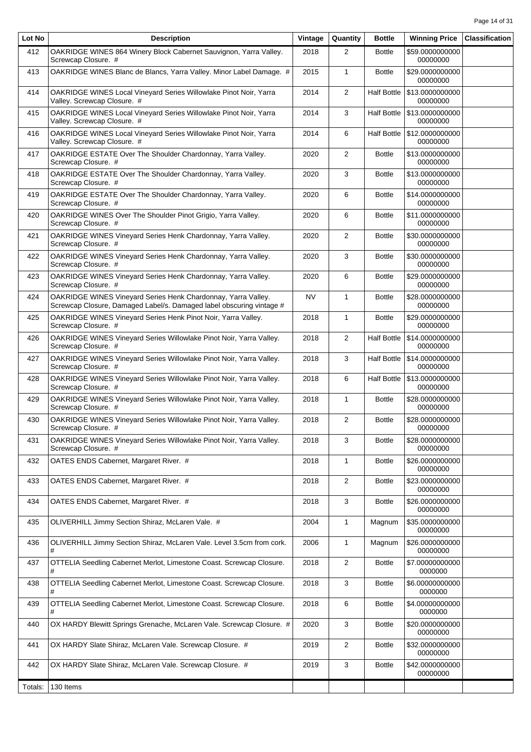| Lot No | Description | Vintage | Quantity | Bottle | Winning Price | Classification |
|---|---|---|---|---|---|---|
| 412 | OAKRIDGE WINES 864 Winery Block Cabernet Sauvignon, Yarra Valley. Screwcap Closure. # | 2018 | 2 | Bottle | $59.000000000000000000 | |
| 413 | OAKRIDGE WINES Blanc de Blancs, Yarra Valley. Minor Label Damage. # | 2015 | 1 | Bottle | $29.000000000000000000 | |
| 414 | OAKRIDGE WINES Local Vineyard Series Willowlake Pinot Noir, Yarra Valley. Screwcap Closure. # | 2014 | 2 | Half Bottle | $13.000000000000000000 | |
| 415 | OAKRIDGE WINES Local Vineyard Series Willowlake Pinot Noir, Yarra Valley. Screwcap Closure. # | 2014 | 3 | Half Bottle | $13.000000000000000000 | |
| 416 | OAKRIDGE WINES Local Vineyard Series Willowlake Pinot Noir, Yarra Valley. Screwcap Closure. # | 2014 | 6 | Half Bottle | $12.000000000000000000 | |
| 417 | OAKRIDGE ESTATE Over The Shoulder Chardonnay, Yarra Valley. Screwcap Closure. # | 2020 | 2 | Bottle | $13.000000000000000000 | |
| 418 | OAKRIDGE ESTATE Over The Shoulder Chardonnay, Yarra Valley. Screwcap Closure. # | 2020 | 3 | Bottle | $13.000000000000000000 | |
| 419 | OAKRIDGE ESTATE Over The Shoulder Chardonnay, Yarra Valley. Screwcap Closure. # | 2020 | 6 | Bottle | $14.000000000000000000 | |
| 420 | OAKRIDGE WINES Over The Shoulder Pinot Grigio, Yarra Valley. Screwcap Closure. # | 2020 | 6 | Bottle | $11.000000000000000000 | |
| 421 | OAKRIDGE WINES Vineyard Series Henk Chardonnay, Yarra Valley. Screwcap Closure. # | 2020 | 2 | Bottle | $30.000000000000000000 | |
| 422 | OAKRIDGE WINES Vineyard Series Henk Chardonnay, Yarra Valley. Screwcap Closure. # | 2020 | 3 | Bottle | $30.000000000000000000 | |
| 423 | OAKRIDGE WINES Vineyard Series Henk Chardonnay, Yarra Valley. Screwcap Closure. # | 2020 | 6 | Bottle | $29.000000000000000000 | |
| 424 | OAKRIDGE WINES Vineyard Series Henk Chardonnay, Yarra Valley. Screwcap Closure, Damaged Label/s. Damaged label obscuring vintage # | NV | 1 | Bottle | $28.000000000000000000 | |
| 425 | OAKRIDGE WINES Vineyard Series Henk Pinot Noir, Yarra Valley. Screwcap Closure. # | 2018 | 1 | Bottle | $29.000000000000000000 | |
| 426 | OAKRIDGE WINES Vineyard Series Willowlake Pinot Noir, Yarra Valley. Screwcap Closure. # | 2018 | 2 | Half Bottle | $14.000000000000000000 | |
| 427 | OAKRIDGE WINES Vineyard Series Willowlake Pinot Noir, Yarra Valley. Screwcap Closure. # | 2018 | 3 | Half Bottle | $14.000000000000000000 | |
| 428 | OAKRIDGE WINES Vineyard Series Willowlake Pinot Noir, Yarra Valley. Screwcap Closure. # | 2018 | 6 | Half Bottle | $13.000000000000000000 | |
| 429 | OAKRIDGE WINES Vineyard Series Willowlake Pinot Noir, Yarra Valley. Screwcap Closure. # | 2018 | 1 | Bottle | $28.000000000000000000 | |
| 430 | OAKRIDGE WINES Vineyard Series Willowlake Pinot Noir, Yarra Valley. Screwcap Closure. # | 2018 | 2 | Bottle | $28.000000000000000000 | |
| 431 | OAKRIDGE WINES Vineyard Series Willowlake Pinot Noir, Yarra Valley. Screwcap Closure. # | 2018 | 3 | Bottle | $28.000000000000000000 | |
| 432 | OATES ENDS Cabernet, Margaret River. # | 2018 | 1 | Bottle | $26.000000000000000000 | |
| 433 | OATES ENDS Cabernet, Margaret River. # | 2018 | 2 | Bottle | $23.000000000000000000 | |
| 434 | OATES ENDS Cabernet, Margaret River. # | 2018 | 3 | Bottle | $26.000000000000000000 | |
| 435 | OLIVERHILL Jimmy Section Shiraz, McLaren Vale. # | 2004 | 1 | Magnum | $35.000000000000000000 | |
| 436 | OLIVERHILL Jimmy Section Shiraz, McLaren Vale. Level 3.5cm from cork. # | 2006 | 1 | Magnum | $26.000000000000000000 | |
| 437 | OTTELIA Seedling Cabernet Merlot, Limestone Coast. Screwcap Closure. # | 2018 | 2 | Bottle | $7.000000000000000000 | |
| 438 | OTTELIA Seedling Cabernet Merlot, Limestone Coast. Screwcap Closure. # | 2018 | 3 | Bottle | $6.000000000000000000 | |
| 439 | OTTELIA Seedling Cabernet Merlot, Limestone Coast. Screwcap Closure. # | 2018 | 6 | Bottle | $4.000000000000000000 | |
| 440 | OX HARDY Blewitt Springs Grenache, McLaren Vale. Screwcap Closure. # | 2020 | 3 | Bottle | $20.000000000000000000 | |
| 441 | OX HARDY Slate Shiraz, McLaren Vale. Screwcap Closure. # | 2019 | 2 | Bottle | $32.000000000000000000 | |
| 442 | OX HARDY Slate Shiraz, McLaren Vale. Screwcap Closure. # | 2019 | 3 | Bottle | $42.000000000000000000 | |
| Totals: | 130 Items | | | | | |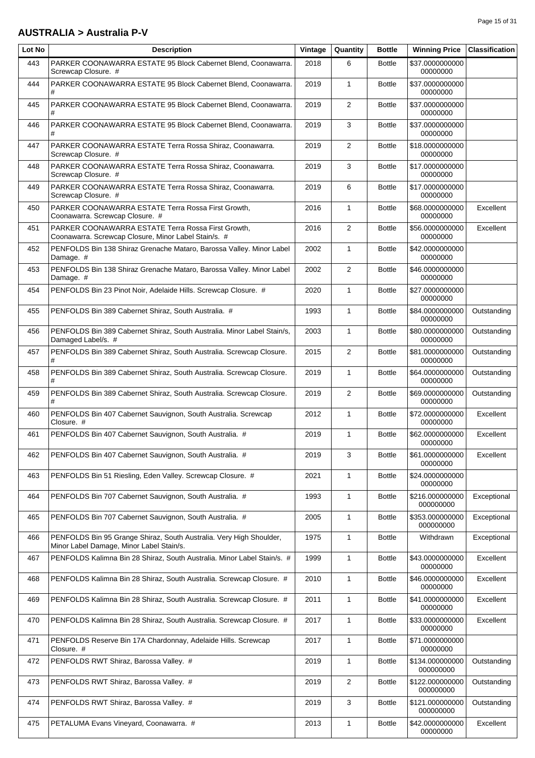## AUSTRALIA > Australia P-V

| Lot No | Description | Vintage | Quantity | Bottle | Winning Price | Classification |
|---|---|---|---|---|---|---|
| 443 | PARKER COONAWARRA ESTATE 95 Block Cabernet Blend, Coonawarra. Screwcap Closure. # | 2018 | 6 | Bottle | $37.000000000000000000 | |
| 444 | PARKER COONAWARRA ESTATE 95 Block Cabernet Blend, Coonawarra. # | 2019 | 1 | Bottle | $37.000000000000000000 | |
| 445 | PARKER COONAWARRA ESTATE 95 Block Cabernet Blend, Coonawarra. # | 2019 | 2 | Bottle | $37.000000000000000000 | |
| 446 | PARKER COONAWARRA ESTATE 95 Block Cabernet Blend, Coonawarra. # | 2019 | 3 | Bottle | $37.000000000000000000 | |
| 447 | PARKER COONAWARRA ESTATE Terra Rossa Shiraz, Coonawarra. Screwcap Closure. # | 2019 | 2 | Bottle | $18.000000000000000000 | |
| 448 | PARKER COONAWARRA ESTATE Terra Rossa Shiraz, Coonawarra. Screwcap Closure. # | 2019 | 3 | Bottle | $17.000000000000000000 | |
| 449 | PARKER COONAWARRA ESTATE Terra Rossa Shiraz, Coonawarra. Screwcap Closure. # | 2019 | 6 | Bottle | $17.000000000000000000 | |
| 450 | PARKER COONAWARRA ESTATE Terra Rossa First Growth, Coonawarra. Screwcap Closure. # | 2016 | 1 | Bottle | $68.000000000000000000 | Excellent |
| 451 | PARKER COONAWARRA ESTATE Terra Rossa First Growth, Coonawarra. Screwcap Closure, Minor Label Stain/s. # | 2016 | 2 | Bottle | $56.000000000000000000 | Excellent |
| 452 | PENFOLDS Bin 138 Shiraz Grenache Mataro, Barossa Valley. Minor Label Damage. # | 2002 | 1 | Bottle | $42.000000000000000000 | |
| 453 | PENFOLDS Bin 138 Shiraz Grenache Mataro, Barossa Valley. Minor Label Damage. # | 2002 | 2 | Bottle | $46.000000000000000000 | |
| 454 | PENFOLDS Bin 23 Pinot Noir, Adelaide Hills. Screwcap Closure. # | 2020 | 1 | Bottle | $27.000000000000000000 | |
| 455 | PENFOLDS Bin 389 Cabernet Shiraz, South Australia. # | 1993 | 1 | Bottle | $84.000000000000000000 | Outstanding |
| 456 | PENFOLDS Bin 389 Cabernet Shiraz, South Australia. Minor Label Stain/s, Damaged Label/s. # | 2003 | 1 | Bottle | $80.000000000000000000 | Outstanding |
| 457 | PENFOLDS Bin 389 Cabernet Shiraz, South Australia. Screwcap Closure. # | 2015 | 2 | Bottle | $81.000000000000000000 | Outstanding |
| 458 | PENFOLDS Bin 389 Cabernet Shiraz, South Australia. Screwcap Closure. # | 2019 | 1 | Bottle | $64.000000000000000000 | Outstanding |
| 459 | PENFOLDS Bin 389 Cabernet Shiraz, South Australia. Screwcap Closure. # | 2019 | 2 | Bottle | $69.000000000000000000 | Outstanding |
| 460 | PENFOLDS Bin 407 Cabernet Sauvignon, South Australia. Screwcap Closure. # | 2012 | 1 | Bottle | $72.000000000000000000 | Excellent |
| 461 | PENFOLDS Bin 407 Cabernet Sauvignon, South Australia. # | 2019 | 1 | Bottle | $62.000000000000000000 | Excellent |
| 462 | PENFOLDS Bin 407 Cabernet Sauvignon, South Australia. # | 2019 | 3 | Bottle | $61.000000000000000000 | Excellent |
| 463 | PENFOLDS Bin 51 Riesling, Eden Valley. Screwcap Closure. # | 2021 | 1 | Bottle | $24.000000000000000000 | |
| 464 | PENFOLDS Bin 707 Cabernet Sauvignon, South Australia. # | 1993 | 1 | Bottle | $216.000000000000000000 | Exceptional |
| 465 | PENFOLDS Bin 707 Cabernet Sauvignon, South Australia. # | 2005 | 1 | Bottle | $353.000000000000000000 | Exceptional |
| 466 | PENFOLDS Bin 95 Grange Shiraz, South Australia. Very High Shoulder, Minor Label Damage, Minor Label Stain/s. | 1975 | 1 | Bottle | Withdrawn | Exceptional |
| 467 | PENFOLDS Kalimna Bin 28 Shiraz, South Australia. Minor Label Stain/s. # | 1999 | 1 | Bottle | $43.000000000000000000 | Excellent |
| 468 | PENFOLDS Kalimna Bin 28 Shiraz, South Australia. Screwcap Closure. # | 2010 | 1 | Bottle | $46.000000000000000000 | Excellent |
| 469 | PENFOLDS Kalimna Bin 28 Shiraz, South Australia. Screwcap Closure. # | 2011 | 1 | Bottle | $41.000000000000000000 | Excellent |
| 470 | PENFOLDS Kalimna Bin 28 Shiraz, South Australia. Screwcap Closure. # | 2017 | 1 | Bottle | $33.000000000000000000 | Excellent |
| 471 | PENFOLDS Reserve Bin 17A Chardonnay, Adelaide Hills. Screwcap Closure. # | 2017 | 1 | Bottle | $71.000000000000000000 | |
| 472 | PENFOLDS RWT Shiraz, Barossa Valley. # | 2019 | 1 | Bottle | $134.000000000000000000 | Outstanding |
| 473 | PENFOLDS RWT Shiraz, Barossa Valley. # | 2019 | 2 | Bottle | $122.000000000000000000 | Outstanding |
| 474 | PENFOLDS RWT Shiraz, Barossa Valley. # | 2019 | 3 | Bottle | $121.000000000000000000 | Outstanding |
| 475 | PETALUMA Evans Vineyard, Coonawarra. # | 2013 | 1 | Bottle | $42.000000000000000000 | Excellent |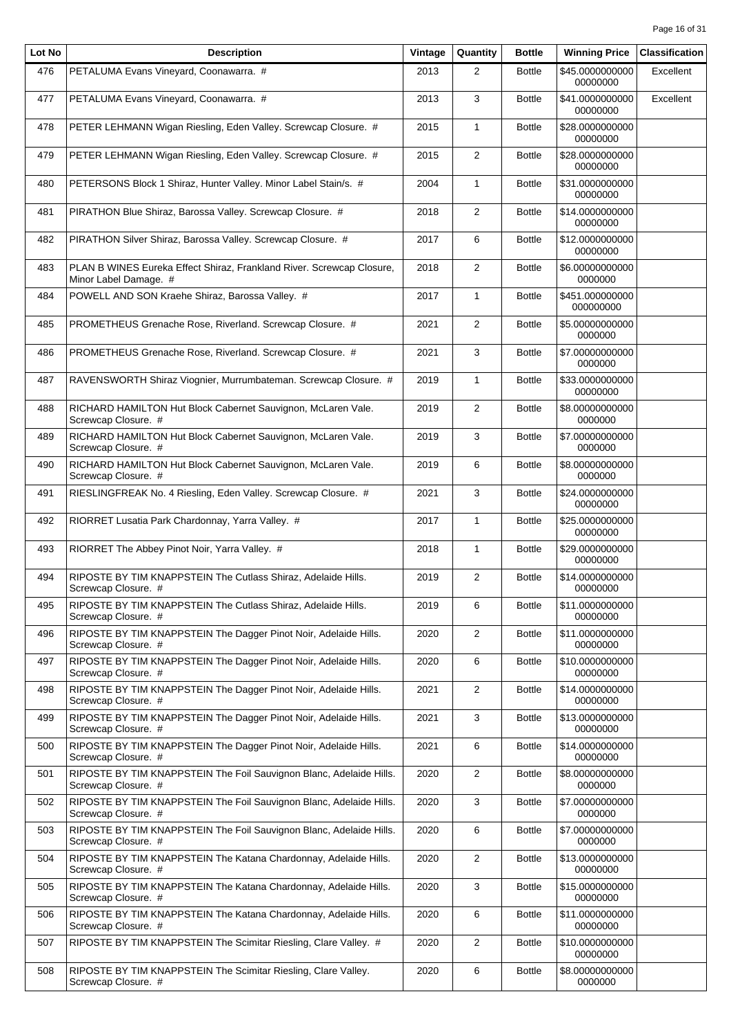| Lot No | Description | Vintage | Quantity | Bottle | Winning Price | Classification |
|---|---|---|---|---|---|---|
| 476 | PETALUMA Evans Vineyard, Coonawarra. # | 2013 | 2 | Bottle | $45.000000000000000000 | Excellent |
| 477 | PETALUMA Evans Vineyard, Coonawarra. # | 2013 | 3 | Bottle | $41.000000000000000000 | Excellent |
| 478 | PETER LEHMANN Wigan Riesling, Eden Valley. Screwcap Closure. # | 2015 | 1 | Bottle | $28.000000000000000000 | |
| 479 | PETER LEHMANN Wigan Riesling, Eden Valley. Screwcap Closure. # | 2015 | 2 | Bottle | $28.000000000000000000 | |
| 480 | PETERSONS Block 1 Shiraz, Hunter Valley. Minor Label Stain/s. # | 2004 | 1 | Bottle | $31.000000000000000000 | |
| 481 | PIRATHON Blue Shiraz, Barossa Valley. Screwcap Closure. # | 2018 | 2 | Bottle | $14.000000000000000000 | |
| 482 | PIRATHON Silver Shiraz, Barossa Valley. Screwcap Closure. # | 2017 | 6 | Bottle | $12.000000000000000000 | |
| 483 | PLAN B WINES Eureka Effect Shiraz, Frankland River. Screwcap Closure, Minor Label Damage. # | 2018 | 2 | Bottle | $6.000000000000000000 | |
| 484 | POWELL AND SON Kraehe Shiraz, Barossa Valley. # | 2017 | 1 | Bottle | $451.000000000000000000 | |
| 485 | PROMETHEUS Grenache Rose, Riverland. Screwcap Closure. # | 2021 | 2 | Bottle | $5.000000000000000000 | |
| 486 | PROMETHEUS Grenache Rose, Riverland. Screwcap Closure. # | 2021 | 3 | Bottle | $7.000000000000000000 | |
| 487 | RAVENSWORTH Shiraz Viognier, Murrumbateman. Screwcap Closure. # | 2019 | 1 | Bottle | $33.000000000000000000 | |
| 488 | RICHARD HAMILTON Hut Block Cabernet Sauvignon, McLaren Vale. Screwcap Closure. # | 2019 | 2 | Bottle | $8.000000000000000000 | |
| 489 | RICHARD HAMILTON Hut Block Cabernet Sauvignon, McLaren Vale. Screwcap Closure. # | 2019 | 3 | Bottle | $7.000000000000000000 | |
| 490 | RICHARD HAMILTON Hut Block Cabernet Sauvignon, McLaren Vale. Screwcap Closure. # | 2019 | 6 | Bottle | $8.000000000000000000 | |
| 491 | RIESLINGFREAK No. 4 Riesling, Eden Valley. Screwcap Closure. # | 2021 | 3 | Bottle | $24.000000000000000000 | |
| 492 | RIORRET Lusatia Park Chardonnay, Yarra Valley. # | 2017 | 1 | Bottle | $25.000000000000000000 | |
| 493 | RIORRET The Abbey Pinot Noir, Yarra Valley. # | 2018 | 1 | Bottle | $29.000000000000000000 | |
| 494 | RIPOSTE BY TIM KNAPPSTEIN The Cutlass Shiraz, Adelaide Hills. Screwcap Closure. # | 2019 | 2 | Bottle | $14.000000000000000000 | |
| 495 | RIPOSTE BY TIM KNAPPSTEIN The Cutlass Shiraz, Adelaide Hills. Screwcap Closure. # | 2019 | 6 | Bottle | $11.000000000000000000 | |
| 496 | RIPOSTE BY TIM KNAPPSTEIN The Dagger Pinot Noir, Adelaide Hills. Screwcap Closure. # | 2020 | 2 | Bottle | $11.000000000000000000 | |
| 497 | RIPOSTE BY TIM KNAPPSTEIN The Dagger Pinot Noir, Adelaide Hills. Screwcap Closure. # | 2020 | 6 | Bottle | $10.000000000000000000 | |
| 498 | RIPOSTE BY TIM KNAPPSTEIN The Dagger Pinot Noir, Adelaide Hills. Screwcap Closure. # | 2021 | 2 | Bottle | $14.000000000000000000 | |
| 499 | RIPOSTE BY TIM KNAPPSTEIN The Dagger Pinot Noir, Adelaide Hills. Screwcap Closure. # | 2021 | 3 | Bottle | $13.000000000000000000 | |
| 500 | RIPOSTE BY TIM KNAPPSTEIN The Dagger Pinot Noir, Adelaide Hills. Screwcap Closure. # | 2021 | 6 | Bottle | $14.000000000000000000 | |
| 501 | RIPOSTE BY TIM KNAPPSTEIN The Foil Sauvignon Blanc, Adelaide Hills. Screwcap Closure. # | 2020 | 2 | Bottle | $8.000000000000000000 | |
| 502 | RIPOSTE BY TIM KNAPPSTEIN The Foil Sauvignon Blanc, Adelaide Hills. Screwcap Closure. # | 2020 | 3 | Bottle | $7.000000000000000000 | |
| 503 | RIPOSTE BY TIM KNAPPSTEIN The Foil Sauvignon Blanc, Adelaide Hills. Screwcap Closure. # | 2020 | 6 | Bottle | $7.000000000000000000 | |
| 504 | RIPOSTE BY TIM KNAPPSTEIN The Katana Chardonnay, Adelaide Hills. Screwcap Closure. # | 2020 | 2 | Bottle | $13.000000000000000000 | |
| 505 | RIPOSTE BY TIM KNAPPSTEIN The Katana Chardonnay, Adelaide Hills. Screwcap Closure. # | 2020 | 3 | Bottle | $15.000000000000000000 | |
| 506 | RIPOSTE BY TIM KNAPPSTEIN The Katana Chardonnay, Adelaide Hills. Screwcap Closure. # | 2020 | 6 | Bottle | $11.000000000000000000 | |
| 507 | RIPOSTE BY TIM KNAPPSTEIN The Scimitar Riesling, Clare Valley. # | 2020 | 2 | Bottle | $10.000000000000000000 | |
| 508 | RIPOSTE BY TIM KNAPPSTEIN The Scimitar Riesling, Clare Valley. Screwcap Closure. # | 2020 | 6 | Bottle | $8.000000000000000000 | |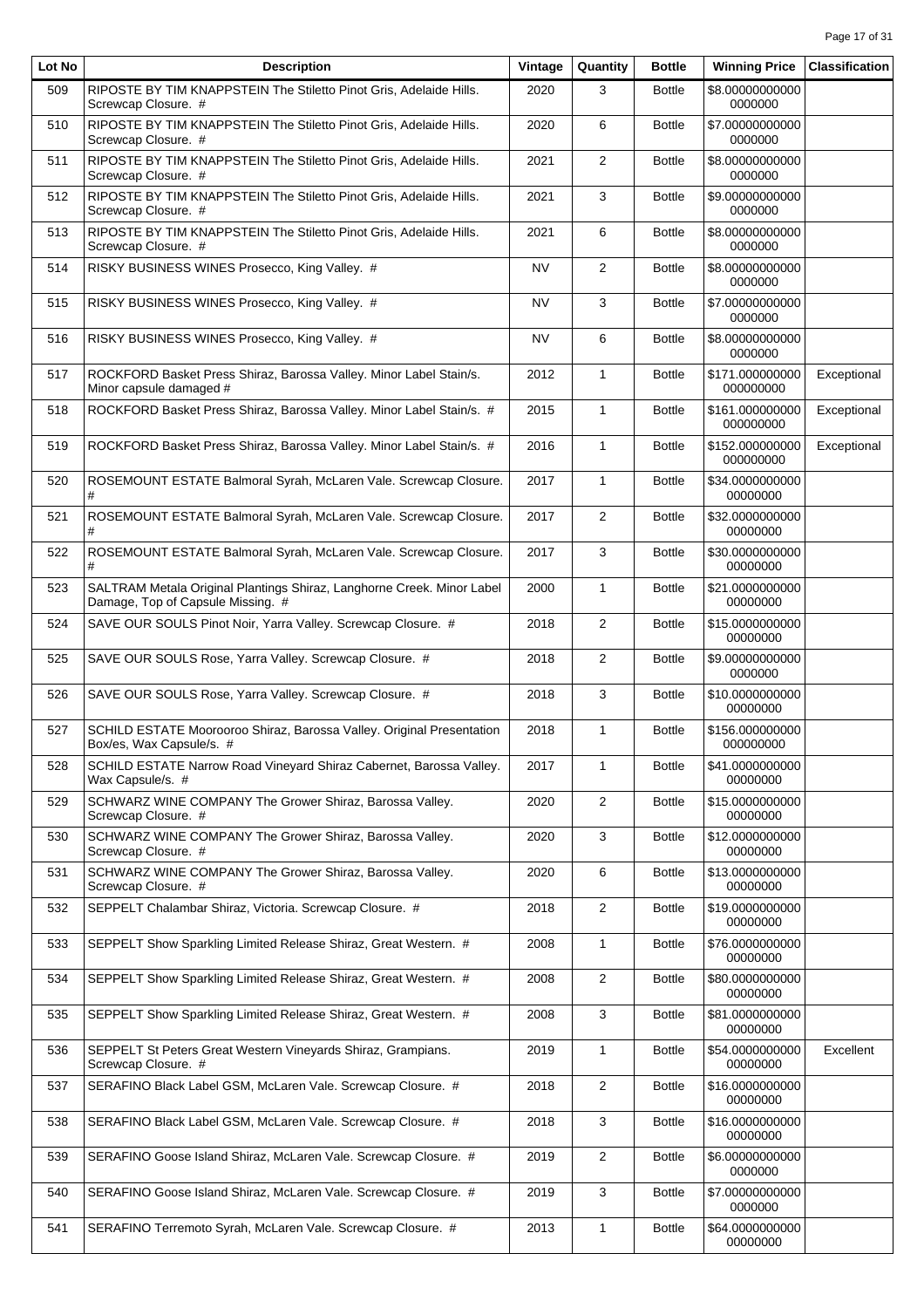| Lot No | Description | Vintage | Quantity | Bottle | Winning Price | Classification |
|---|---|---|---|---|---|---|
| 509 | RIPOSTE BY TIM KNAPPSTEIN The Stiletto Pinot Gris, Adelaide Hills. Screwcap Closure. # | 2020 | 3 | Bottle | $8.000000000000000000 | |
| 510 | RIPOSTE BY TIM KNAPPSTEIN The Stiletto Pinot Gris, Adelaide Hills. Screwcap Closure. # | 2020 | 6 | Bottle | $7.000000000000000000 | |
| 511 | RIPOSTE BY TIM KNAPPSTEIN The Stiletto Pinot Gris, Adelaide Hills. Screwcap Closure. # | 2021 | 2 | Bottle | $8.000000000000000000 | |
| 512 | RIPOSTE BY TIM KNAPPSTEIN The Stiletto Pinot Gris, Adelaide Hills. Screwcap Closure. # | 2021 | 3 | Bottle | $9.000000000000000000 | |
| 513 | RIPOSTE BY TIM KNAPPSTEIN The Stiletto Pinot Gris, Adelaide Hills. Screwcap Closure. # | 2021 | 6 | Bottle | $8.000000000000000000 | |
| 514 | RISKY BUSINESS WINES Prosecco, King Valley. # | NV | 2 | Bottle | $8.000000000000000000 | |
| 515 | RISKY BUSINESS WINES Prosecco, King Valley. # | NV | 3 | Bottle | $7.000000000000000000 | |
| 516 | RISKY BUSINESS WINES Prosecco, King Valley. # | NV | 6 | Bottle | $8.000000000000000000 | |
| 517 | ROCKFORD Basket Press Shiraz, Barossa Valley. Minor Label Stain/s. Minor capsule damaged # | 2012 | 1 | Bottle | $171.000000000000000000 | Exceptional |
| 518 | ROCKFORD Basket Press Shiraz, Barossa Valley. Minor Label Stain/s. # | 2015 | 1 | Bottle | $161.000000000000000000 | Exceptional |
| 519 | ROCKFORD Basket Press Shiraz, Barossa Valley. Minor Label Stain/s. # | 2016 | 1 | Bottle | $152.000000000000000000 | Exceptional |
| 520 | ROSEMOUNT ESTATE Balmoral Syrah, McLaren Vale. Screwcap Closure. # | 2017 | 1 | Bottle | $34.000000000000000000 | |
| 521 | ROSEMOUNT ESTATE Balmoral Syrah, McLaren Vale. Screwcap Closure. # | 2017 | 2 | Bottle | $32.000000000000000000 | |
| 522 | ROSEMOUNT ESTATE Balmoral Syrah, McLaren Vale. Screwcap Closure. # | 2017 | 3 | Bottle | $30.000000000000000000 | |
| 523 | SALTRAM Metala Original Plantings Shiraz, Langhorne Creek. Minor Label Damage, Top of Capsule Missing. # | 2000 | 1 | Bottle | $21.000000000000000000 | |
| 524 | SAVE OUR SOULS Pinot Noir, Yarra Valley. Screwcap Closure. # | 2018 | 2 | Bottle | $15.000000000000000000 | |
| 525 | SAVE OUR SOULS Rose, Yarra Valley. Screwcap Closure. # | 2018 | 2 | Bottle | $9.000000000000000000 | |
| 526 | SAVE OUR SOULS Rose, Yarra Valley. Screwcap Closure. # | 2018 | 3 | Bottle | $10.000000000000000000 | |
| 527 | SCHILD ESTATE Moorooroo Shiraz, Barossa Valley. Original Presentation Box/es, Wax Capsule/s. # | 2018 | 1 | Bottle | $156.000000000000000000 | |
| 528 | SCHILD ESTATE Narrow Road Vineyard Shiraz Cabernet, Barossa Valley. Wax Capsule/s. # | 2017 | 1 | Bottle | $41.000000000000000000 | |
| 529 | SCHWARZ WINE COMPANY The Grower Shiraz, Barossa Valley. Screwcap Closure. # | 2020 | 2 | Bottle | $15.000000000000000000 | |
| 530 | SCHWARZ WINE COMPANY The Grower Shiraz, Barossa Valley. Screwcap Closure. # | 2020 | 3 | Bottle | $12.000000000000000000 | |
| 531 | SCHWARZ WINE COMPANY The Grower Shiraz, Barossa Valley. Screwcap Closure. # | 2020 | 6 | Bottle | $13.000000000000000000 | |
| 532 | SEPPELT Chalambar Shiraz, Victoria. Screwcap Closure. # | 2018 | 2 | Bottle | $19.000000000000000000 | |
| 533 | SEPPELT Show Sparkling Limited Release Shiraz, Great Western. # | 2008 | 1 | Bottle | $76.000000000000000000 | |
| 534 | SEPPELT Show Sparkling Limited Release Shiraz, Great Western. # | 2008 | 2 | Bottle | $80.000000000000000000 | |
| 535 | SEPPELT Show Sparkling Limited Release Shiraz, Great Western. # | 2008 | 3 | Bottle | $81.000000000000000000 | |
| 536 | SEPPELT St Peters Great Western Vineyards Shiraz, Grampians. Screwcap Closure. # | 2019 | 1 | Bottle | $54.000000000000000000 | Excellent |
| 537 | SERAFINO Black Label GSM, McLaren Vale. Screwcap Closure. # | 2018 | 2 | Bottle | $16.000000000000000000 | |
| 538 | SERAFINO Black Label GSM, McLaren Vale. Screwcap Closure. # | 2018 | 3 | Bottle | $16.000000000000000000 | |
| 539 | SERAFINO Goose Island Shiraz, McLaren Vale. Screwcap Closure. # | 2019 | 2 | Bottle | $6.000000000000000000 | |
| 540 | SERAFINO Goose Island Shiraz, McLaren Vale. Screwcap Closure. # | 2019 | 3 | Bottle | $7.000000000000000000 | |
| 541 | SERAFINO Terremoto Syrah, McLaren Vale. Screwcap Closure. # | 2013 | 1 | Bottle | $64.000000000000000000 | |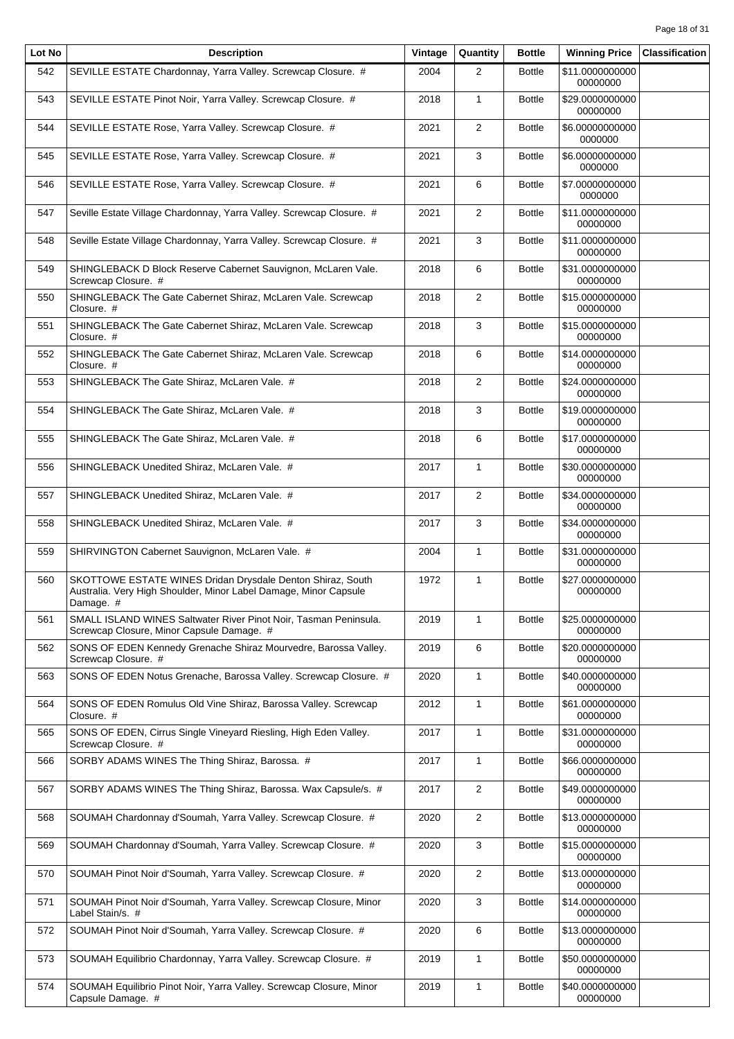| Lot No | Description | Vintage | Quantity | Bottle | Winning Price | Classification |
| --- | --- | --- | --- | --- | --- | --- |
| 542 | SEVILLE ESTATE Chardonnay, Yarra Valley. Screwcap Closure. # | 2004 | 2 | Bottle | $11.0000000000 00000000 | |
| 543 | SEVILLE ESTATE Pinot Noir, Yarra Valley. Screwcap Closure. # | 2018 | 1 | Bottle | $29.0000000000 00000000 | |
| 544 | SEVILLE ESTATE Rose, Yarra Valley. Screwcap Closure. # | 2021 | 2 | Bottle | $6.00000000000 0000000 | |
| 545 | SEVILLE ESTATE Rose, Yarra Valley. Screwcap Closure. # | 2021 | 3 | Bottle | $6.00000000000 0000000 | |
| 546 | SEVILLE ESTATE Rose, Yarra Valley. Screwcap Closure. # | 2021 | 6 | Bottle | $7.00000000000 0000000 | |
| 547 | Seville Estate Village Chardonnay, Yarra Valley. Screwcap Closure. # | 2021 | 2 | Bottle | $11.0000000000 00000000 | |
| 548 | Seville Estate Village Chardonnay, Yarra Valley. Screwcap Closure. # | 2021 | 3 | Bottle | $11.0000000000 00000000 | |
| 549 | SHINGLEBACK D Block Reserve Cabernet Sauvignon, McLaren Vale. Screwcap Closure. # | 2018 | 6 | Bottle | $31.0000000000 00000000 | |
| 550 | SHINGLEBACK The Gate Cabernet Shiraz, McLaren Vale. Screwcap Closure. # | 2018 | 2 | Bottle | $15.0000000000 00000000 | |
| 551 | SHINGLEBACK The Gate Cabernet Shiraz, McLaren Vale. Screwcap Closure. # | 2018 | 3 | Bottle | $15.0000000000 00000000 | |
| 552 | SHINGLEBACK The Gate Cabernet Shiraz, McLaren Vale. Screwcap Closure. # | 2018 | 6 | Bottle | $14.0000000000 00000000 | |
| 553 | SHINGLEBACK The Gate Shiraz, McLaren Vale. # | 2018 | 2 | Bottle | $24.0000000000 00000000 | |
| 554 | SHINGLEBACK The Gate Shiraz, McLaren Vale. # | 2018 | 3 | Bottle | $19.0000000000 00000000 | |
| 555 | SHINGLEBACK The Gate Shiraz, McLaren Vale. # | 2018 | 6 | Bottle | $17.0000000000 00000000 | |
| 556 | SHINGLEBACK Unedited Shiraz, McLaren Vale. # | 2017 | 1 | Bottle | $30.0000000000 00000000 | |
| 557 | SHINGLEBACK Unedited Shiraz, McLaren Vale. # | 2017 | 2 | Bottle | $34.0000000000 00000000 | |
| 558 | SHINGLEBACK Unedited Shiraz, McLaren Vale. # | 2017 | 3 | Bottle | $34.0000000000 00000000 | |
| 559 | SHIRVINGTON Cabernet Sauvignon, McLaren Vale. # | 2004 | 1 | Bottle | $31.0000000000 00000000 | |
| 560 | SKOTTOWE ESTATE WINES Dridan Drysdale Denton Shiraz, South Australia. Very High Shoulder, Minor Label Damage, Minor Capsule Damage. # | 1972 | 1 | Bottle | $27.0000000000 00000000 | |
| 561 | SMALL ISLAND WINES Saltwater River Pinot Noir, Tasman Peninsula. Screwcap Closure, Minor Capsule Damage. # | 2019 | 1 | Bottle | $25.0000000000 00000000 | |
| 562 | SONS OF EDEN Kennedy Grenache Shiraz Mourvedre, Barossa Valley. Screwcap Closure. # | 2019 | 6 | Bottle | $20.0000000000 00000000 | |
| 563 | SONS OF EDEN Notus Grenache, Barossa Valley. Screwcap Closure. # | 2020 | 1 | Bottle | $40.0000000000 00000000 | |
| 564 | SONS OF EDEN Romulus Old Vine Shiraz, Barossa Valley. Screwcap Closure. # | 2012 | 1 | Bottle | $61.0000000000 00000000 | |
| 565 | SONS OF EDEN, Cirrus Single Vineyard Riesling, High Eden Valley. Screwcap Closure. # | 2017 | 1 | Bottle | $31.0000000000 00000000 | |
| 566 | SORBY ADAMS WINES The Thing Shiraz, Barossa. # | 2017 | 1 | Bottle | $66.0000000000 00000000 | |
| 567 | SORBY ADAMS WINES The Thing Shiraz, Barossa. Wax Capsule/s. # | 2017 | 2 | Bottle | $49.0000000000 00000000 | |
| 568 | SOUMAH Chardonnay d'Soumah, Yarra Valley. Screwcap Closure. # | 2020 | 2 | Bottle | $13.0000000000 00000000 | |
| 569 | SOUMAH Chardonnay d'Soumah, Yarra Valley. Screwcap Closure. # | 2020 | 3 | Bottle | $15.0000000000 00000000 | |
| 570 | SOUMAH Pinot Noir d'Soumah, Yarra Valley. Screwcap Closure. # | 2020 | 2 | Bottle | $13.0000000000 00000000 | |
| 571 | SOUMAH Pinot Noir d'Soumah, Yarra Valley. Screwcap Closure, Minor Label Stain/s. # | 2020 | 3 | Bottle | $14.0000000000 00000000 | |
| 572 | SOUMAH Pinot Noir d'Soumah, Yarra Valley. Screwcap Closure. # | 2020 | 6 | Bottle | $13.0000000000 00000000 | |
| 573 | SOUMAH Equilibrio Chardonnay, Yarra Valley. Screwcap Closure. # | 2019 | 1 | Bottle | $50.0000000000 00000000 | |
| 574 | SOUMAH Equilibrio Pinot Noir, Yarra Valley. Screwcap Closure, Minor Capsule Damage. # | 2019 | 1 | Bottle | $40.0000000000 00000000 | |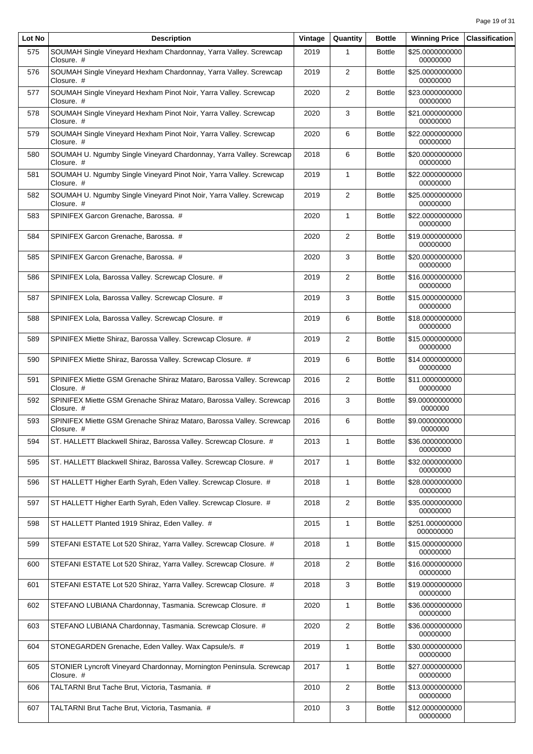| Lot No | Description | Vintage | Quantity | Bottle | Winning Price | Classification |
| --- | --- | --- | --- | --- | --- | --- |
| 575 | SOUMAH Single Vineyard Hexham Chardonnay, Yarra Valley. Screwcap Closure. # | 2019 | 1 | Bottle | $25.000000000000000000 | |
| 576 | SOUMAH Single Vineyard Hexham Chardonnay, Yarra Valley. Screwcap Closure. # | 2019 | 2 | Bottle | $25.000000000000000000 | |
| 577 | SOUMAH Single Vineyard Hexham Pinot Noir, Yarra Valley. Screwcap Closure. # | 2020 | 2 | Bottle | $23.000000000000000000 | |
| 578 | SOUMAH Single Vineyard Hexham Pinot Noir, Yarra Valley. Screwcap Closure. # | 2020 | 3 | Bottle | $21.000000000000000000 | |
| 579 | SOUMAH Single Vineyard Hexham Pinot Noir, Yarra Valley. Screwcap Closure. # | 2020 | 6 | Bottle | $22.000000000000000000 | |
| 580 | SOUMAH U. Ngumby Single Vineyard Chardonnay, Yarra Valley. Screwcap Closure. # | 2018 | 6 | Bottle | $20.000000000000000000 | |
| 581 | SOUMAH U. Ngumby Single Vineyard Pinot Noir, Yarra Valley. Screwcap Closure. # | 2019 | 1 | Bottle | $22.000000000000000000 | |
| 582 | SOUMAH U. Ngumby Single Vineyard Pinot Noir, Yarra Valley. Screwcap Closure. # | 2019 | 2 | Bottle | $25.000000000000000000 | |
| 583 | SPINIFEX Garcon Grenache, Barossa. # | 2020 | 1 | Bottle | $22.000000000000000000 | |
| 584 | SPINIFEX Garcon Grenache, Barossa. # | 2020 | 2 | Bottle | $19.000000000000000000 | |
| 585 | SPINIFEX Garcon Grenache, Barossa. # | 2020 | 3 | Bottle | $20.000000000000000000 | |
| 586 | SPINIFEX Lola, Barossa Valley. Screwcap Closure. # | 2019 | 2 | Bottle | $16.000000000000000000 | |
| 587 | SPINIFEX Lola, Barossa Valley. Screwcap Closure. # | 2019 | 3 | Bottle | $15.000000000000000000 | |
| 588 | SPINIFEX Lola, Barossa Valley. Screwcap Closure. # | 2019 | 6 | Bottle | $18.000000000000000000 | |
| 589 | SPINIFEX Miette Shiraz, Barossa Valley. Screwcap Closure. # | 2019 | 2 | Bottle | $15.000000000000000000 | |
| 590 | SPINIFEX Miette Shiraz, Barossa Valley. Screwcap Closure. # | 2019 | 6 | Bottle | $14.000000000000000000 | |
| 591 | SPINIFEX Miette GSM Grenache Shiraz Mataro, Barossa Valley. Screwcap Closure. # | 2016 | 2 | Bottle | $11.000000000000000000 | |
| 592 | SPINIFEX Miette GSM Grenache Shiraz Mataro, Barossa Valley. Screwcap Closure. # | 2016 | 3 | Bottle | $9.0000000000000000000 | |
| 593 | SPINIFEX Miette GSM Grenache Shiraz Mataro, Barossa Valley. Screwcap Closure. # | 2016 | 6 | Bottle | $9.0000000000000000000 | |
| 594 | ST. HALLETT Blackwell Shiraz, Barossa Valley. Screwcap Closure. # | 2013 | 1 | Bottle | $36.000000000000000000 | |
| 595 | ST. HALLETT Blackwell Shiraz, Barossa Valley. Screwcap Closure. # | 2017 | 1 | Bottle | $32.000000000000000000 | |
| 596 | ST HALLETT Higher Earth Syrah, Eden Valley. Screwcap Closure. # | 2018 | 1 | Bottle | $28.000000000000000000 | |
| 597 | ST HALLETT Higher Earth Syrah, Eden Valley. Screwcap Closure. # | 2018 | 2 | Bottle | $35.000000000000000000 | |
| 598 | ST HALLETT Planted 1919 Shiraz, Eden Valley. # | 2015 | 1 | Bottle | $251.000000000000000000 | |
| 599 | STEFANI ESTATE Lot 520 Shiraz, Yarra Valley. Screwcap Closure. # | 2018 | 1 | Bottle | $15.000000000000000000 | |
| 600 | STEFANI ESTATE Lot 520 Shiraz, Yarra Valley. Screwcap Closure. # | 2018 | 2 | Bottle | $16.000000000000000000 | |
| 601 | STEFANI ESTATE Lot 520 Shiraz, Yarra Valley. Screwcap Closure. # | 2018 | 3 | Bottle | $19.000000000000000000 | |
| 602 | STEFANO LUBIANA Chardonnay, Tasmania. Screwcap Closure. # | 2020 | 1 | Bottle | $36.000000000000000000 | |
| 603 | STEFANO LUBIANA Chardonnay, Tasmania. Screwcap Closure. # | 2020 | 2 | Bottle | $36.000000000000000000 | |
| 604 | STONEGARDEN Grenache, Eden Valley. Wax Capsule/s. # | 2019 | 1 | Bottle | $30.000000000000000000 | |
| 605 | STONIER Lyncroft Vineyard Chardonnay, Mornington Peninsula. Screwcap Closure. # | 2017 | 1 | Bottle | $27.000000000000000000 | |
| 606 | TALTARNI Brut Tache Brut, Victoria, Tasmania. # | 2010 | 2 | Bottle | $13.000000000000000000 | |
| 607 | TALTARNI Brut Tache Brut, Victoria, Tasmania. # | 2010 | 3 | Bottle | $12.000000000000000000 | |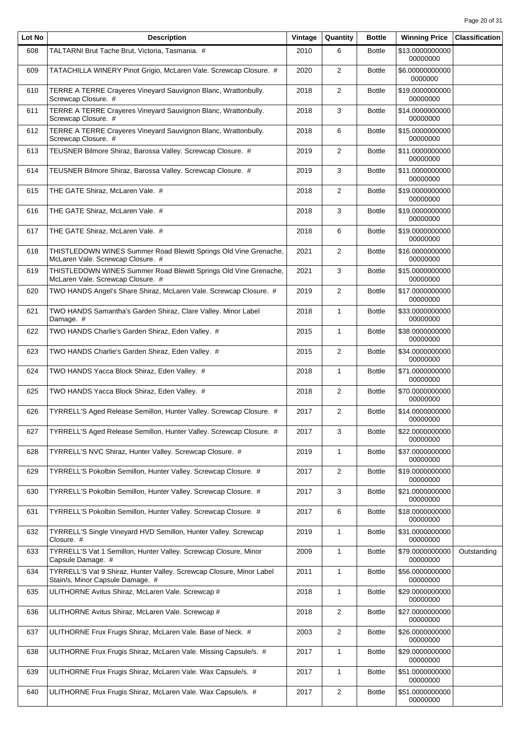| Lot No | Description | Vintage | Quantity | Bottle | Winning Price | Classification |
|---|---|---|---|---|---|---|
| 608 | TALTARNI Brut Tache Brut, Victoria, Tasmania. # | 2010 | 6 | Bottle | $13.000000000000000000 | |
| 609 | TATACHILLA WINERY Pinot Grigio, McLaren Vale. Screwcap Closure. # | 2020 | 2 | Bottle | $6.000000000000000000 | |
| 610 | TERRE A TERRE Crayeres Vineyard Sauvignon Blanc, Wrattonbully. Screwcap Closure. # | 2018 | 2 | Bottle | $19.000000000000000000 | |
| 611 | TERRE A TERRE Crayeres Vineyard Sauvignon Blanc, Wrattonbully. Screwcap Closure. # | 2018 | 3 | Bottle | $14.000000000000000000 | |
| 612 | TERRE A TERRE Crayeres Vineyard Sauvignon Blanc, Wrattonbully. Screwcap Closure. # | 2018 | 6 | Bottle | $15.000000000000000000 | |
| 613 | TEUSNER Bilmore Shiraz, Barossa Valley. Screwcap Closure. # | 2019 | 2 | Bottle | $11.000000000000000000 | |
| 614 | TEUSNER Bilmore Shiraz, Barossa Valley. Screwcap Closure. # | 2019 | 3 | Bottle | $11.000000000000000000 | |
| 615 | THE GATE Shiraz, McLaren Vale. # | 2018 | 2 | Bottle | $19.000000000000000000 | |
| 616 | THE GATE Shiraz, McLaren Vale. # | 2018 | 3 | Bottle | $19.000000000000000000 | |
| 617 | THE GATE Shiraz, McLaren Vale. # | 2018 | 6 | Bottle | $19.000000000000000000 | |
| 618 | THISTLEDOWN WINES Summer Road Blewitt Springs Old Vine Grenache, McLaren Vale. Screwcap Closure. # | 2021 | 2 | Bottle | $16.000000000000000000 | |
| 619 | THISTLEDOWN WINES Summer Road Blewitt Springs Old Vine Grenache, McLaren Vale. Screwcap Closure. # | 2021 | 3 | Bottle | $15.000000000000000000 | |
| 620 | TWO HANDS Angel's Share Shiraz, McLaren Vale. Screwcap Closure. # | 2019 | 2 | Bottle | $17.000000000000000000 | |
| 621 | TWO HANDS Samantha's Garden Shiraz, Clare Valley. Minor Label Damage. # | 2018 | 1 | Bottle | $33.000000000000000000 | |
| 622 | TWO HANDS Charlie's Garden Shiraz, Eden Valley. # | 2015 | 1 | Bottle | $38.000000000000000000 | |
| 623 | TWO HANDS Charlie's Garden Shiraz, Eden Valley. # | 2015 | 2 | Bottle | $34.000000000000000000 | |
| 624 | TWO HANDS Yacca Block Shiraz, Eden Valley. # | 2018 | 1 | Bottle | $71.000000000000000000 | |
| 625 | TWO HANDS Yacca Block Shiraz, Eden Valley. # | 2018 | 2 | Bottle | $70.000000000000000000 | |
| 626 | TYRRELL'S Aged Release Semillon, Hunter Valley. Screwcap Closure. # | 2017 | 2 | Bottle | $14.000000000000000000 | |
| 627 | TYRRELL'S Aged Release Semillon, Hunter Valley. Screwcap Closure. # | 2017 | 3 | Bottle | $22.000000000000000000 | |
| 628 | TYRRELL'S NVC Shiraz, Hunter Valley. Screwcap Closure. # | 2019 | 1 | Bottle | $37.000000000000000000 | |
| 629 | TYRRELL'S Pokolbin Semillon, Hunter Valley. Screwcap Closure. # | 2017 | 2 | Bottle | $19.000000000000000000 | |
| 630 | TYRRELL'S Pokolbin Semillon, Hunter Valley. Screwcap Closure. # | 2017 | 3 | Bottle | $21.000000000000000000 | |
| 631 | TYRRELL'S Pokolbin Semillon, Hunter Valley. Screwcap Closure. # | 2017 | 6 | Bottle | $18.000000000000000000 | |
| 632 | TYRRELL'S Single Vineyard HVD Semillon, Hunter Valley. Screwcap Closure. # | 2019 | 1 | Bottle | $31.000000000000000000 | |
| 633 | TYRRELL'S Vat 1 Semillon, Hunter Valley. Screwcap Closure, Minor Capsule Damage. # | 2009 | 1 | Bottle | $79.000000000000000000 | Outstanding |
| 634 | TYRRELL'S Vat 9 Shiraz, Hunter Valley. Screwcap Closure, Minor Label Stain/s, Minor Capsule Damage. # | 2011 | 1 | Bottle | $56.000000000000000000 | |
| 635 | ULITHORNE Avitus Shiraz, McLaren Vale. Screwcap # | 2018 | 1 | Bottle | $29.000000000000000000 | |
| 636 | ULITHORNE Avitus Shiraz, McLaren Vale. Screwcap # | 2018 | 2 | Bottle | $27.000000000000000000 | |
| 637 | ULITHORNE Frux Frugis Shiraz, McLaren Vale. Base of Neck. # | 2003 | 2 | Bottle | $26.000000000000000000 | |
| 638 | ULITHORNE Frux Frugis Shiraz, McLaren Vale. Missing Capsule/s. # | 2017 | 1 | Bottle | $29.000000000000000000 | |
| 639 | ULITHORNE Frux Frugis Shiraz, McLaren Vale. Wax Capsule/s. # | 2017 | 1 | Bottle | $51.000000000000000000 | |
| 640 | ULITHORNE Frux Frugis Shiraz, McLaren Vale. Wax Capsule/s. # | 2017 | 2 | Bottle | $51.000000000000000000 | |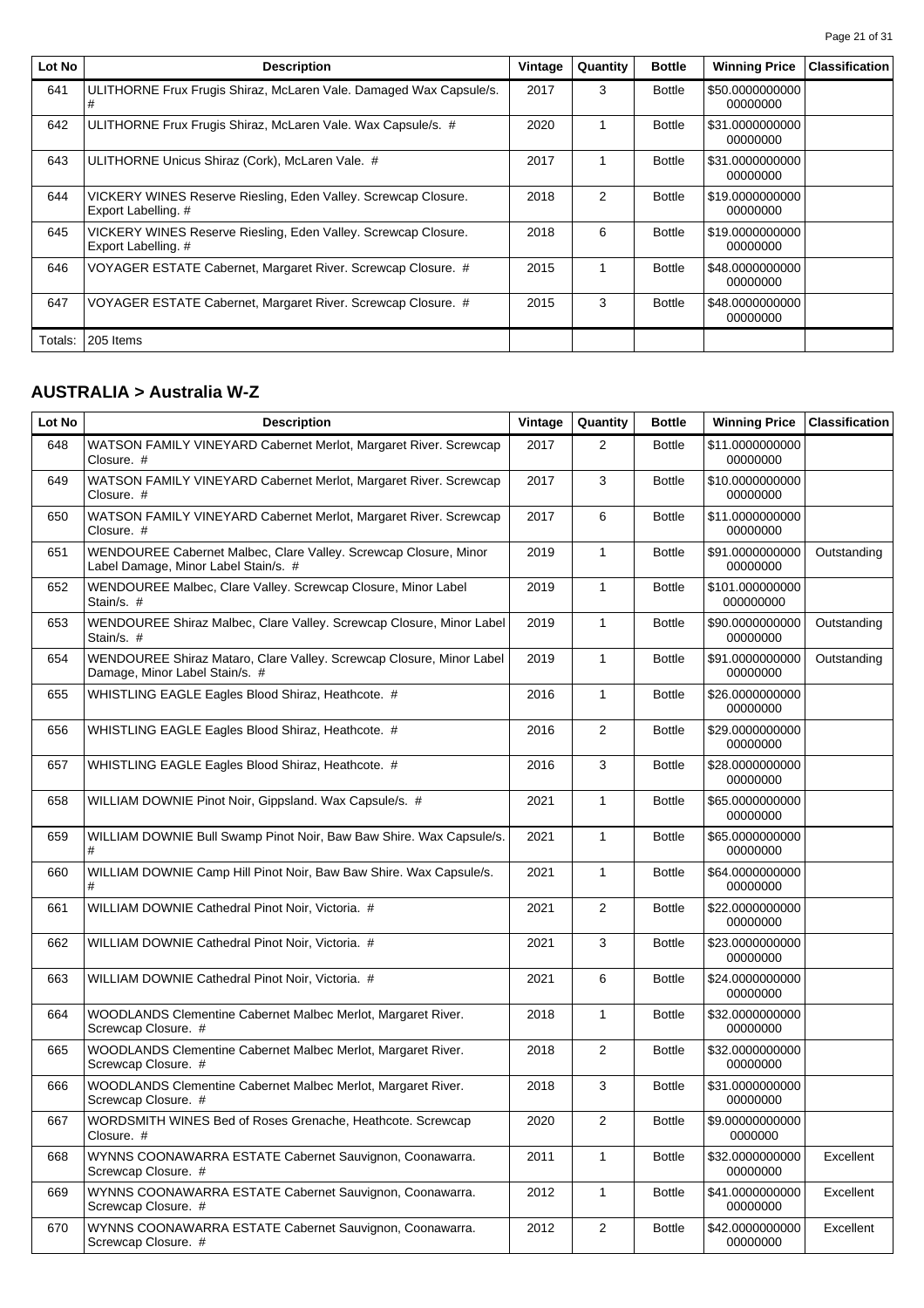| Lot No | Description | Vintage | Quantity | Bottle | Winning Price | Classification |
|---|---|---|---|---|---|---|
| 641 | ULITHORNE Frux Frugis Shiraz, McLaren Vale. Damaged Wax Capsule/s. # | 2017 | 3 | Bottle | $50.000000000000000000 | |
| 642 | ULITHORNE Frux Frugis Shiraz, McLaren Vale. Wax Capsule/s. # | 2020 | 1 | Bottle | $31.000000000000000000 | |
| 643 | ULITHORNE Unicus Shiraz (Cork), McLaren Vale. # | 2017 | 1 | Bottle | $31.000000000000000000 | |
| 644 | VICKERY WINES Reserve Riesling, Eden Valley. Screwcap Closure. Export Labelling. # | 2018 | 2 | Bottle | $19.000000000000000000 | |
| 645 | VICKERY WINES Reserve Riesling, Eden Valley. Screwcap Closure. Export Labelling. # | 2018 | 6 | Bottle | $19.000000000000000000 | |
| 646 | VOYAGER ESTATE Cabernet, Margaret River. Screwcap Closure. # | 2015 | 1 | Bottle | $48.000000000000000000 | |
| 647 | VOYAGER ESTATE Cabernet, Margaret River. Screwcap Closure. # | 2015 | 3 | Bottle | $48.000000000000000000 | |
| Totals: | 205 Items | | | | | |

## AUSTRALIA > Australia W-Z

| Lot No | Description | Vintage | Quantity | Bottle | Winning Price | Classification |
|---|---|---|---|---|---|---|
| 648 | WATSON FAMILY VINEYARD Cabernet Merlot, Margaret River. Screwcap Closure. # | 2017 | 2 | Bottle | $11.000000000000000000 | |
| 649 | WATSON FAMILY VINEYARD Cabernet Merlot, Margaret River. Screwcap Closure. # | 2017 | 3 | Bottle | $10.000000000000000000 | |
| 650 | WATSON FAMILY VINEYARD Cabernet Merlot, Margaret River. Screwcap Closure. # | 2017 | 6 | Bottle | $11.000000000000000000 | |
| 651 | WENDOUREE Cabernet Malbec, Clare Valley. Screwcap Closure, Minor Label Damage, Minor Label Stain/s. # | 2019 | 1 | Bottle | $91.000000000000000000 | Outstanding |
| 652 | WENDOUREE Malbec, Clare Valley. Screwcap Closure, Minor Label Stain/s. # | 2019 | 1 | Bottle | $101.000000000000000000 | |
| 653 | WENDOUREE Shiraz Malbec, Clare Valley. Screwcap Closure, Minor Label Stain/s. # | 2019 | 1 | Bottle | $90.000000000000000000 | Outstanding |
| 654 | WENDOUREE Shiraz Mataro, Clare Valley. Screwcap Closure, Minor Label Damage, Minor Label Stain/s. # | 2019 | 1 | Bottle | $91.000000000000000000 | Outstanding |
| 655 | WHISTLING EAGLE Eagles Blood Shiraz, Heathcote. # | 2016 | 1 | Bottle | $26.000000000000000000 | |
| 656 | WHISTLING EAGLE Eagles Blood Shiraz, Heathcote. # | 2016 | 2 | Bottle | $29.000000000000000000 | |
| 657 | WHISTLING EAGLE Eagles Blood Shiraz, Heathcote. # | 2016 | 3 | Bottle | $28.000000000000000000 | |
| 658 | WILLIAM DOWNIE Pinot Noir, Gippsland. Wax Capsule/s. # | 2021 | 1 | Bottle | $65.000000000000000000 | |
| 659 | WILLIAM DOWNIE Bull Swamp Pinot Noir, Baw Baw Shire. Wax Capsule/s. # | 2021 | 1 | Bottle | $65.000000000000000000 | |
| 660 | WILLIAM DOWNIE Camp Hill Pinot Noir, Baw Baw Shire. Wax Capsule/s. # | 2021 | 1 | Bottle | $64.000000000000000000 | |
| 661 | WILLIAM DOWNIE Cathedral Pinot Noir, Victoria. # | 2021 | 2 | Bottle | $22.000000000000000000 | |
| 662 | WILLIAM DOWNIE Cathedral Pinot Noir, Victoria. # | 2021 | 3 | Bottle | $23.000000000000000000 | |
| 663 | WILLIAM DOWNIE Cathedral Pinot Noir, Victoria. # | 2021 | 6 | Bottle | $24.000000000000000000 | |
| 664 | WOODLANDS Clementine Cabernet Malbec Merlot, Margaret River. Screwcap Closure. # | 2018 | 1 | Bottle | $32.000000000000000000 | |
| 665 | WOODLANDS Clementine Cabernet Malbec Merlot, Margaret River. Screwcap Closure. # | 2018 | 2 | Bottle | $32.000000000000000000 | |
| 666 | WOODLANDS Clementine Cabernet Malbec Merlot, Margaret River. Screwcap Closure. # | 2018 | 3 | Bottle | $31.000000000000000000 | |
| 667 | WORDSMITH WINES Bed of Roses Grenache, Heathcote. Screwcap Closure. # | 2020 | 2 | Bottle | $9.000000000000000000 | |
| 668 | WYNNS COONAWARRA ESTATE Cabernet Sauvignon, Coonawarra. Screwcap Closure. # | 2011 | 1 | Bottle | $32.000000000000000000 | Excellent |
| 669 | WYNNS COONAWARRA ESTATE Cabernet Sauvignon, Coonawarra. Screwcap Closure. # | 2012 | 1 | Bottle | $41.000000000000000000 | Excellent |
| 670 | WYNNS COONAWARRA ESTATE Cabernet Sauvignon, Coonawarra. Screwcap Closure. # | 2012 | 2 | Bottle | $42.000000000000000000 | Excellent |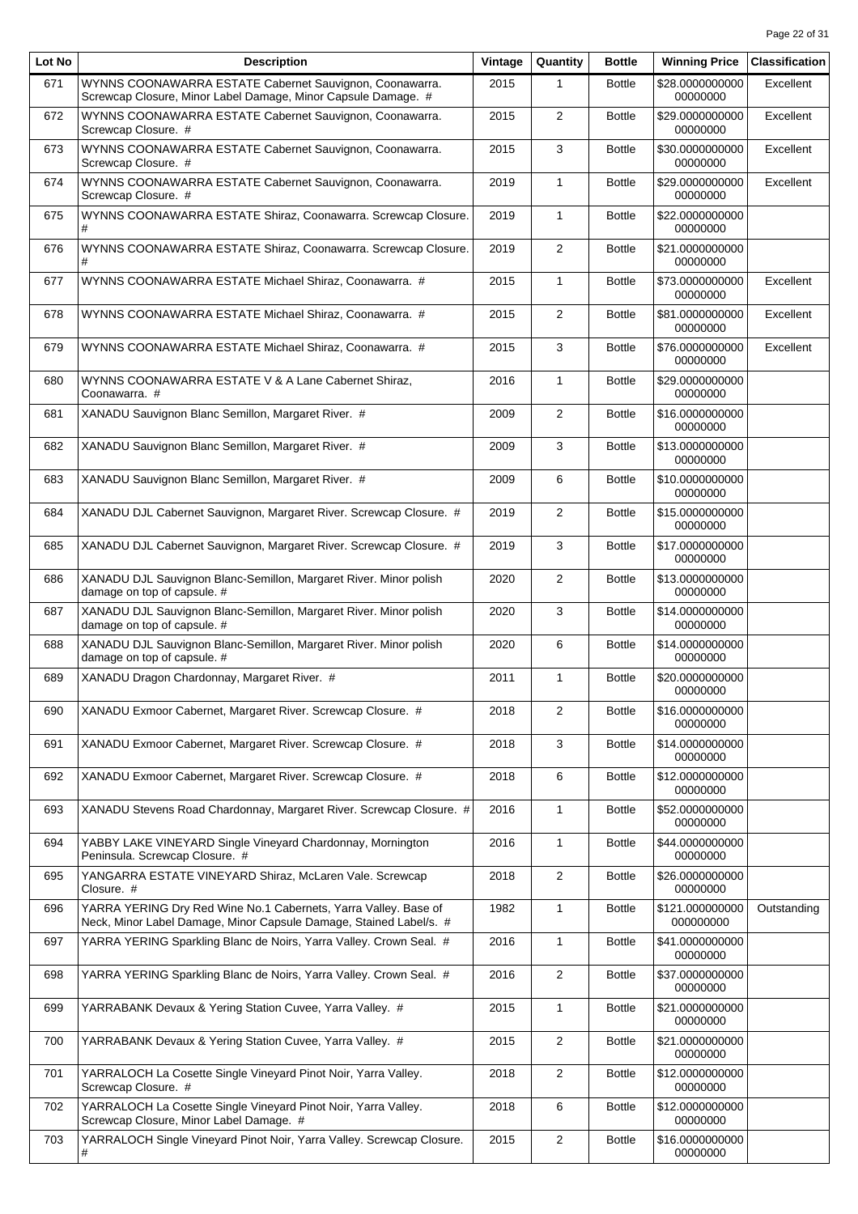| Lot No | Description | Vintage | Quantity | Bottle | Winning Price | Classification |
|---|---|---|---|---|---|---|
| 671 | WYNNS COONAWARRA ESTATE Cabernet Sauvignon, Coonawarra. Screwcap Closure, Minor Label Damage, Minor Capsule Damage. # | 2015 | 1 | Bottle | $28.000000000000000000 | Excellent |
| 672 | WYNNS COONAWARRA ESTATE Cabernet Sauvignon, Coonawarra. Screwcap Closure. # | 2015 | 2 | Bottle | $29.000000000000000000 | Excellent |
| 673 | WYNNS COONAWARRA ESTATE Cabernet Sauvignon, Coonawarra. Screwcap Closure. # | 2015 | 3 | Bottle | $30.000000000000000000 | Excellent |
| 674 | WYNNS COONAWARRA ESTATE Cabernet Sauvignon, Coonawarra. Screwcap Closure. # | 2019 | 1 | Bottle | $29.000000000000000000 | Excellent |
| 675 | WYNNS COONAWARRA ESTATE Shiraz, Coonawarra. Screwcap Closure. # | 2019 | 1 | Bottle | $22.000000000000000000 | |
| 676 | WYNNS COONAWARRA ESTATE Shiraz, Coonawarra. Screwcap Closure. # | 2019 | 2 | Bottle | $21.000000000000000000 | |
| 677 | WYNNS COONAWARRA ESTATE Michael Shiraz, Coonawarra. # | 2015 | 1 | Bottle | $73.000000000000000000 | Excellent |
| 678 | WYNNS COONAWARRA ESTATE Michael Shiraz, Coonawarra. # | 2015 | 2 | Bottle | $81.000000000000000000 | Excellent |
| 679 | WYNNS COONAWARRA ESTATE Michael Shiraz, Coonawarra. # | 2015 | 3 | Bottle | $76.000000000000000000 | Excellent |
| 680 | WYNNS COONAWARRA ESTATE V & A Lane Cabernet Shiraz, Coonawarra. # | 2016 | 1 | Bottle | $29.000000000000000000 | |
| 681 | XANADU Sauvignon Blanc Semillon, Margaret River. # | 2009 | 2 | Bottle | $16.000000000000000000 | |
| 682 | XANADU Sauvignon Blanc Semillon, Margaret River. # | 2009 | 3 | Bottle | $13.000000000000000000 | |
| 683 | XANADU Sauvignon Blanc Semillon, Margaret River. # | 2009 | 6 | Bottle | $10.000000000000000000 | |
| 684 | XANADU DJL Cabernet Sauvignon, Margaret River. Screwcap Closure. # | 2019 | 2 | Bottle | $15.000000000000000000 | |
| 685 | XANADU DJL Cabernet Sauvignon, Margaret River. Screwcap Closure. # | 2019 | 3 | Bottle | $17.000000000000000000 | |
| 686 | XANADU DJL Sauvignon Blanc-Semillon, Margaret River. Minor polish damage on top of capsule. # | 2020 | 2 | Bottle | $13.000000000000000000 | |
| 687 | XANADU DJL Sauvignon Blanc-Semillon, Margaret River. Minor polish damage on top of capsule. # | 2020 | 3 | Bottle | $14.000000000000000000 | |
| 688 | XANADU DJL Sauvignon Blanc-Semillon, Margaret River. Minor polish damage on top of capsule. # | 2020 | 6 | Bottle | $14.000000000000000000 | |
| 689 | XANADU Dragon Chardonnay, Margaret River. # | 2011 | 1 | Bottle | $20.000000000000000000 | |
| 690 | XANADU Exmoor Cabernet, Margaret River. Screwcap Closure. # | 2018 | 2 | Bottle | $16.000000000000000000 | |
| 691 | XANADU Exmoor Cabernet, Margaret River. Screwcap Closure. # | 2018 | 3 | Bottle | $14.000000000000000000 | |
| 692 | XANADU Exmoor Cabernet, Margaret River. Screwcap Closure. # | 2018 | 6 | Bottle | $12.000000000000000000 | |
| 693 | XANADU Stevens Road Chardonnay, Margaret River. Screwcap Closure. # | 2016 | 1 | Bottle | $52.000000000000000000 | |
| 694 | YABBY LAKE VINEYARD Single Vineyard Chardonnay, Mornington Peninsula. Screwcap Closure. # | 2016 | 1 | Bottle | $44.000000000000000000 | |
| 695 | YANGARRA ESTATE VINEYARD Shiraz, McLaren Vale. Screwcap Closure. # | 2018 | 2 | Bottle | $26.000000000000000000 | |
| 696 | YARRA YERING Dry Red Wine No.1 Cabernets, Yarra Valley. Base of Neck, Minor Label Damage, Minor Capsule Damage, Stained Label/s. # | 1982 | 1 | Bottle | $121.000000000000000000 | Outstanding |
| 697 | YARRA YERING Sparkling Blanc de Noirs, Yarra Valley. Crown Seal. # | 2016 | 1 | Bottle | $41.000000000000000000 | |
| 698 | YARRA YERING Sparkling Blanc de Noirs, Yarra Valley. Crown Seal. # | 2016 | 2 | Bottle | $37.000000000000000000 | |
| 699 | YARRABANK Devaux & Yering Station Cuvee, Yarra Valley. # | 2015 | 1 | Bottle | $21.000000000000000000 | |
| 700 | YARRABANK Devaux & Yering Station Cuvee, Yarra Valley. # | 2015 | 2 | Bottle | $21.000000000000000000 | |
| 701 | YARRALOCH La Cosette Single Vineyard Pinot Noir, Yarra Valley. Screwcap Closure. # | 2018 | 2 | Bottle | $12.000000000000000000 | |
| 702 | YARRALOCH La Cosette Single Vineyard Pinot Noir, Yarra Valley. Screwcap Closure, Minor Label Damage. # | 2018 | 6 | Bottle | $12.000000000000000000 | |
| 703 | YARRALOCH Single Vineyard Pinot Noir, Yarra Valley. Screwcap Closure. # | 2015 | 2 | Bottle | $16.000000000000000000 | |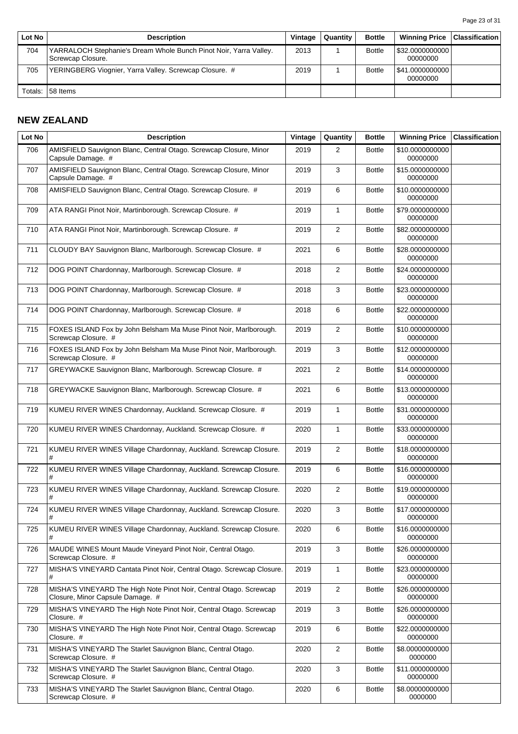| Lot No | Description | Vintage | Quantity | Bottle | Winning Price | Classification |
|---|---|---|---|---|---|---|
| 704 | YARRALOCH Stephanie's Dream Whole Bunch Pinot Noir, Yarra Valley. Screwcap Closure. | 2013 | 1 | Bottle | $32.000000000000000000 | |
| 705 | YERINGBERG Viognier, Yarra Valley. Screwcap Closure. # | 2019 | 1 | Bottle | $41.000000000000000000 | |
| Totals: | 58 Items | | | | | |

## NEW ZEALAND

| Lot No | Description | Vintage | Quantity | Bottle | Winning Price | Classification |
|---|---|---|---|---|---|---|
| 706 | AMISFIELD Sauvignon Blanc, Central Otago. Screwcap Closure, Minor Capsule Damage. # | 2019 | 2 | Bottle | $10.000000000000000000 | |
| 707 | AMISFIELD Sauvignon Blanc, Central Otago. Screwcap Closure, Minor Capsule Damage. # | 2019 | 3 | Bottle | $15.000000000000000000 | |
| 708 | AMISFIELD Sauvignon Blanc, Central Otago. Screwcap Closure. # | 2019 | 6 | Bottle | $10.000000000000000000 | |
| 709 | ATA RANGI Pinot Noir, Martinborough. Screwcap Closure. # | 2019 | 1 | Bottle | $79.000000000000000000 | |
| 710 | ATA RANGI Pinot Noir, Martinborough. Screwcap Closure. # | 2019 | 2 | Bottle | $82.000000000000000000 | |
| 711 | CLOUDY BAY Sauvignon Blanc, Marlborough. Screwcap Closure. # | 2021 | 6 | Bottle | $28.000000000000000000 | |
| 712 | DOG POINT Chardonnay, Marlborough. Screwcap Closure. # | 2018 | 2 | Bottle | $24.000000000000000000 | |
| 713 | DOG POINT Chardonnay, Marlborough. Screwcap Closure. # | 2018 | 3 | Bottle | $23.000000000000000000 | |
| 714 | DOG POINT Chardonnay, Marlborough. Screwcap Closure. # | 2018 | 6 | Bottle | $22.000000000000000000 | |
| 715 | FOXES ISLAND Fox by John Belsham Ma Muse Pinot Noir, Marlborough. Screwcap Closure. # | 2019 | 2 | Bottle | $10.000000000000000000 | |
| 716 | FOXES ISLAND Fox by John Belsham Ma Muse Pinot Noir, Marlborough. Screwcap Closure. # | 2019 | 3 | Bottle | $12.000000000000000000 | |
| 717 | GREYWACKE Sauvignon Blanc, Marlborough. Screwcap Closure. # | 2021 | 2 | Bottle | $14.000000000000000000 | |
| 718 | GREYWACKE Sauvignon Blanc, Marlborough. Screwcap Closure. # | 2021 | 6 | Bottle | $13.000000000000000000 | |
| 719 | KUMEU RIVER WINES Chardonnay, Auckland. Screwcap Closure. # | 2019 | 1 | Bottle | $31.000000000000000000 | |
| 720 | KUMEU RIVER WINES Chardonnay, Auckland. Screwcap Closure. # | 2020 | 1 | Bottle | $33.000000000000000000 | |
| 721 | KUMEU RIVER WINES Village Chardonnay, Auckland. Screwcap Closure. # | 2019 | 2 | Bottle | $18.000000000000000000 | |
| 722 | KUMEU RIVER WINES Village Chardonnay, Auckland. Screwcap Closure. # | 2019 | 6 | Bottle | $16.000000000000000000 | |
| 723 | KUMEU RIVER WINES Village Chardonnay, Auckland. Screwcap Closure. # | 2020 | 2 | Bottle | $19.000000000000000000 | |
| 724 | KUMEU RIVER WINES Village Chardonnay, Auckland. Screwcap Closure. # | 2020 | 3 | Bottle | $17.000000000000000000 | |
| 725 | KUMEU RIVER WINES Village Chardonnay, Auckland. Screwcap Closure. # | 2020 | 6 | Bottle | $16.000000000000000000 | |
| 726 | MAUDE WINES Mount Maude Vineyard Pinot Noir, Central Otago. Screwcap Closure. # | 2019 | 3 | Bottle | $26.000000000000000000 | |
| 727 | MISHA'S VINEYARD Cantata Pinot Noir, Central Otago. Screwcap Closure. # | 2019 | 1 | Bottle | $23.000000000000000000 | |
| 728 | MISHA'S VINEYARD The High Note Pinot Noir, Central Otago. Screwcap Closure, Minor Capsule Damage. # | 2019 | 2 | Bottle | $26.000000000000000000 | |
| 729 | MISHA'S VINEYARD The High Note Pinot Noir, Central Otago. Screwcap Closure. # | 2019 | 3 | Bottle | $26.000000000000000000 | |
| 730 | MISHA'S VINEYARD The High Note Pinot Noir, Central Otago. Screwcap Closure. # | 2019 | 6 | Bottle | $22.000000000000000000 | |
| 731 | MISHA'S VINEYARD The Starlet Sauvignon Blanc, Central Otago. Screwcap Closure. # | 2020 | 2 | Bottle | $8.000000000000000000 | |
| 732 | MISHA'S VINEYARD The Starlet Sauvignon Blanc, Central Otago. Screwcap Closure. # | 2020 | 3 | Bottle | $11.000000000000000000 | |
| 733 | MISHA'S VINEYARD The Starlet Sauvignon Blanc, Central Otago. Screwcap Closure. # | 2020 | 6 | Bottle | $8.000000000000000000 | |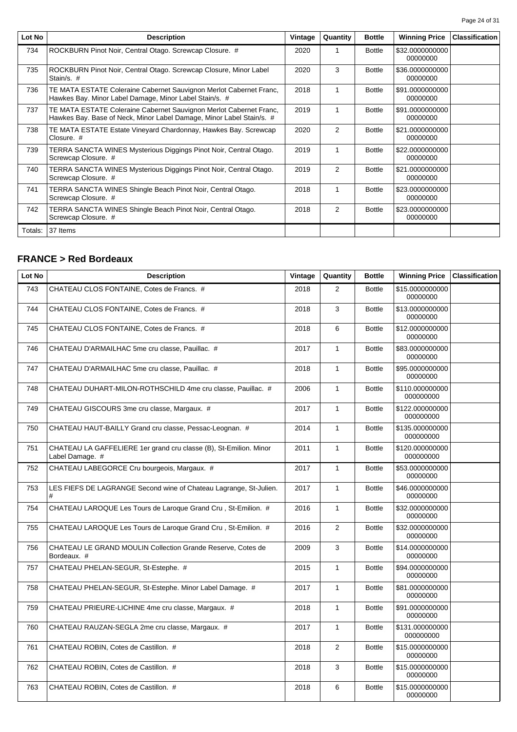| Lot No | Description | Vintage | Quantity | Bottle | Winning Price | Classification |
|---|---|---|---|---|---|---|
| 734 | ROCKBURN Pinot Noir, Central Otago. Screwcap Closure. # | 2020 | 1 | Bottle | $32.000000000000000000 | |
| 735 | ROCKBURN Pinot Noir, Central Otago. Screwcap Closure, Minor Label Stain/s. # | 2020 | 3 | Bottle | $36.000000000000000000 | |
| 736 | TE MATA ESTATE Coleraine Cabernet Sauvignon Merlot Cabernet Franc, Hawkes Bay. Minor Label Damage, Minor Label Stain/s. # | 2018 | 1 | Bottle | $91.000000000000000000 | |
| 737 | TE MATA ESTATE Coleraine Cabernet Sauvignon Merlot Cabernet Franc, Hawkes Bay. Base of Neck, Minor Label Damage, Minor Label Stain/s. # | 2019 | 1 | Bottle | $91.000000000000000000 | |
| 738 | TE MATA ESTATE Estate Vineyard Chardonnay, Hawkes Bay. Screwcap Closure. # | 2020 | 2 | Bottle | $21.000000000000000000 | |
| 739 | TERRA SANCTA WINES Mysterious Diggings Pinot Noir, Central Otago. Screwcap Closure. # | 2019 | 1 | Bottle | $22.000000000000000000 | |
| 740 | TERRA SANCTA WINES Mysterious Diggings Pinot Noir, Central Otago. Screwcap Closure. # | 2019 | 2 | Bottle | $21.000000000000000000 | |
| 741 | TERRA SANCTA WINES Shingle Beach Pinot Noir, Central Otago. Screwcap Closure. # | 2018 | 1 | Bottle | $23.000000000000000000 | |
| 742 | TERRA SANCTA WINES Shingle Beach Pinot Noir, Central Otago. Screwcap Closure. # | 2018 | 2 | Bottle | $23.000000000000000000 | |
| Totals: | 37 Items | | | | | |

## FRANCE > Red Bordeaux

| Lot No | Description | Vintage | Quantity | Bottle | Winning Price | Classification |
|---|---|---|---|---|---|---|
| 743 | CHATEAU CLOS FONTAINE, Cotes de Francs. # | 2018 | 2 | Bottle | $15.000000000000000000 | |
| 744 | CHATEAU CLOS FONTAINE, Cotes de Francs. # | 2018 | 3 | Bottle | $13.000000000000000000 | |
| 745 | CHATEAU CLOS FONTAINE, Cotes de Francs. # | 2018 | 6 | Bottle | $12.000000000000000000 | |
| 746 | CHATEAU D'ARMAILHAC 5me cru classe, Pauillac. # | 2017 | 1 | Bottle | $83.000000000000000000 | |
| 747 | CHATEAU D'ARMAILHAC 5me cru classe, Pauillac. # | 2018 | 1 | Bottle | $95.000000000000000000 | |
| 748 | CHATEAU DUHART-MILON-ROTHSCHILD 4me cru classe, Pauillac. # | 2006 | 1 | Bottle | $110.000000000000000000 | |
| 749 | CHATEAU GISCOURS 3me cru classe, Margaux. # | 2017 | 1 | Bottle | $122.000000000000000000 | |
| 750 | CHATEAU HAUT-BAILLY Grand cru classe, Pessac-Leognan. # | 2014 | 1 | Bottle | $135.000000000000000000 | |
| 751 | CHATEAU LA GAFFELIERE 1er grand cru classe (B), St-Emilion. Minor Label Damage. # | 2011 | 1 | Bottle | $120.000000000000000000 | |
| 752 | CHATEAU LABEGORCE Cru bourgeois, Margaux. # | 2017 | 1 | Bottle | $53.000000000000000000 | |
| 753 | LES FIEFS DE LAGRANGE Second wine of Chateau Lagrange, St-Julien. # | 2017 | 1 | Bottle | $46.000000000000000000 | |
| 754 | CHATEAU LAROQUE Les Tours de Laroque Grand Cru , St-Emilion. # | 2016 | 1 | Bottle | $32.000000000000000000 | |
| 755 | CHATEAU LAROQUE Les Tours de Laroque Grand Cru , St-Emilion. # | 2016 | 2 | Bottle | $32.000000000000000000 | |
| 756 | CHATEAU LE GRAND MOULIN Collection Grande Reserve, Cotes de Bordeaux. # | 2009 | 3 | Bottle | $14.000000000000000000 | |
| 757 | CHATEAU PHELAN-SEGUR, St-Estephe. # | 2015 | 1 | Bottle | $94.000000000000000000 | |
| 758 | CHATEAU PHELAN-SEGUR, St-Estephe. Minor Label Damage. # | 2017 | 1 | Bottle | $81.000000000000000000 | |
| 759 | CHATEAU PRIEURE-LICHINE 4me cru classe, Margaux. # | 2018 | 1 | Bottle | $91.000000000000000000 | |
| 760 | CHATEAU RAUZAN-SEGLA 2me cru classe, Margaux. # | 2017 | 1 | Bottle | $131.000000000000000000 | |
| 761 | CHATEAU ROBIN, Cotes de Castillon. # | 2018 | 2 | Bottle | $15.000000000000000000 | |
| 762 | CHATEAU ROBIN, Cotes de Castillon. # | 2018 | 3 | Bottle | $15.000000000000000000 | |
| 763 | CHATEAU ROBIN, Cotes de Castillon. # | 2018 | 6 | Bottle | $15.000000000000000000 | |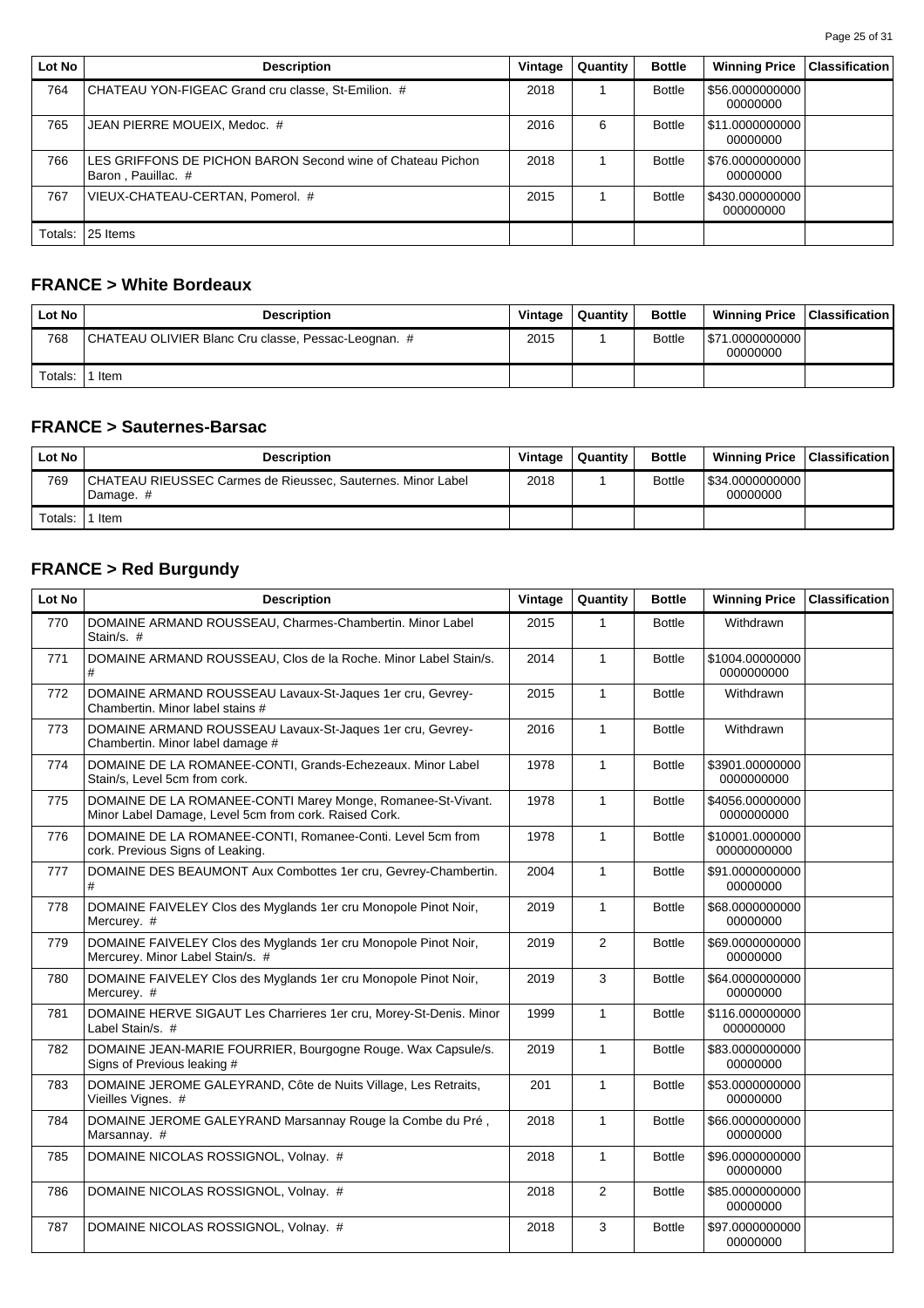| Lot No | Description | Vintage | Quantity | Bottle | Winning Price | Classification |
|---|---|---|---|---|---|---|
| 764 | CHATEAU YON-FIGEAC Grand cru classe, St-Emilion. # | 2018 | 1 | Bottle | $56.000000000000000000 | |
| 765 | JEAN PIERRE MOUEIX, Medoc. # | 2016 | 6 | Bottle | $11.000000000000000000 | |
| 766 | LES GRIFFONS DE PICHON BARON Second wine of Chateau Pichon Baron , Pauillac. # | 2018 | 1 | Bottle | $76.000000000000000000 | |
| 767 | VIEUX-CHATEAU-CERTAN, Pomerol. # | 2015 | 1 | Bottle | $430.000000000000000000 | |
| Totals: | 25 Items | | | | | |

## FRANCE > White Bordeaux

| Lot No | Description | Vintage | Quantity | Bottle | Winning Price | Classification |
|---|---|---|---|---|---|---|
| 768 | CHATEAU OLIVIER Blanc Cru classe, Pessac-Leognan. # | 2015 | 1 | Bottle | $71.000000000000000000 | |
| Totals: | 1 Item | | | | | |

## FRANCE > Sauternes-Barsac

| Lot No | Description | Vintage | Quantity | Bottle | Winning Price | Classification |
|---|---|---|---|---|---|---|
| 769 | CHATEAU RIEUSSEC Carmes de Rieussec, Sauternes. Minor Label Damage. # | 2018 | 1 | Bottle | $34.000000000000000000 | |
| Totals: | 1 Item | | | | | |

## FRANCE > Red Burgundy

| Lot No | Description | Vintage | Quantity | Bottle | Winning Price | Classification |
|---|---|---|---|---|---|---|
| 770 | DOMAINE ARMAND ROUSSEAU, Charmes-Chambertin. Minor Label Stain/s. # | 2015 | 1 | Bottle | Withdrawn | |
| 771 | DOMAINE ARMAND ROUSSEAU, Clos de la Roche. Minor Label Stain/s. # | 2014 | 1 | Bottle | $1004.000000000000000000 | |
| 772 | DOMAINE ARMAND ROUSSEAU Lavaux-St-Jaques 1er cru, Gevrey-Chambertin. Minor label stains # | 2015 | 1 | Bottle | Withdrawn | |
| 773 | DOMAINE ARMAND ROUSSEAU Lavaux-St-Jaques 1er cru, Gevrey-Chambertin. Minor label damage # | 2016 | 1 | Bottle | Withdrawn | |
| 774 | DOMAINE DE LA ROMANEE-CONTI, Grands-Echezeaux. Minor Label Stain/s, Level 5cm from cork. | 1978 | 1 | Bottle | $3901.000000000000000000 | |
| 775 | DOMAINE DE LA ROMANEE-CONTI Marey Monge, Romanee-St-Vivant. Minor Label Damage, Level 5cm from cork. Raised Cork. | 1978 | 1 | Bottle | $4056.000000000000000000 | |
| 776 | DOMAINE DE LA ROMANEE-CONTI, Romanee-Conti. Level 5cm from cork. Previous Signs of Leaking. | 1978 | 1 | Bottle | $10001.000000000000000000 | |
| 777 | DOMAINE DES BEAUMONT Aux Combottes 1er cru, Gevrey-Chambertin. # | 2004 | 1 | Bottle | $91.000000000000000000 | |
| 778 | DOMAINE FAIVELEY Clos des Myglands 1er cru Monopole Pinot Noir, Mercurey. # | 2019 | 1 | Bottle | $68.000000000000000000 | |
| 779 | DOMAINE FAIVELEY Clos des Myglands 1er cru Monopole Pinot Noir, Mercurey. Minor Label Stain/s. # | 2019 | 2 | Bottle | $69.000000000000000000 | |
| 780 | DOMAINE FAIVELEY Clos des Myglands 1er cru Monopole Pinot Noir, Mercurey. # | 2019 | 3 | Bottle | $64.000000000000000000 | |
| 781 | DOMAINE HERVE SIGAUT Les Charrieres 1er cru, Morey-St-Denis. Minor Label Stain/s. # | 1999 | 1 | Bottle | $116.000000000000000000 | |
| 782 | DOMAINE JEAN-MARIE FOURRIER, Bourgogne Rouge. Wax Capsule/s. Signs of Previous leaking # | 2019 | 1 | Bottle | $83.000000000000000000 | |
| 783 | DOMAINE JEROME GALEYRAND, Côte de Nuits Village, Les Retraits, Vieilles Vignes. # | 201 | 1 | Bottle | $53.000000000000000000 | |
| 784 | DOMAINE JEROME GALEYRAND Marsannay Rouge la Combe du Pré , Marsannay. # | 2018 | 1 | Bottle | $66.000000000000000000 | |
| 785 | DOMAINE NICOLAS ROSSIGNOL, Volnay. # | 2018 | 1 | Bottle | $96.000000000000000000 | |
| 786 | DOMAINE NICOLAS ROSSIGNOL, Volnay. # | 2018 | 2 | Bottle | $85.000000000000000000 | |
| 787 | DOMAINE NICOLAS ROSSIGNOL, Volnay. # | 2018 | 3 | Bottle | $97.000000000000000000 | |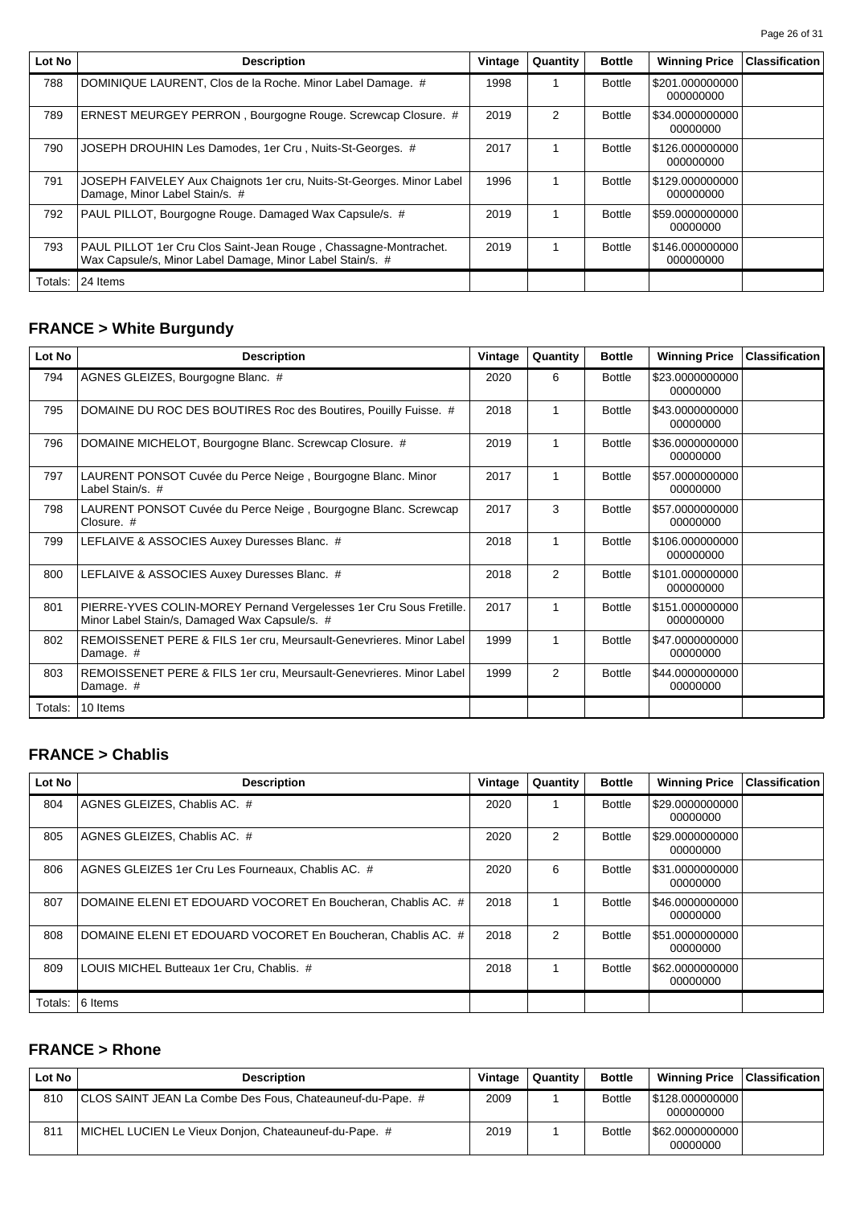| Lot No | Description | Vintage | Quantity | Bottle | Winning Price | Classification |
|---|---|---|---|---|---|---|
| 788 | DOMINIQUE LAURENT, Clos de la Roche. Minor Label Damage. # | 1998 | 1 | Bottle | $201.000000000000000000 | |
| 789 | ERNEST MEURGEY PERRON , Bourgogne Rouge. Screwcap Closure. # | 2019 | 2 | Bottle | $34.000000000000000000 | |
| 790 | JOSEPH DROUHIN Les Damodes, 1er Cru , Nuits-St-Georges. # | 2017 | 1 | Bottle | $126.000000000000000000 | |
| 791 | JOSEPH FAIVELEY Aux Chaignots 1er cru, Nuits-St-Georges. Minor Label Damage, Minor Label Stain/s. # | 1996 | 1 | Bottle | $129.000000000000000000 | |
| 792 | PAUL PILLOT, Bourgogne Rouge. Damaged Wax Capsule/s. # | 2019 | 1 | Bottle | $59.000000000000000000 | |
| 793 | PAUL PILLOT 1er Cru Clos Saint-Jean Rouge , Chassagne-Montrachet. Wax Capsule/s, Minor Label Damage, Minor Label Stain/s. # | 2019 | 1 | Bottle | $146.000000000000000000 | |
| Totals: | 24 Items | | | | | |

## FRANCE > White Burgundy

| Lot No | Description | Vintage | Quantity | Bottle | Winning Price | Classification |
|---|---|---|---|---|---|---|
| 794 | AGNES GLEIZES, Bourgogne Blanc. # | 2020 | 6 | Bottle | $23.000000000000000000 | |
| 795 | DOMAINE DU ROC DES BOUTIRES Roc des Boutires, Pouilly Fuisse. # | 2018 | 1 | Bottle | $43.000000000000000000 | |
| 796 | DOMAINE MICHELOT, Bourgogne Blanc. Screwcap Closure. # | 2019 | 1 | Bottle | $36.000000000000000000 | |
| 797 | LAURENT PONSOT Cuvée du Perce Neige , Bourgogne Blanc. Minor Label Stain/s. # | 2017 | 1 | Bottle | $57.000000000000000000 | |
| 798 | LAURENT PONSOT Cuvée du Perce Neige , Bourgogne Blanc. Screwcap Closure. # | 2017 | 3 | Bottle | $57.000000000000000000 | |
| 799 | LEFLAIVE & ASSOCIES Auxey Duresses Blanc. # | 2018 | 1 | Bottle | $106.000000000000000000 | |
| 800 | LEFLAIVE & ASSOCIES Auxey Duresses Blanc. # | 2018 | 2 | Bottle | $101.000000000000000000 | |
| 801 | PIERRE-YVES COLIN-MOREY Pernand Vergelesses 1er Cru Sous Fretille. Minor Label Stain/s, Damaged Wax Capsule/s. # | 2017 | 1 | Bottle | $151.000000000000000000 | |
| 802 | REMOISSENET PERE & FILS 1er cru, Meursault-Genevrieres. Minor Label Damage. # | 1999 | 1 | Bottle | $47.000000000000000000 | |
| 803 | REMOISSENET PERE & FILS 1er cru, Meursault-Genevrieres. Minor Label Damage. # | 1999 | 2 | Bottle | $44.000000000000000000 | |
| Totals: | 10 Items | | | | | |

## FRANCE > Chablis

| Lot No | Description | Vintage | Quantity | Bottle | Winning Price | Classification |
|---|---|---|---|---|---|---|
| 804 | AGNES GLEIZES, Chablis AC. # | 2020 | 1 | Bottle | $29.000000000000000000 | |
| 805 | AGNES GLEIZES, Chablis AC. # | 2020 | 2 | Bottle | $29.000000000000000000 | |
| 806 | AGNES GLEIZES 1er Cru Les Fourneaux, Chablis AC. # | 2020 | 6 | Bottle | $31.000000000000000000 | |
| 807 | DOMAINE ELENI ET EDOUARD VOCORET En Boucheran, Chablis AC. # | 2018 | 1 | Bottle | $46.000000000000000000 | |
| 808 | DOMAINE ELENI ET EDOUARD VOCORET En Boucheran, Chablis AC. # | 2018 | 2 | Bottle | $51.000000000000000000 | |
| 809 | LOUIS MICHEL Butteaux 1er Cru, Chablis. # | 2018 | 1 | Bottle | $62.000000000000000000 | |
| Totals: | 6 Items | | | | | |

## FRANCE > Rhone

| Lot No | Description | Vintage | Quantity | Bottle | Winning Price | Classification |
|---|---|---|---|---|---|---|
| 810 | CLOS SAINT JEAN La Combe Des Fous, Chateauneuf-du-Pape. # | 2009 | 1 | Bottle | $128.000000000000000000 | |
| 811 | MICHEL LUCIEN Le Vieux Donjon, Chateauneuf-du-Pape. # | 2019 | 1 | Bottle | $62.000000000000000000 | |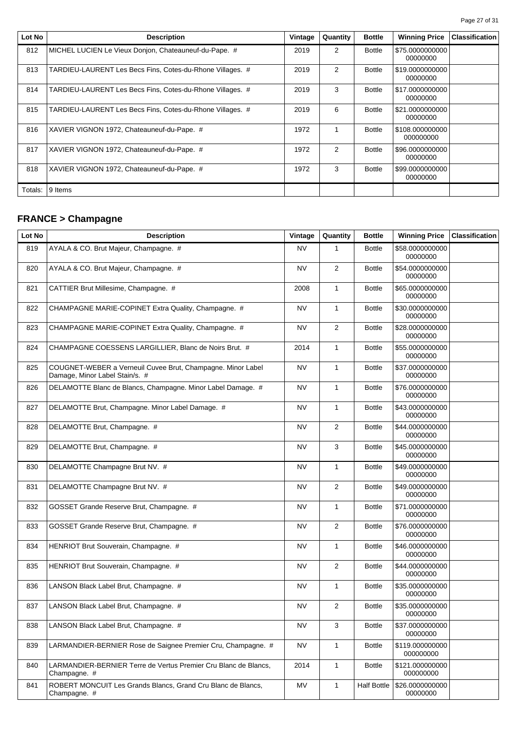| Lot No | Description | Vintage | Quantity | Bottle | Winning Price | Classification |
| --- | --- | --- | --- | --- | --- | --- |
| 812 | MICHEL LUCIEN Le Vieux Donjon, Chateauneuf-du-Pape. # | 2019 | 2 | Bottle | $75.000000000000000000 | |
| 813 | TARDIEU-LAURENT Les Becs Fins, Cotes-du-Rhone Villages. # | 2019 | 2 | Bottle | $19.000000000000000000 | |
| 814 | TARDIEU-LAURENT Les Becs Fins, Cotes-du-Rhone Villages. # | 2019 | 3 | Bottle | $17.000000000000000000 | |
| 815 | TARDIEU-LAURENT Les Becs Fins, Cotes-du-Rhone Villages. # | 2019 | 6 | Bottle | $21.000000000000000000 | |
| 816 | XAVIER VIGNON 1972, Chateauneuf-du-Pape. # | 1972 | 1 | Bottle | $108.000000000000000000 | |
| 817 | XAVIER VIGNON 1972, Chateauneuf-du-Pape. # | 1972 | 2 | Bottle | $96.000000000000000000 | |
| 818 | XAVIER VIGNON 1972, Chateauneuf-du-Pape. # | 1972 | 3 | Bottle | $99.000000000000000000 | |
| Totals: | 9 Items | | | | | |

## FRANCE > Champagne

| Lot No | Description | Vintage | Quantity | Bottle | Winning Price | Classification |
| --- | --- | --- | --- | --- | --- | --- |
| 819 | AYALA & CO. Brut Majeur, Champagne. # | NV | 1 | Bottle | $58.000000000000000000 | |
| 820 | AYALA & CO. Brut Majeur, Champagne. # | NV | 2 | Bottle | $54.000000000000000000 | |
| 821 | CATTIER Brut Millesime, Champagne. # | 2008 | 1 | Bottle | $65.000000000000000000 | |
| 822 | CHAMPAGNE MARIE-COPINET Extra Quality, Champagne. # | NV | 1 | Bottle | $30.000000000000000000 | |
| 823 | CHAMPAGNE MARIE-COPINET Extra Quality, Champagne. # | NV | 2 | Bottle | $28.000000000000000000 | |
| 824 | CHAMPAGNE COESSENS LARGILLIER, Blanc de Noirs Brut. # | 2014 | 1 | Bottle | $55.000000000000000000 | |
| 825 | COUGNET-WEBER a Verneuil Cuvee Brut, Champagne. Minor Label Damage, Minor Label Stain/s. # | NV | 1 | Bottle | $37.000000000000000000 | |
| 826 | DELAMOTTE Blanc de Blancs, Champagne. Minor Label Damage. # | NV | 1 | Bottle | $76.000000000000000000 | |
| 827 | DELAMOTTE Brut, Champagne. Minor Label Damage. # | NV | 1 | Bottle | $43.000000000000000000 | |
| 828 | DELAMOTTE Brut, Champagne. # | NV | 2 | Bottle | $44.000000000000000000 | |
| 829 | DELAMOTTE Brut, Champagne. # | NV | 3 | Bottle | $45.000000000000000000 | |
| 830 | DELAMOTTE Champagne Brut NV. # | NV | 1 | Bottle | $49.000000000000000000 | |
| 831 | DELAMOTTE Champagne Brut NV. # | NV | 2 | Bottle | $49.000000000000000000 | |
| 832 | GOSSET Grande Reserve Brut, Champagne. # | NV | 1 | Bottle | $71.000000000000000000 | |
| 833 | GOSSET Grande Reserve Brut, Champagne. # | NV | 2 | Bottle | $76.000000000000000000 | |
| 834 | HENRIOT Brut Souverain, Champagne. # | NV | 1 | Bottle | $46.000000000000000000 | |
| 835 | HENRIOT Brut Souverain, Champagne. # | NV | 2 | Bottle | $44.000000000000000000 | |
| 836 | LANSON Black Label Brut, Champagne. # | NV | 1 | Bottle | $35.000000000000000000 | |
| 837 | LANSON Black Label Brut, Champagne. # | NV | 2 | Bottle | $35.000000000000000000 | |
| 838 | LANSON Black Label Brut, Champagne. # | NV | 3 | Bottle | $37.000000000000000000 | |
| 839 | LARMANDIER-BERNIER Rose de Saignee Premier Cru, Champagne. # | NV | 1 | Bottle | $119.000000000000000000 | |
| 840 | LARMANDIER-BERNIER Terre de Vertus Premier Cru Blanc de Blancs, Champagne. # | 2014 | 1 | Bottle | $121.000000000000000000 | |
| 841 | ROBERT MONCUIT Les Grands Blancs, Grand Cru Blanc de Blancs, Champagne. # | MV | 1 | Half Bottle | $26.000000000000000000 | |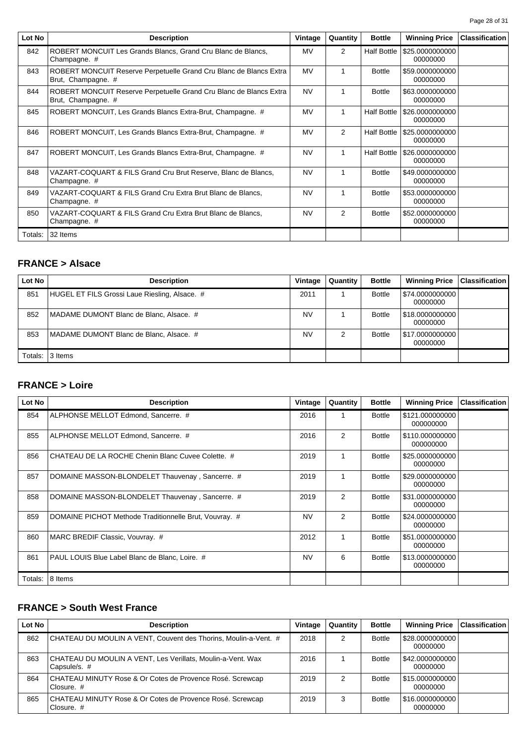| Lot No | Description | Vintage | Quantity | Bottle | Winning Price | Classification |
|---|---|---|---|---|---|---|
| 842 | ROBERT MONCUIT Les Grands Blancs, Grand Cru Blanc de Blancs, Champagne. # | MV | 2 | Half Bottle | $25.000000000000000000 | |
| 843 | ROBERT MONCUIT Reserve Perpetuelle Grand Cru Blanc de Blancs Extra Brut, Champagne. # | MV | 1 | Bottle | $59.000000000000000000 | |
| 844 | ROBERT MONCUIT Reserve Perpetuelle Grand Cru Blanc de Blancs Extra Brut, Champagne. # | NV | 1 | Bottle | $63.000000000000000000 | |
| 845 | ROBERT MONCUIT, Les Grands Blancs Extra-Brut, Champagne. # | MV | 1 | Half Bottle | $26.000000000000000000 | |
| 846 | ROBERT MONCUIT, Les Grands Blancs Extra-Brut, Champagne. # | MV | 2 | Half Bottle | $25.000000000000000000 | |
| 847 | ROBERT MONCUIT, Les Grands Blancs Extra-Brut, Champagne. # | NV | 1 | Half Bottle | $26.000000000000000000 | |
| 848 | VAZART-COQUART & FILS Grand Cru Brut Reserve, Blanc de Blancs, Champagne. # | NV | 1 | Bottle | $49.000000000000000000 | |
| 849 | VAZART-COQUART & FILS Grand Cru Extra Brut Blanc de Blancs, Champagne. # | NV | 1 | Bottle | $53.000000000000000000 | |
| 850 | VAZART-COQUART & FILS Grand Cru Extra Brut Blanc de Blancs, Champagne. # | NV | 2 | Bottle | $52.000000000000000000 | |
| Totals: | 32 Items | | | | | |

## FRANCE > Alsace

| Lot No | Description | Vintage | Quantity | Bottle | Winning Price | Classification |
|---|---|---|---|---|---|---|
| 851 | HUGEL ET FILS Grossi Laue Riesling, Alsace. # | 2011 | 1 | Bottle | $74.000000000000000000 | |
| 852 | MADAME DUMONT Blanc de Blanc, Alsace. # | NV | 1 | Bottle | $18.000000000000000000 | |
| 853 | MADAME DUMONT Blanc de Blanc, Alsace. # | NV | 2 | Bottle | $17.000000000000000000 | |
| Totals: | 3 Items | | | | | |

## FRANCE > Loire

| Lot No | Description | Vintage | Quantity | Bottle | Winning Price | Classification |
|---|---|---|---|---|---|---|
| 854 | ALPHONSE MELLOT Edmond, Sancerre. # | 2016 | 1 | Bottle | $121.000000000000000000 | |
| 855 | ALPHONSE MELLOT Edmond, Sancerre. # | 2016 | 2 | Bottle | $110.000000000000000000 | |
| 856 | CHATEAU DE LA ROCHE Chenin Blanc Cuvee Colette. # | 2019 | 1 | Bottle | $25.000000000000000000 | |
| 857 | DOMAINE MASSON-BLONDELET Thauvenay , Sancerre. # | 2019 | 1 | Bottle | $29.000000000000000000 | |
| 858 | DOMAINE MASSON-BLONDELET Thauvenay , Sancerre. # | 2019 | 2 | Bottle | $31.000000000000000000 | |
| 859 | DOMAINE PICHOT Methode Traditionnelle Brut, Vouvray. # | NV | 2 | Bottle | $24.000000000000000000 | |
| 860 | MARC BREDIF Classic, Vouvray. # | 2012 | 1 | Bottle | $51.000000000000000000 | |
| 861 | PAUL LOUIS Blue Label Blanc de Blanc, Loire. # | NV | 6 | Bottle | $13.000000000000000000 | |
| Totals: | 8 Items | | | | | |

## FRANCE > South West France

| Lot No | Description | Vintage | Quantity | Bottle | Winning Price | Classification |
|---|---|---|---|---|---|---|
| 862 | CHATEAU DU MOULIN A VENT, Couvent des Thorins, Moulin-a-Vent. # | 2018 | 2 | Bottle | $28.000000000000000000 | |
| 863 | CHATEAU DU MOULIN A VENT, Les Verillats, Moulin-a-Vent. Wax Capsule/s. # | 2016 | 1 | Bottle | $42.000000000000000000 | |
| 864 | CHATEAU MINUTY Rose & Or Cotes de Provence Rosé. Screwcap Closure. # | 2019 | 2 | Bottle | $15.000000000000000000 | |
| 865 | CHATEAU MINUTY Rose & Or Cotes de Provence Rosé. Screwcap Closure. # | 2019 | 3 | Bottle | $16.000000000000000000 | |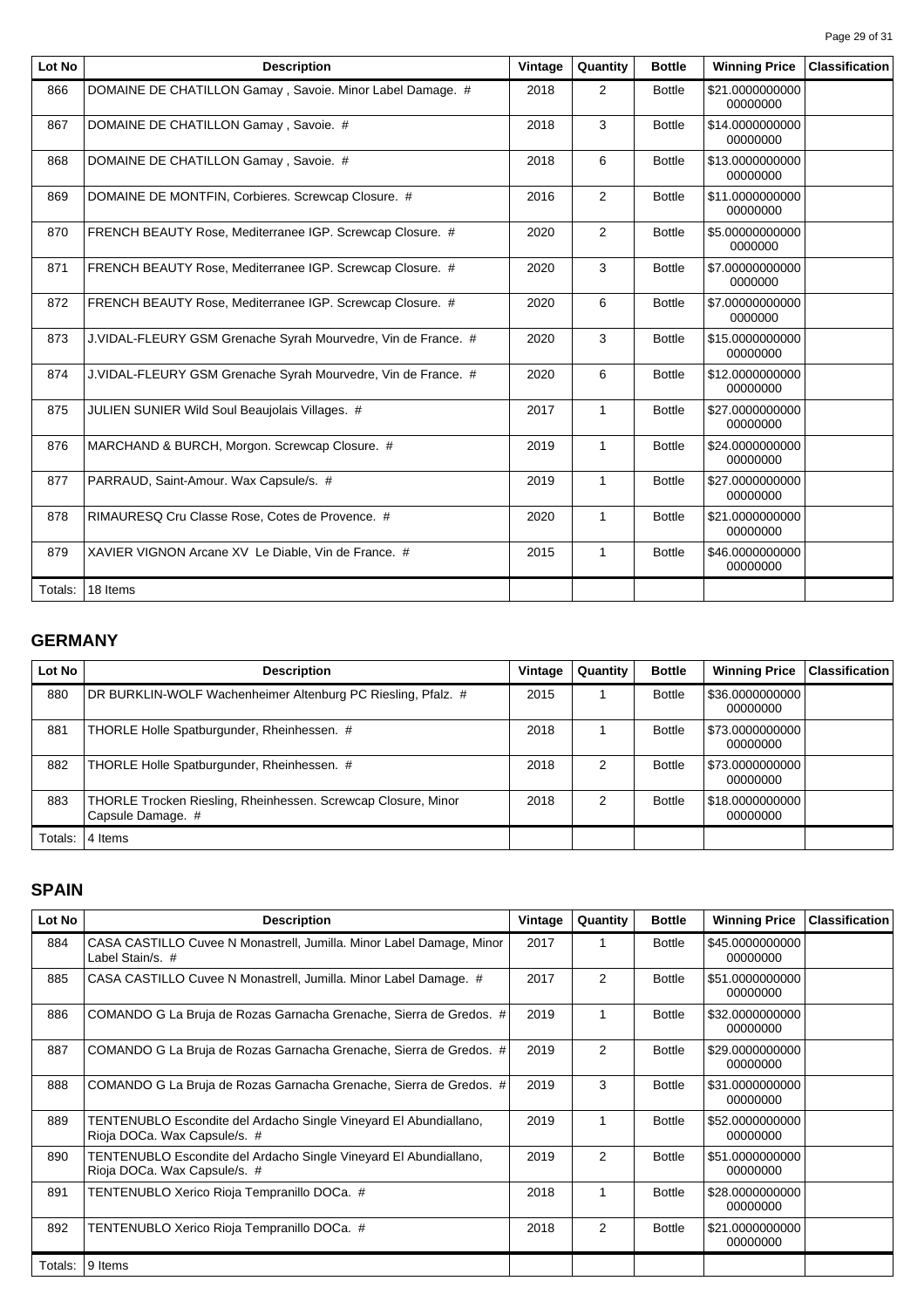| Lot No | Description | Vintage | Quantity | Bottle | Winning Price | Classification |
|---|---|---|---|---|---|---|
| 866 | DOMAINE DE CHATILLON Gamay , Savoie. Minor Label Damage. # | 2018 | 2 | Bottle | $21.000000000000000000 | |
| 867 | DOMAINE DE CHATILLON Gamay , Savoie. # | 2018 | 3 | Bottle | $14.000000000000000000 | |
| 868 | DOMAINE DE CHATILLON Gamay , Savoie. # | 2018 | 6 | Bottle | $13.000000000000000000 | |
| 869 | DOMAINE DE MONTFIN, Corbieres. Screwcap Closure. # | 2016 | 2 | Bottle | $11.000000000000000000 | |
| 870 | FRENCH BEAUTY Rose, Mediterranee IGP. Screwcap Closure. # | 2020 | 2 | Bottle | $5.0000000000000000000 | |
| 871 | FRENCH BEAUTY Rose, Mediterranee IGP. Screwcap Closure. # | 2020 | 3 | Bottle | $7.0000000000000000000 | |
| 872 | FRENCH BEAUTY Rose, Mediterranee IGP. Screwcap Closure. # | 2020 | 6 | Bottle | $7.0000000000000000000 | |
| 873 | J.VIDAL-FLEURY GSM Grenache Syrah Mourvedre, Vin de France. # | 2020 | 3 | Bottle | $15.000000000000000000 | |
| 874 | J.VIDAL-FLEURY GSM Grenache Syrah Mourvedre, Vin de France. # | 2020 | 6 | Bottle | $12.000000000000000000 | |
| 875 | JULIEN SUNIER Wild Soul Beaujolais Villages. # | 2017 | 1 | Bottle | $27.000000000000000000 | |
| 876 | MARCHAND & BURCH, Morgon. Screwcap Closure. # | 2019 | 1 | Bottle | $24.000000000000000000 | |
| 877 | PARRAUD, Saint-Amour. Wax Capsule/s. # | 2019 | 1 | Bottle | $27.000000000000000000 | |
| 878 | RIMAURESQ Cru Classe Rose, Cotes de Provence. # | 2020 | 1 | Bottle | $21.000000000000000000 | |
| 879 | XAVIER VIGNON Arcane XV Le Diable, Vin de France. # | 2015 | 1 | Bottle | $46.000000000000000000 | |
| Totals: | 18 Items | | | | | |

## GERMANY

| Lot No | Description | Vintage | Quantity | Bottle | Winning Price | Classification |
|---|---|---|---|---|---|---|
| 880 | DR BURKLIN-WOLF Wachenheimer Altenburg PC Riesling, Pfalz. # | 2015 | 1 | Bottle | $36.000000000000000000 | |
| 881 | THORLE Holle Spatburgunder, Rheinhessen. # | 2018 | 1 | Bottle | $73.000000000000000000 | |
| 882 | THORLE Holle Spatburgunder, Rheinhessen. # | 2018 | 2 | Bottle | $73.000000000000000000 | |
| 883 | THORLE Trocken Riesling, Rheinhessen. Screwcap Closure, Minor Capsule Damage. # | 2018 | 2 | Bottle | $18.000000000000000000 | |
| Totals: | 4 Items | | | | | |

## SPAIN

| Lot No | Description | Vintage | Quantity | Bottle | Winning Price | Classification |
|---|---|---|---|---|---|---|
| 884 | CASA CASTILLO Cuvee N Monastrell, Jumilla. Minor Label Damage, Minor Label Stain/s. # | 2017 | 1 | Bottle | $45.000000000000000000 | |
| 885 | CASA CASTILLO Cuvee N Monastrell, Jumilla. Minor Label Damage. # | 2017 | 2 | Bottle | $51.000000000000000000 | |
| 886 | COMANDO G La Bruja de Rozas Garnacha Grenache, Sierra de Gredos. # | 2019 | 1 | Bottle | $32.000000000000000000 | |
| 887 | COMANDO G La Bruja de Rozas Garnacha Grenache, Sierra de Gredos. # | 2019 | 2 | Bottle | $29.000000000000000000 | |
| 888 | COMANDO G La Bruja de Rozas Garnacha Grenache, Sierra de Gredos. # | 2019 | 3 | Bottle | $31.000000000000000000 | |
| 889 | TENTENUBLO Escondite del Ardacho Single Vineyard El Abundiallano, Rioja DOCa. Wax Capsule/s. # | 2019 | 1 | Bottle | $52.000000000000000000 | |
| 890 | TENTENUBLO Escondite del Ardacho Single Vineyard El Abundiallano, Rioja DOCa. Wax Capsule/s. # | 2019 | 2 | Bottle | $51.000000000000000000 | |
| 891 | TENTENUBLO Xerico Rioja Tempranillo DOCa. # | 2018 | 1 | Bottle | $28.000000000000000000 | |
| 892 | TENTENUBLO Xerico Rioja Tempranillo DOCa. # | 2018 | 2 | Bottle | $21.000000000000000000 | |
| Totals: | 9 Items | | | | | |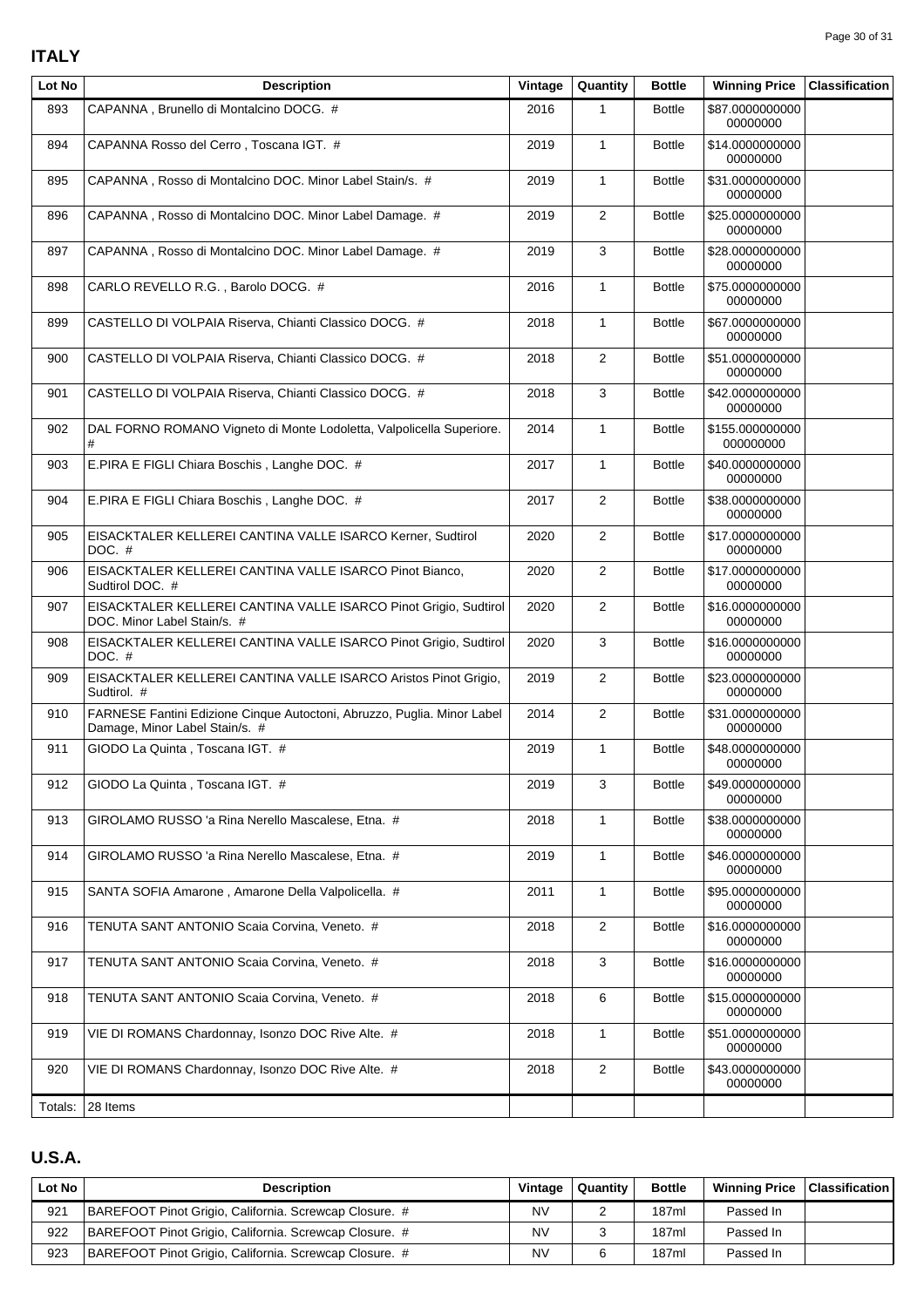## ITALY

| Lot No | Description | Vintage | Quantity | Bottle | Winning Price | Classification |
|---|---|---|---|---|---|---|
| 893 | CAPANNA , Brunello di Montalcino DOCG. # | 2016 | 1 | Bottle | $87.000000000000000000 | |
| 894 | CAPANNA Rosso del Cerro , Toscana IGT. # | 2019 | 1 | Bottle | $14.000000000000000000 | |
| 895 | CAPANNA , Rosso di Montalcino DOC. Minor Label Stain/s. # | 2019 | 1 | Bottle | $31.000000000000000000 | |
| 896 | CAPANNA , Rosso di Montalcino DOC. Minor Label Damage. # | 2019 | 2 | Bottle | $25.000000000000000000 | |
| 897 | CAPANNA , Rosso di Montalcino DOC. Minor Label Damage. # | 2019 | 3 | Bottle | $28.000000000000000000 | |
| 898 | CARLO REVELLO R.G. , Barolo DOCG. # | 2016 | 1 | Bottle | $75.000000000000000000 | |
| 899 | CASTELLO DI VOLPAIA Riserva, Chianti Classico DOCG. # | 2018 | 1 | Bottle | $67.000000000000000000 | |
| 900 | CASTELLO DI VOLPAIA Riserva, Chianti Classico DOCG. # | 2018 | 2 | Bottle | $51.000000000000000000 | |
| 901 | CASTELLO DI VOLPAIA Riserva, Chianti Classico DOCG. # | 2018 | 3 | Bottle | $42.000000000000000000 | |
| 902 | DAL FORNO ROMANO Vigneto di Monte Lodoletta, Valpolicella Superiore. # | 2014 | 1 | Bottle | $155.000000000000000000 | |
| 903 | E.PIRA E FIGLI Chiara Boschis , Langhe DOC. # | 2017 | 1 | Bottle | $40.000000000000000000 | |
| 904 | E.PIRA E FIGLI Chiara Boschis , Langhe DOC. # | 2017 | 2 | Bottle | $38.000000000000000000 | |
| 905 | EISACKTALER KELLEREI CANTINA VALLE ISARCO Kerner, Sudtirol DOC. # | 2020 | 2 | Bottle | $17.000000000000000000 | |
| 906 | EISACKTALER KELLEREI CANTINA VALLE ISARCO Pinot Bianco, Sudtirol DOC. # | 2020 | 2 | Bottle | $17.000000000000000000 | |
| 907 | EISACKTALER KELLEREI CANTINA VALLE ISARCO Pinot Grigio, Sudtirol DOC. Minor Label Stain/s. # | 2020 | 2 | Bottle | $16.000000000000000000 | |
| 908 | EISACKTALER KELLEREI CANTINA VALLE ISARCO Pinot Grigio, Sudtirol DOC. # | 2020 | 3 | Bottle | $16.000000000000000000 | |
| 909 | EISACKTALER KELLEREI CANTINA VALLE ISARCO Aristos Pinot Grigio, Sudtirol. # | 2019 | 2 | Bottle | $23.000000000000000000 | |
| 910 | FARNESE Fantini Edizione Cinque Autoctoni, Abruzzo, Puglia. Minor Label Damage, Minor Label Stain/s. # | 2014 | 2 | Bottle | $31.000000000000000000 | |
| 911 | GIODO La Quinta , Toscana IGT. # | 2019 | 1 | Bottle | $48.000000000000000000 | |
| 912 | GIODO La Quinta , Toscana IGT. # | 2019 | 3 | Bottle | $49.000000000000000000 | |
| 913 | GIROLAMO RUSSO 'a Rina Nerello Mascalese, Etna. # | 2018 | 1 | Bottle | $38.000000000000000000 | |
| 914 | GIROLAMO RUSSO 'a Rina Nerello Mascalese, Etna. # | 2019 | 1 | Bottle | $46.000000000000000000 | |
| 915 | SANTA SOFIA Amarone , Amarone Della Valpolicella. # | 2011 | 1 | Bottle | $95.000000000000000000 | |
| 916 | TENUTA SANT ANTONIO Scaia Corvina, Veneto. # | 2018 | 2 | Bottle | $16.000000000000000000 | |
| 917 | TENUTA SANT ANTONIO Scaia Corvina, Veneto. # | 2018 | 3 | Bottle | $16.000000000000000000 | |
| 918 | TENUTA SANT ANTONIO Scaia Corvina, Veneto. # | 2018 | 6 | Bottle | $15.000000000000000000 | |
| 919 | VIE DI ROMANS Chardonnay, Isonzo DOC Rive Alte. # | 2018 | 1 | Bottle | $51.000000000000000000 | |
| 920 | VIE DI ROMANS Chardonnay, Isonzo DOC Rive Alte. # | 2018 | 2 | Bottle | $43.000000000000000000 | |
| Totals: | 28 Items | | | | | |

## U.S.A.

| Lot No | Description | Vintage | Quantity | Bottle | Winning Price | Classification |
|---|---|---|---|---|---|---|
| 921 | BAREFOOT Pinot Grigio, California. Screwcap Closure. # | NV | 2 | 187ml | Passed In | |
| 922 | BAREFOOT Pinot Grigio, California. Screwcap Closure. # | NV | 3 | 187ml | Passed In | |
| 923 | BAREFOOT Pinot Grigio, California. Screwcap Closure. # | NV | 6 | 187ml | Passed In | |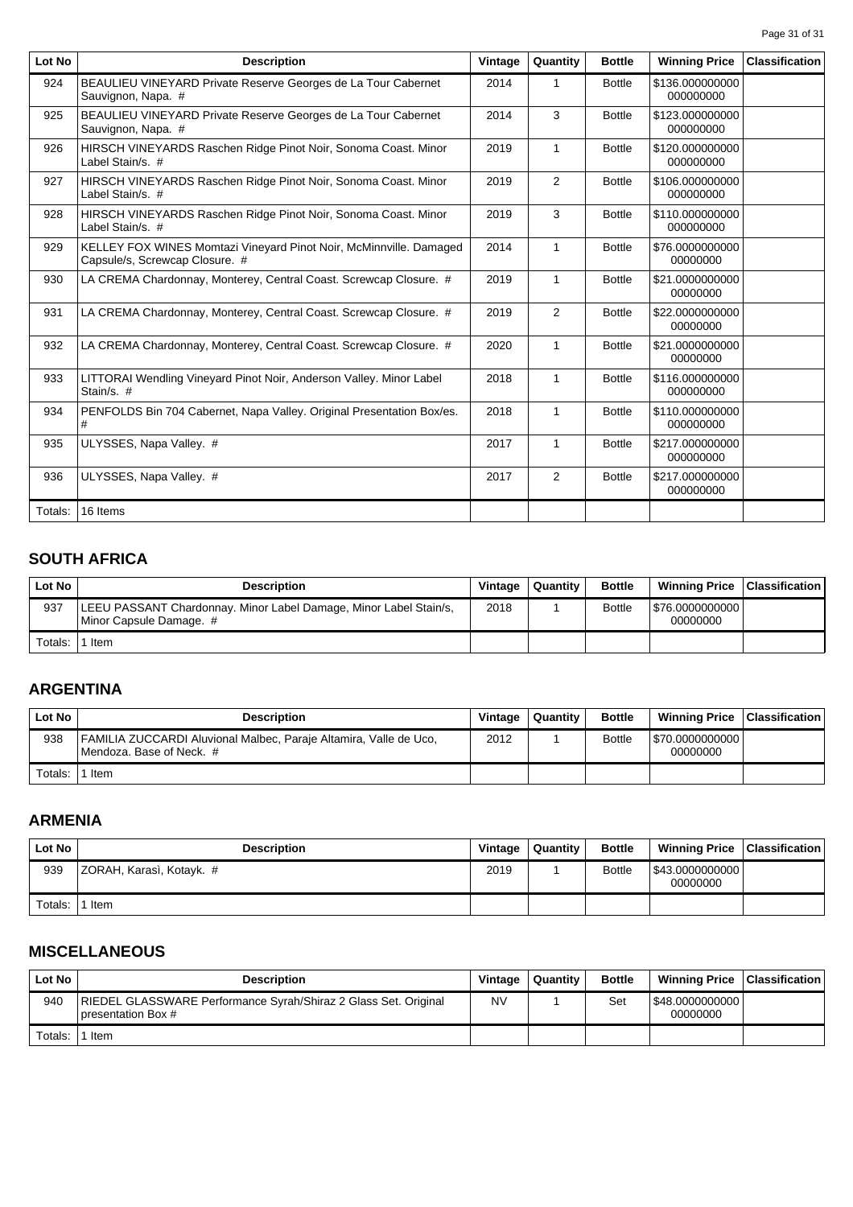| Lot No | Description | Vintage | Quantity | Bottle | Winning Price | Classification |
| --- | --- | --- | --- | --- | --- | --- |
| 924 | BEAULIEU VINEYARD Private Reserve Georges de La Tour Cabernet Sauvignon, Napa. # | 2014 | 1 | Bottle | $136.000000000000000000 | |
| 925 | BEAULIEU VINEYARD Private Reserve Georges de La Tour Cabernet Sauvignon, Napa. # | 2014 | 3 | Bottle | $123.000000000000000000 | |
| 926 | HIRSCH VINEYARDS Raschen Ridge Pinot Noir, Sonoma Coast. Minor Label Stain/s. # | 2019 | 1 | Bottle | $120.000000000000000000 | |
| 927 | HIRSCH VINEYARDS Raschen Ridge Pinot Noir, Sonoma Coast. Minor Label Stain/s. # | 2019 | 2 | Bottle | $106.000000000000000000 | |
| 928 | HIRSCH VINEYARDS Raschen Ridge Pinot Noir, Sonoma Coast. Minor Label Stain/s. # | 2019 | 3 | Bottle | $110.000000000000000000 | |
| 929 | KELLEY FOX WINES Momtazi Vineyard Pinot Noir, McMinnville. Damaged Capsule/s, Screwcap Closure. # | 2014 | 1 | Bottle | $76.000000000000000000 | |
| 930 | LA CREMA Chardonnay, Monterey, Central Coast. Screwcap Closure. # | 2019 | 1 | Bottle | $21.000000000000000000 | |
| 931 | LA CREMA Chardonnay, Monterey, Central Coast. Screwcap Closure. # | 2019 | 2 | Bottle | $22.000000000000000000 | |
| 932 | LA CREMA Chardonnay, Monterey, Central Coast. Screwcap Closure. # | 2020 | 1 | Bottle | $21.000000000000000000 | |
| 933 | LITTORAI Wendling Vineyard Pinot Noir, Anderson Valley. Minor Label Stain/s. # | 2018 | 1 | Bottle | $116.000000000000000000 | |
| 934 | PENFOLDS Bin 704 Cabernet, Napa Valley. Original Presentation Box/es. # | 2018 | 1 | Bottle | $110.000000000000000000 | |
| 935 | ULYSSES, Napa Valley. # | 2017 | 1 | Bottle | $217.000000000000000000 | |
| 936 | ULYSSES, Napa Valley. # | 2017 | 2 | Bottle | $217.000000000000000000 | |
| Totals: | 16 Items | | | | | |

## SOUTH AFRICA

| Lot No | Description | Vintage | Quantity | Bottle | Winning Price | Classification |
| --- | --- | --- | --- | --- | --- | --- |
| 937 | LEEU PASSANT Chardonnay. Minor Label Damage, Minor Label Stain/s, Minor Capsule Damage. # | 2018 | 1 | Bottle | $76.000000000000000000 | |
| Totals: | 1 Item | | | | | |

## ARGENTINA

| Lot No | Description | Vintage | Quantity | Bottle | Winning Price | Classification |
| --- | --- | --- | --- | --- | --- | --- |
| 938 | FAMILIA ZUCCARDI Aluvional Malbec, Paraje Altamira, Valle de Uco, Mendoza. Base of Neck. # | 2012 | 1 | Bottle | $70.000000000000000000 | |
| Totals: | 1 Item | | | | | |

## ARMENIA

| Lot No | Description | Vintage | Quantity | Bottle | Winning Price | Classification |
| --- | --- | --- | --- | --- | --- | --- |
| 939 | ZORAH, Karasì, Kotayk. # | 2019 | 1 | Bottle | $43.000000000000000000 | |
| Totals: | 1 Item | | | | | |

## MISCELLANEOUS

| Lot No | Description | Vintage | Quantity | Bottle | Winning Price | Classification |
| --- | --- | --- | --- | --- | --- | --- |
| 940 | RIEDEL GLASSWARE Performance Syrah/Shiraz 2 Glass Set. Original presentation Box # | NV | 1 | Set | $48.000000000000000000 | |
| Totals: | 1 Item | | | | | |